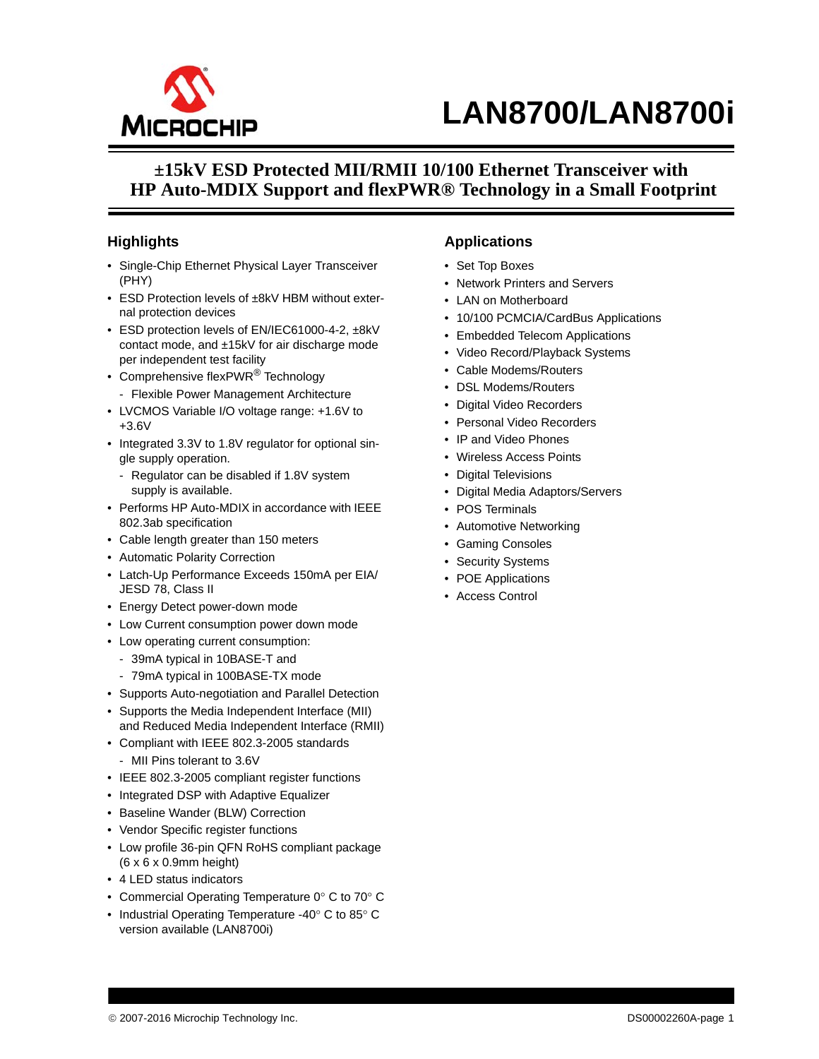# LAN8700/LAN8700i

## ±15kV ESD Protected MII/RMII 10/100 Ethernet Transceiver with HP Auto-MDIX Support and flexPWR® Technology in a Small Footprint

### Highlights

- Single-Chip Ethernet Physical Layer Transceiver (PHY)
- ESD Protection levels of ±8kV HBM without external protection devices
- ESD protection levels of EN/IEC61000-4-2, ±8kV contact mode, and ±15kV for air discharge mode per independent test facility
- Comprehensive flexPWR® Technology
  - Flexible Power Management Architecture
- LVCMOS Variable I/O voltage range: +1.6V to +3.6V
- Integrated 3.3V to 1.8V regulator for optional single supply operation.
  - Regulator can be disabled if 1.8V system supply is available.
- Performs HP Auto-MDIX in accordance with IEEE 802.3ab specification
- Cable length greater than 150 meters
- Automatic Polarity Correction
- Latch-Up Performance Exceeds 150mA per EIA/JESD 78, Class II
- Energy Detect power-down mode
- Low Current consumption power down mode
- Low operating current consumption:
  - 39mA typical in 10BASE-T and
  - 79mA typical in 100BASE-TX mode
- Supports Auto-negotiation and Parallel Detection
- Supports the Media Independent Interface (MII) and Reduced Media Independent Interface (RMII)
- Compliant with IEEE 802.3-2005 standards
  - MII Pins tolerant to 3.6V
- IEEE 802.3-2005 compliant register functions
- Integrated DSP with Adaptive Equalizer
- Baseline Wander (BLW) Correction
- Vendor Specific register functions
- Low profile 36-pin QFN RoHS compliant package (6 x 6 x 0.9mm height)
- 4 LED status indicators
- Commercial Operating Temperature 0° C to 70° C
- Industrial Operating Temperature -40° C to 85° C version available (LAN8700i)

### Applications

- Set Top Boxes
- Network Printers and Servers
- LAN on Motherboard
- 10/100 PCMCIA/CardBus Applications
- Embedded Telecom Applications
- Video Record/Playback Systems
- Cable Modems/Routers
- DSL Modems/Routers
- Digital Video Recorders
- Personal Video Recorders
- IP and Video Phones
- Wireless Access Points
- Digital Televisions
- Digital Media Adaptors/Servers
- POS Terminals
- Automotive Networking
- Gaming Consoles
- Security Systems
- POE Applications
- Access Control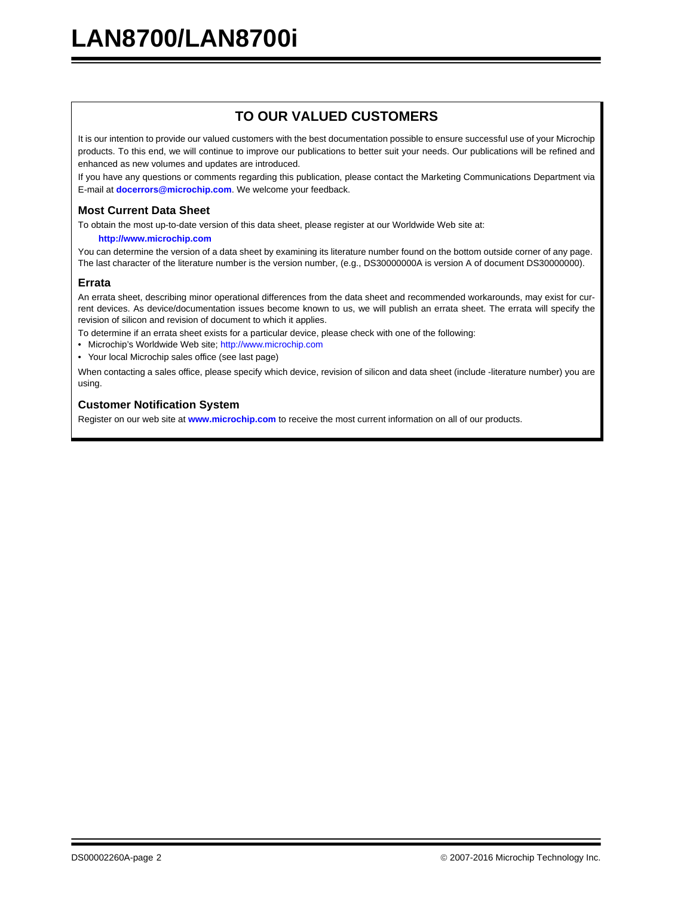## TO OUR VALUED CUSTOMERS

It is our intention to provide our valued customers with the best documentation possible to ensure successful use of your Microchip products. To this end, we will continue to improve our publications to better suit your needs. Our publications will be refined and enhanced as new volumes and updates are introduced.

If you have any questions or comments regarding this publication, please contact the Marketing Communications Department via E-mail at **docerrors@microchip.com**. We welcome your feedback.

### Most Current Data Sheet

To obtain the most up-to-date version of this data sheet, please register at our Worldwide Web site at:

**http://www.microchip.com**

You can determine the version of a data sheet by examining its literature number found on the bottom outside corner of any page. The last character of the literature number is the version number, (e.g., DS30000000A is version A of document DS30000000).

### Errata

An errata sheet, describing minor operational differences from the data sheet and recommended workarounds, may exist for current devices. As device/documentation issues become known to us, we will publish an errata sheet. The errata will specify the revision of silicon and revision of document to which it applies.

To determine if an errata sheet exists for a particular device, please check with one of the following:

- Microchip's Worldwide Web site; http://www.microchip.com
- Your local Microchip sales office (see last page)

When contacting a sales office, please specify which device, revision of silicon and data sheet (include -literature number) you are using.

### Customer Notification System

Register on our web site at **www.microchip.com** to receive the most current information on all of our products.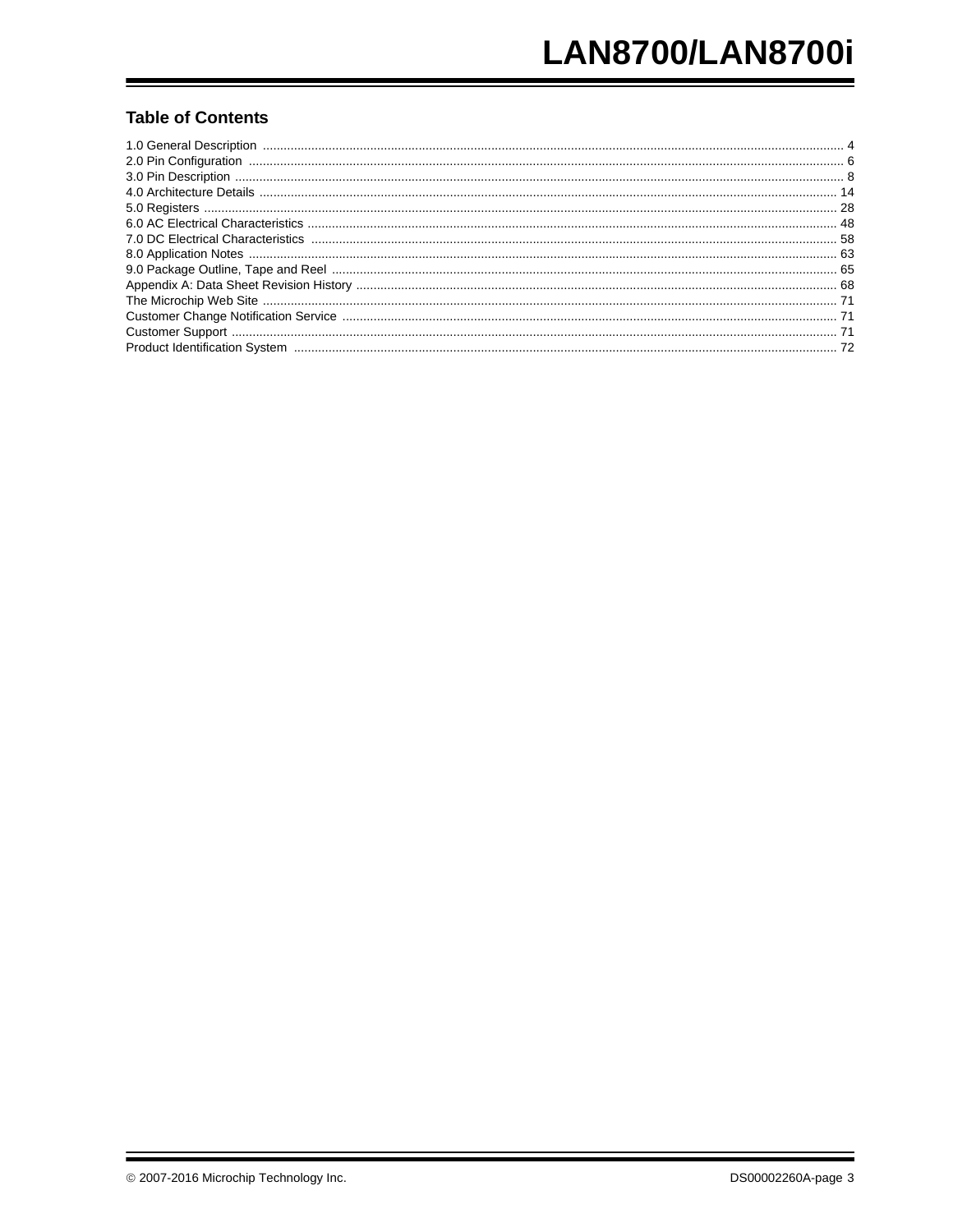## Table of Contents

1.0 General Description ..... 4
2.0 Pin Configuration ..... 6
3.0 Pin Description ..... 8
4.0 Architecture Details ..... 14
5.0 Registers ..... 28
6.0 AC Electrical Characteristics ..... 48
7.0 DC Electrical Characteristics ..... 58
8.0 Application Notes ..... 63
9.0 Package Outline, Tape and Reel ..... 65
Appendix A: Data Sheet Revision History ..... 68
The Microchip Web Site ..... 71
Customer Change Notification Service ..... 71
Customer Support ..... 71
Product Identification System ..... 72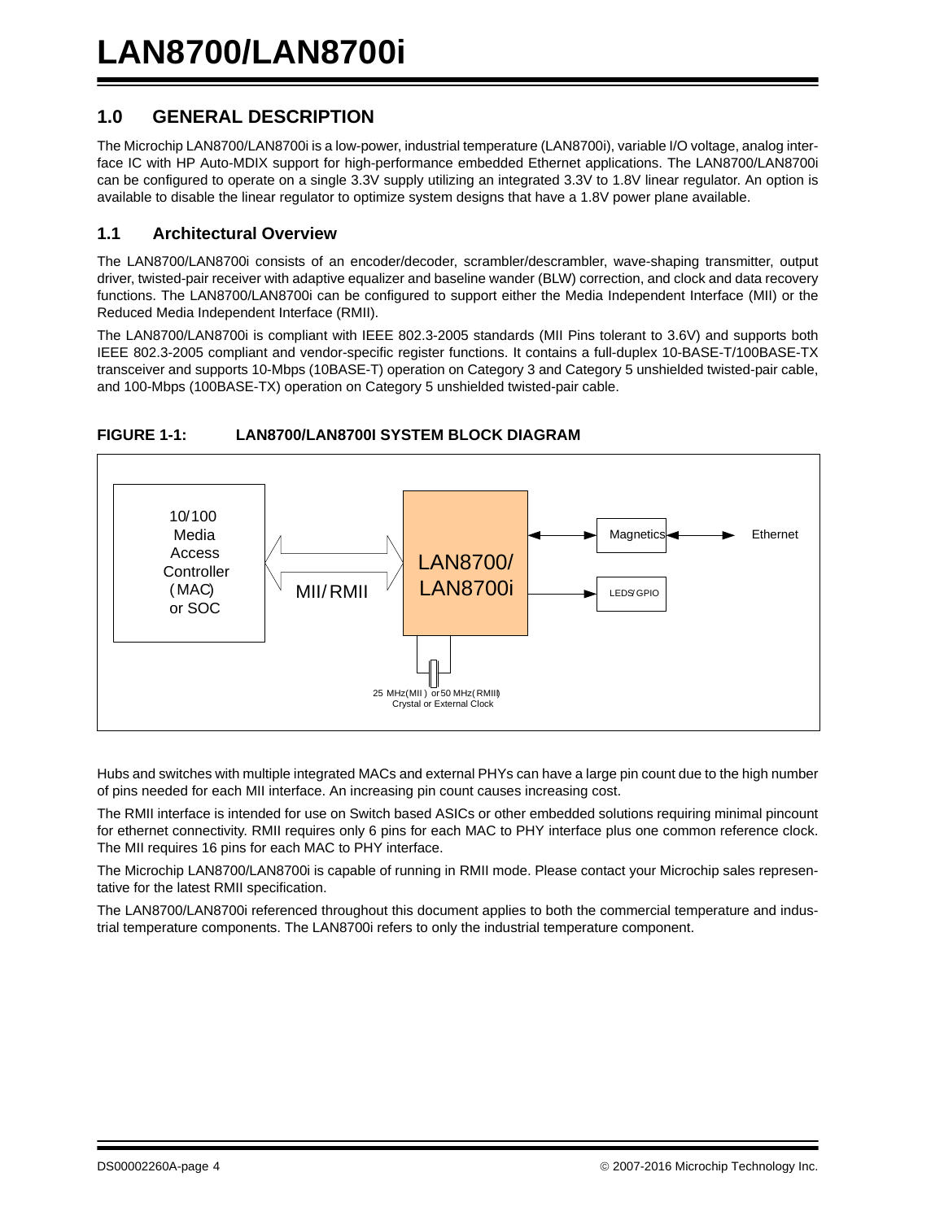## 1.0 GENERAL DESCRIPTION

The Microchip LAN8700/LAN8700i is a low-power, industrial temperature (LAN8700i), variable I/O voltage, analog interface IC with HP Auto-MDIX support for high-performance embedded Ethernet applications. The LAN8700/LAN8700i can be configured to operate on a single 3.3V supply utilizing an integrated 3.3V to 1.8V linear regulator. An option is available to disable the linear regulator to optimize system designs that have a 1.8V power plane available.

### 1.1 Architectural Overview

The LAN8700/LAN8700i consists of an encoder/decoder, scrambler/descrambler, wave-shaping transmitter, output driver, twisted-pair receiver with adaptive equalizer and baseline wander (BLW) correction, and clock and data recovery functions. The LAN8700/LAN8700i can be configured to support either the Media Independent Interface (MII) or the Reduced Media Independent Interface (RMII).

The LAN8700/LAN8700i is compliant with IEEE 802.3-2005 standards (MII Pins tolerant to 3.6V) and supports both IEEE 802.3-2005 compliant and vendor-specific register functions. It contains a full-duplex 10-BASE-T/100BASE-TX transceiver and supports 10-Mbps (10BASE-T) operation on Category 3 and Category 5 unshielded twisted-pair cable, and 100-Mbps (100BASE-TX) operation on Category 5 unshielded twisted-pair cable.

**FIGURE 1-1: LAN8700/LAN8700I SYSTEM BLOCK DIAGRAM**

10/100 Media Access Controller (MAC) or SOC

MII/RMII

LAN8700/ LAN8700i

Magnetics

Ethernet

LEDS/GPIO

25 MHz(MII) or 50 MHz(RMII) Crystal or External Clock

Hubs and switches with multiple integrated MACs and external PHYs can have a large pin count due to the high number of pins needed for each MII interface. An increasing pin count causes increasing cost.

The RMII interface is intended for use on Switch based ASICs or other embedded solutions requiring minimal pincount for ethernet connectivity. RMII requires only 6 pins for each MAC to PHY interface plus one common reference clock. The MII requires 16 pins for each MAC to PHY interface.

The Microchip LAN8700/LAN8700i is capable of running in RMII mode. Please contact your Microchip sales representative for the latest RMII specification.

The LAN8700/LAN8700i referenced throughout this document applies to both the commercial temperature and industrial temperature components. The LAN8700i refers to only the industrial temperature component.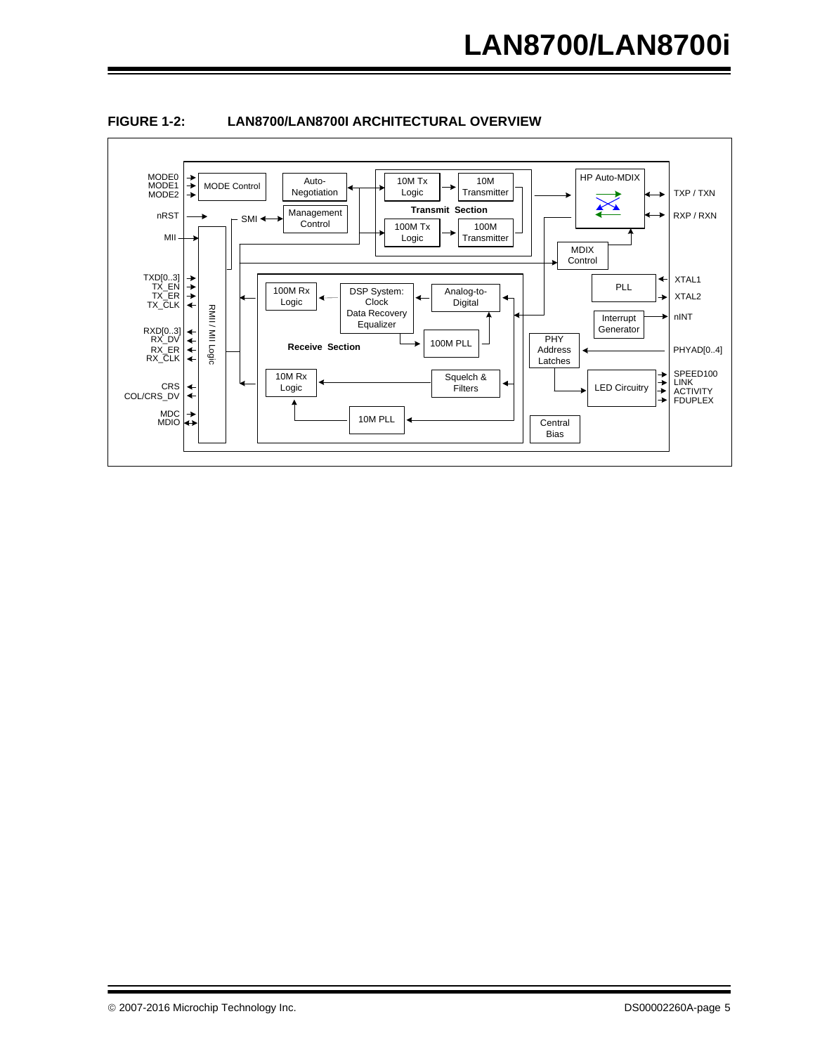**FIGURE 1-2: LAN8700/LAN8700I ARCHITECTURAL OVERVIEW**

MODE0
MODE1
MODE2
MODE Control
Auto-Negotiation
10M Tx Logic
10M Transmitter
HP Auto-MDIX
TXP / TXN
RXP / RXN
nRST
SMI
Management Control
Transmit Section
100M Tx Logic
100M Transmitter
MII
MDIX Control
TXD[0..3]
TX_EN
TX_ER
TX_CLK
RMII / MII Logic
100M Rx Logic
DSP System: Clock Data Recovery Equalizer
Analog-to-Digital
PLL
XTAL1
XTAL2
Interrupt Generator
nINT
RXD[0..3]
RX_DV
RX_ER
RX_CLK
Receive Section
100M PLL
PHY Address Latches
PHYAD[0..4]
CRS
COL/CRS_DV
10M Rx Logic
Squelch & Filters
LED Circuitry
SPEED100
LINK
ACTIVITY
FDUPLEX
MDC
MDIO
10M PLL
Central Bias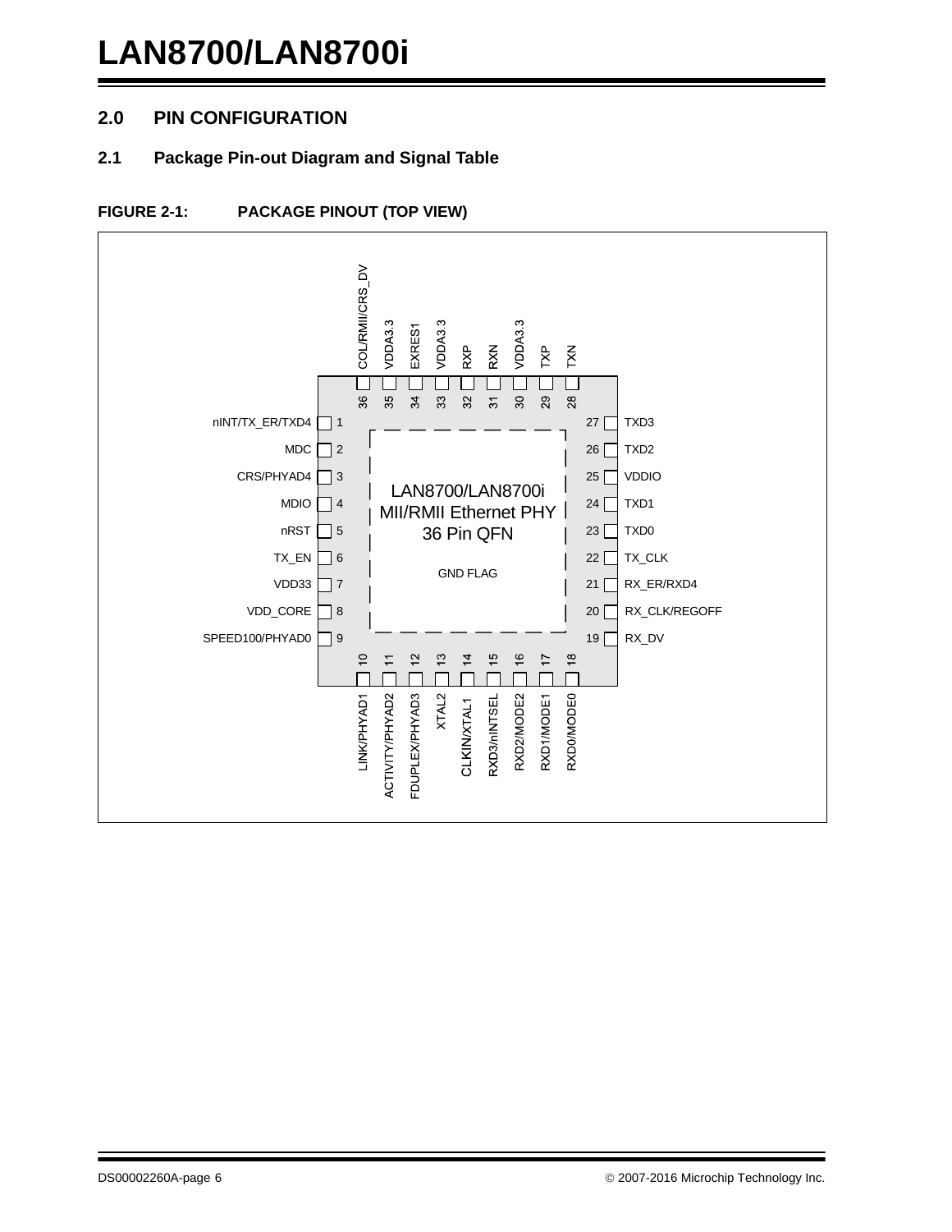## 2.0 PIN CONFIGURATION

### 2.1 Package Pin-out Diagram and Signal Table

**FIGURE 2-1: PACKAGE PINOUT (TOP VIEW)**

| Pin | Signal | Pin | Signal |
|---|---|---|---|
| 1 | nINT/TX_ER/TXD4 | 19 | RX_DV |
| 2 | MDC | 20 | RX_CLK/REGOFF |
| 3 | CRS/PHYAD4 | 21 | RX_ER/RXD4 |
| 4 | MDIO | 22 | TX_CLK |
| 5 | nRST | 23 | TXD0 |
| 6 | TX_EN | 24 | TXD1 |
| 7 | VDD33 | 25 | VDDIO |
| 8 | VDD_CORE | 26 | TXD2 |
| 9 | SPEED100/PHYAD0 | 27 | TXD3 |
| 10 | LINK/PHYAD1 | 28 | TXN |
| 11 | ACTIVITY/PHYAD2 | 29 | TXP |
| 12 | FDUPLEX/PHYAD3 | 30 | VDDA3.3 |
| 13 | XTAL2 | 31 | RXN |
| 14 | CLKIN/XTAL1 | 32 | RXP |
| 15 | RXD3/nINTSEL | 33 | VDDA3.3 |
| 16 | RXD2/MODE2 | 34 | EXRES1 |
| 17 | RXD1/MODE1 | 35 | VDDA3.3 |
| 18 | RXD0/MODE0 | 36 | COL/RMII/CRS_DV |

LAN8700/LAN8700i MII/RMII Ethernet PHY 36 Pin QFN

GND FLAG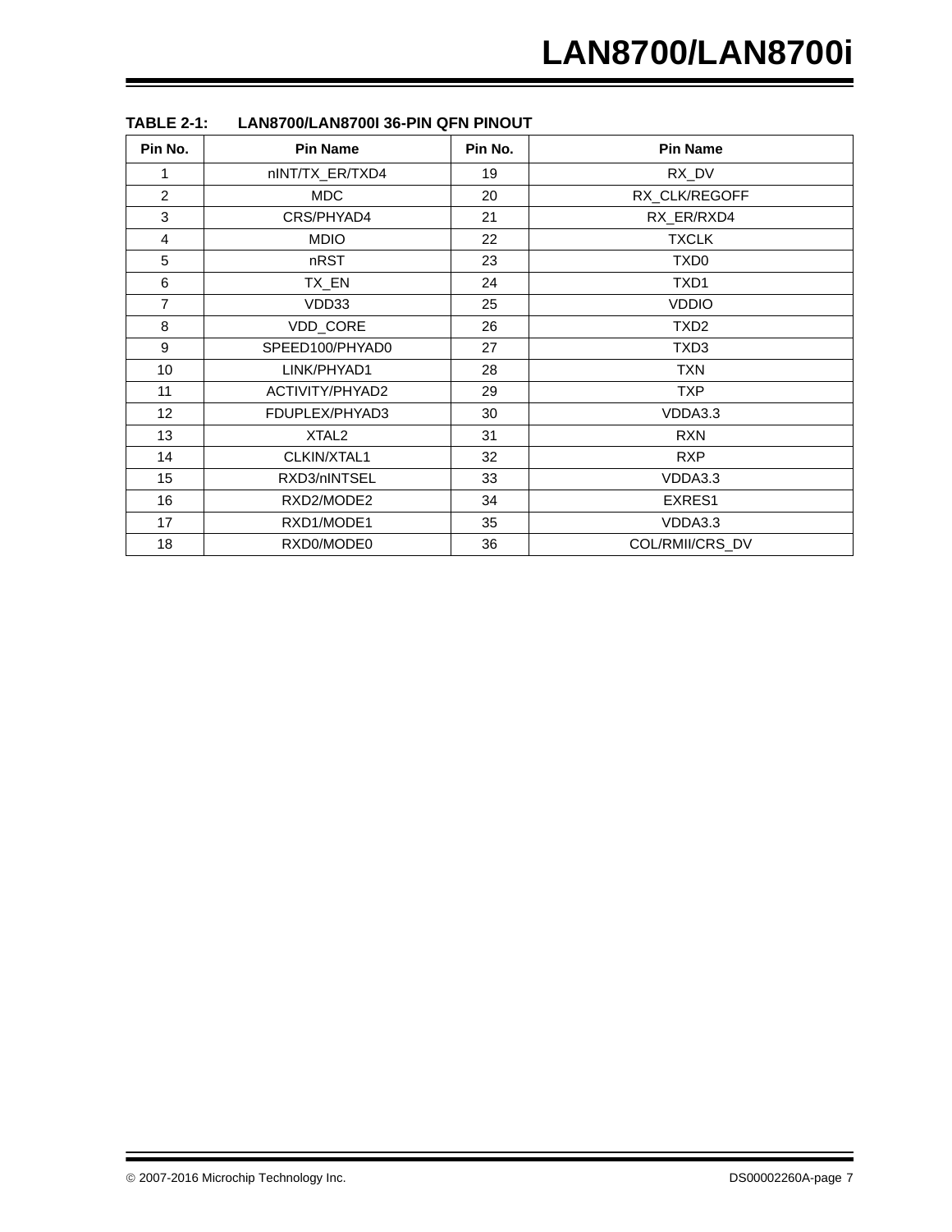**TABLE 2-1: LAN8700/LAN8700I 36-PIN QFN PINOUT**

| Pin No. | Pin Name | Pin No. | Pin Name |
|---|---|---|---|
| 1 | nINT/TX_ER/TXD4 | 19 | RX_DV |
| 2 | MDC | 20 | RX_CLK/REGOFF |
| 3 | CRS/PHYAD4 | 21 | RX_ER/RXD4 |
| 4 | MDIO | 22 | TXCLK |
| 5 | nRST | 23 | TXD0 |
| 6 | TX_EN | 24 | TXD1 |
| 7 | VDD33 | 25 | VDDIO |
| 8 | VDD_CORE | 26 | TXD2 |
| 9 | SPEED100/PHYAD0 | 27 | TXD3 |
| 10 | LINK/PHYAD1 | 28 | TXN |
| 11 | ACTIVITY/PHYAD2 | 29 | TXP |
| 12 | FDUPLEX/PHYAD3 | 30 | VDDA3.3 |
| 13 | XTAL2 | 31 | RXN |
| 14 | CLKIN/XTAL1 | 32 | RXP |
| 15 | RXD3/nINTSEL | 33 | VDDA3.3 |
| 16 | RXD2/MODE2 | 34 | EXRES1 |
| 17 | RXD1/MODE1 | 35 | VDDA3.3 |
| 18 | RXD0/MODE0 | 36 | COL/RMII/CRS_DV |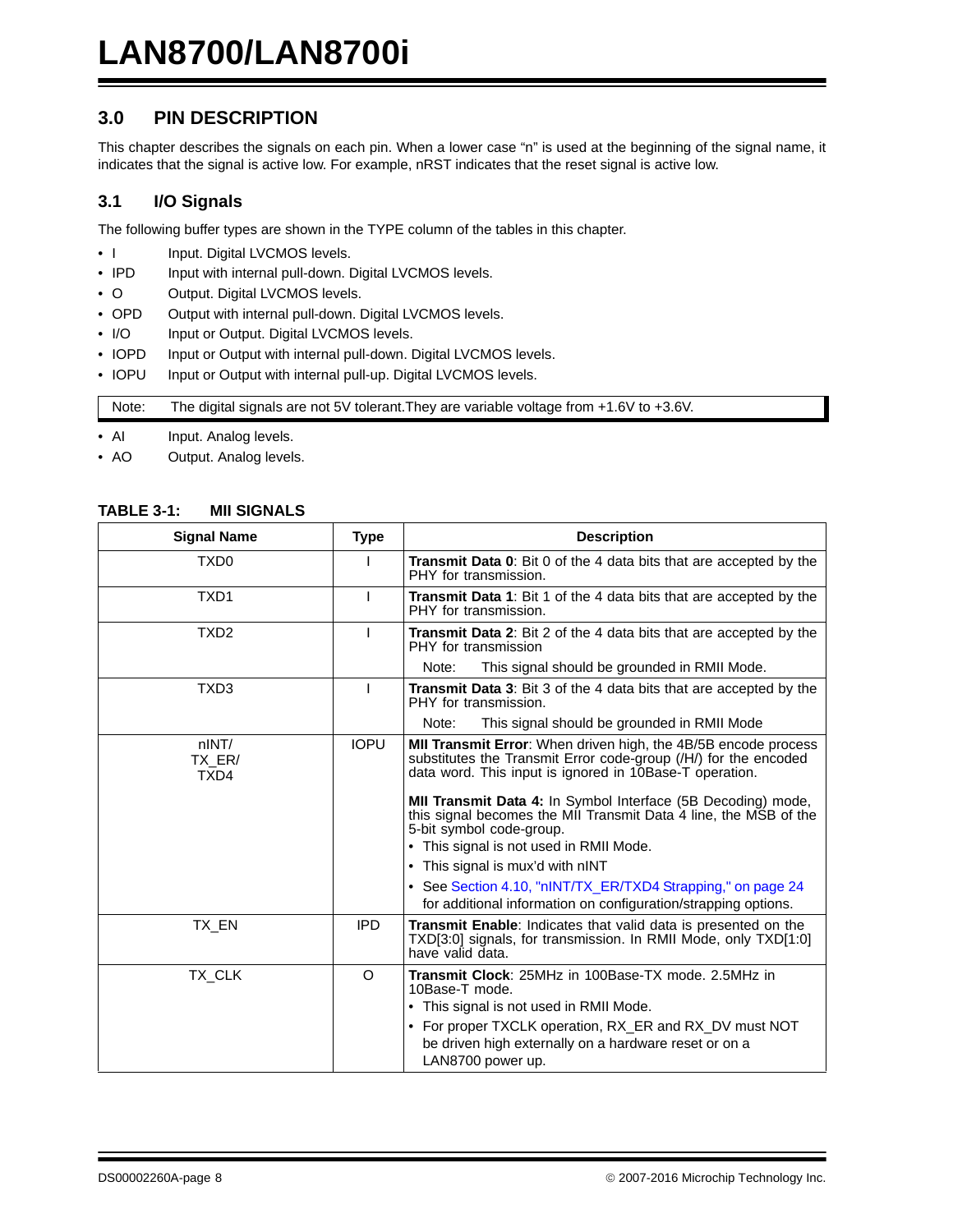## 3.0 PIN DESCRIPTION

This chapter describes the signals on each pin. When a lower case "n" is used at the beginning of the signal name, it indicates that the signal is active low. For example, nRST indicates that the reset signal is active low.

### 3.1 I/O Signals

The following buffer types are shown in the TYPE column of the tables in this chapter.

- I Input. Digital LVCMOS levels.
- IPD Input with internal pull-down. Digital LVCMOS levels.
- O Output. Digital LVCMOS levels.
- OPD Output with internal pull-down. Digital LVCMOS levels.
- I/O Input or Output. Digital LVCMOS levels.
- IOPD Input or Output with internal pull-down. Digital LVCMOS levels.
- IOPU Input or Output with internal pull-up. Digital LVCMOS levels.

Note: The digital signals are not 5V tolerant.They are variable voltage from +1.6V to +3.6V.

- AI Input. Analog levels.
- AO Output. Analog levels.

**TABLE 3-1: MII SIGNALS**

| Signal Name | Type | Description |
|---|---|---|
| TXD0 | I | **Transmit Data 0**: Bit 0 of the 4 data bits that are accepted by the PHY for transmission. |
| TXD1 | I | **Transmit Data 1**: Bit 1 of the 4 data bits that are accepted by the PHY for transmission. |
| TXD2 | I | **Transmit Data 2**: Bit 2 of the 4 data bits that are accepted by the PHY for transmission<br>Note: This signal should be grounded in RMII Mode. |
| TXD3 | I | **Transmit Data 3**: Bit 3 of the 4 data bits that are accepted by the PHY for transmission.<br>Note: This signal should be grounded in RMII Mode |
| nINT/<br>TX_ER/<br>TXD4 | IOPU | **MII Transmit Error**: When driven high, the 4B/5B encode process substitutes the Transmit Error code-group (/H/) for the encoded data word. This input is ignored in 10Base-T operation.<br>**MII Transmit Data 4:** In Symbol Interface (5B Decoding) mode, this signal becomes the MII Transmit Data 4 line, the MSB of the 5-bit symbol code-group.<br>• This signal is not used in RMII Mode.<br>• This signal is mux'd with nINT<br>• See Section 4.10, "nINT/TX_ER/TXD4 Strapping," on page 24 for additional information on configuration/strapping options. |
| TX_EN | IPD | **Transmit Enable**: Indicates that valid data is presented on the TXD[3:0] signals, for transmission. In RMII Mode, only TXD[1:0] have valid data. |
| TX_CLK | O | **Transmit Clock**: 25MHz in 100Base-TX mode. 2.5MHz in 10Base-T mode.<br>• This signal is not used in RMII Mode.<br>• For proper TXCLK operation, RX_ER and RX_DV must NOT be driven high externally on a hardware reset or on a LAN8700 power up. |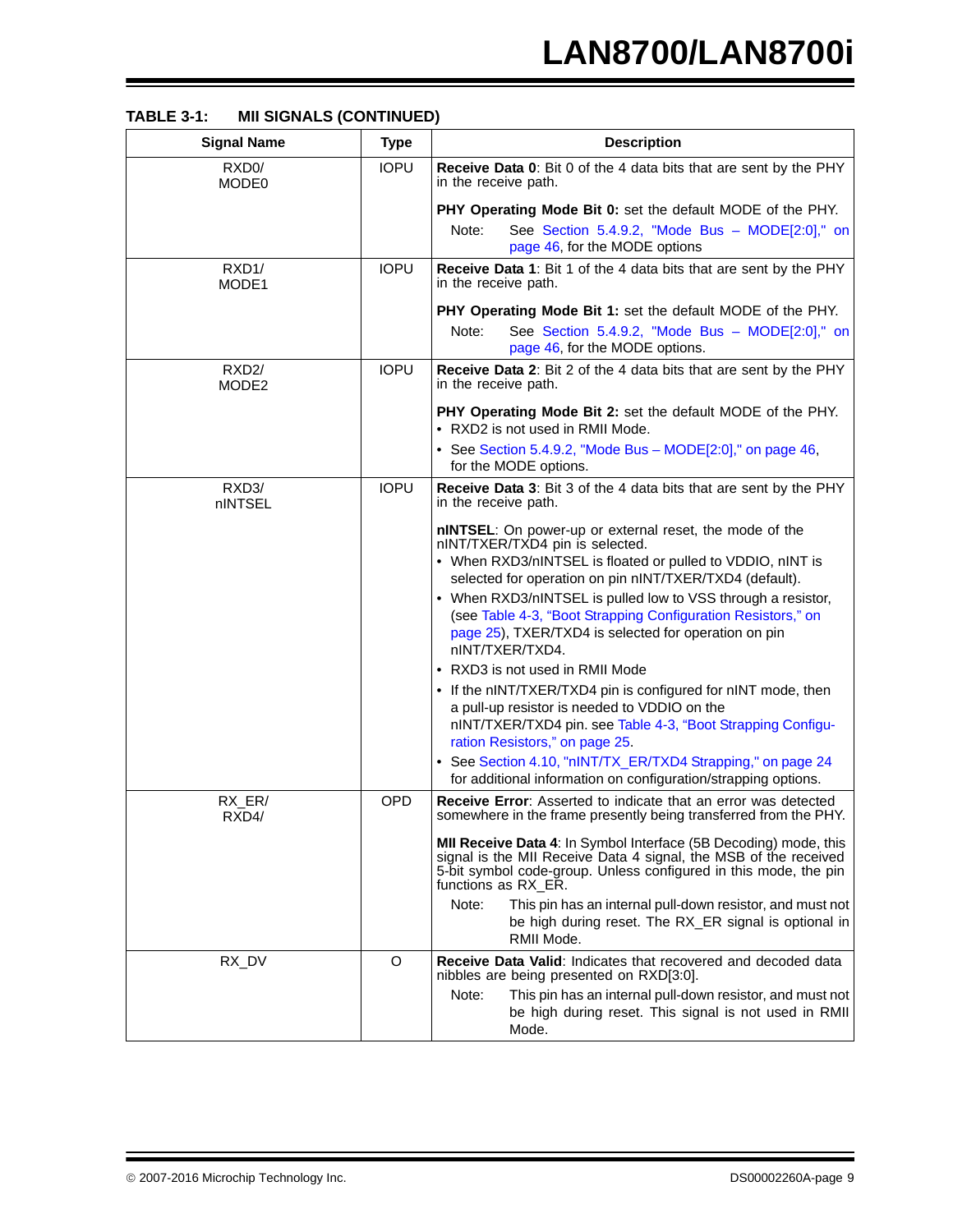**TABLE 3-1: MII SIGNALS (CONTINUED)**

| Signal Name | Type | Description |
|---|---|---|
| RXD0/ MODE0 | IOPU | **Receive Data 0**: Bit 0 of the 4 data bits that are sent by the PHY in the receive path.<br><br>**PHY Operating Mode Bit 0:** set the default MODE of the PHY.<br>Note: See Section 5.4.9.2, "Mode Bus – MODE[2:0]," on page 46, for the MODE options |
| RXD1/ MODE1 | IOPU | **Receive Data 1**: Bit 1 of the 4 data bits that are sent by the PHY in the receive path.<br><br>**PHY Operating Mode Bit 1:** set the default MODE of the PHY.<br>Note: See Section 5.4.9.2, "Mode Bus – MODE[2:0]," on page 46, for the MODE options. |
| RXD2/ MODE2 | IOPU | **Receive Data 2**: Bit 2 of the 4 data bits that are sent by the PHY in the receive path.<br><br>**PHY Operating Mode Bit 2:** set the default MODE of the PHY.<br>• RXD2 is not used in RMII Mode.<br>• See Section 5.4.9.2, "Mode Bus – MODE[2:0]," on page 46, for the MODE options. |
| RXD3/ nINTSEL | IOPU | **Receive Data 3**: Bit 3 of the 4 data bits that are sent by the PHY in the receive path.<br><br>**nINTSEL**: On power-up or external reset, the mode of the nINT/TXER/TXD4 pin is selected.<br>• When RXD3/nINTSEL is floated or pulled to VDDIO, nINT is selected for operation on pin nINT/TXER/TXD4 (default).<br>• When RXD3/nINTSEL is pulled low to VSS through a resistor, (see Table 4-3, "Boot Strapping Configuration Resistors," on page 25), TXER/TXD4 is selected for operation on pin nINT/TXER/TXD4.<br>• RXD3 is not used in RMII Mode<br>• If the nINT/TXER/TXD4 pin is configured for nINT mode, then a pull-up resistor is needed to VDDIO on the nINT/TXER/TXD4 pin. see Table 4-3, "Boot Strapping Configuration Resistors," on page 25.<br>• See Section 4.10, "nINT/TX_ER/TXD4 Strapping," on page 24 for additional information on configuration/strapping options. |
| RX_ER/ RXD4/ | OPD | **Receive Error**: Asserted to indicate that an error was detected somewhere in the frame presently being transferred from the PHY.<br><br>**MII Receive Data 4**: In Symbol Interface (5B Decoding) mode, this signal is the MII Receive Data 4 signal, the MSB of the received 5-bit symbol code-group. Unless configured in this mode, the pin functions as RX_ER.<br>Note: This pin has an internal pull-down resistor, and must not be high during reset. The RX_ER signal is optional in RMII Mode. |
| RX_DV | O | **Receive Data Valid**: Indicates that recovered and decoded data nibbles are being presented on RXD[3:0].<br>Note: This pin has an internal pull-down resistor, and must not be high during reset. This signal is not used in RMII Mode. |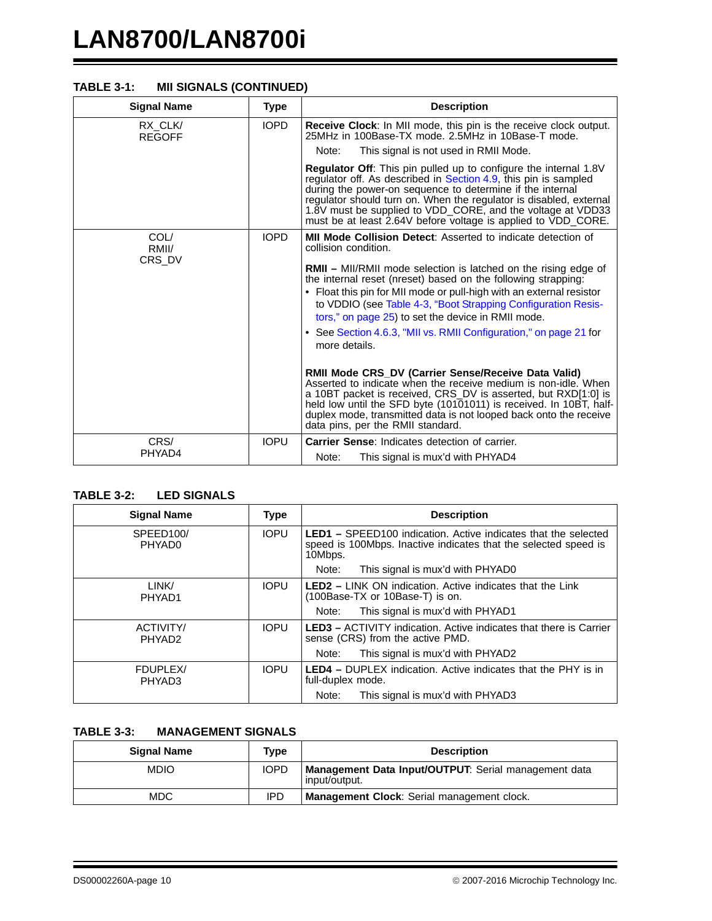**TABLE 3-1: MII SIGNALS (CONTINUED)**

| Signal Name | Type | Description |
|---|---|---|
| RX_CLK/ REGOFF | IOPD | **Receive Clock**: In MII mode, this pin is the receive clock output. 25MHz in 100Base-TX mode. 2.5MHz in 10Base-T mode. <br> Note: This signal is not used in RMII Mode. <br><br> **Regulator Off**: This pin pulled up to configure the internal 1.8V regulator off. As described in Section 4.9, this pin is sampled during the power-on sequence to determine if the internal regulator should turn on. When the regulator is disabled, external 1.8V must be supplied to VDD_CORE, and the voltage at VDD33 must be at least 2.64V before voltage is applied to VDD_CORE. |
| COL/ RMII/ CRS_DV | IOPD | **MII Mode Collision Detect**: Asserted to indicate detection of collision condition. <br><br> **RMII –** MII/RMII mode selection is latched on the rising edge of the internal reset (nreset) based on the following strapping: <br> • Float this pin for MII mode or pull-high with an external resistor to VDDIO (see Table 4-3, “Boot Strapping Configuration Resistors,” on page 25) to set the device in RMII mode. <br> • See Section 4.6.3, "MII vs. RMII Configuration," on page 21 for more details. <br><br> **RMII Mode CRS_DV (Carrier Sense/Receive Data Valid)** Asserted to indicate when the receive medium is non-idle. When a 10BT packet is received, CRS_DV is asserted, but RXD[1:0] is held low until the SFD byte (10101011) is received. In 10BT, half-duplex mode, transmitted data is not looped back onto the receive data pins, per the RMII standard. |
| CRS/ PHYAD4 | IOPU | **Carrier Sense**: Indicates detection of carrier. <br> Note: This signal is mux'd with PHYAD4 |

**TABLE 3-2: LED SIGNALS**

| Signal Name | Type | Description |
|---|---|---|
| SPEED100/ PHYAD0 | IOPU | **LED1 –** SPEED100 indication. Active indicates that the selected speed is 100Mbps. Inactive indicates that the selected speed is 10Mbps. <br> Note: This signal is mux'd with PHYAD0 |
| LINK/ PHYAD1 | IOPU | **LED2 –** LINK ON indication. Active indicates that the Link (100Base-TX or 10Base-T) is on. <br> Note: This signal is mux'd with PHYAD1 |
| ACTIVITY/ PHYAD2 | IOPU | **LED3 –** ACTIVITY indication. Active indicates that there is Carrier sense (CRS) from the active PMD. <br> Note: This signal is mux'd with PHYAD2 |
| FDUPLEX/ PHYAD3 | IOPU | **LED4 –** DUPLEX indication. Active indicates that the PHY is in full-duplex mode. <br> Note: This signal is mux'd with PHYAD3 |

**TABLE 3-3: MANAGEMENT SIGNALS**

| Signal Name | Type | Description |
|---|---|---|
| MDIO | IOPD | **Management Data Input/OUTPUT**: Serial management data input/output. |
| MDC | IPD | **Management Clock**: Serial management clock. |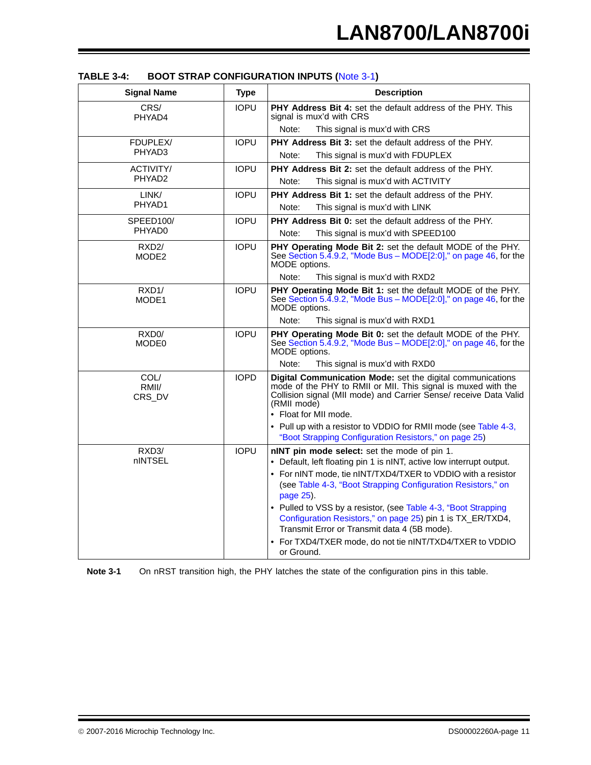**TABLE 3-4: BOOT STRAP CONFIGURATION INPUTS (Note 3-1)**

| Signal Name | Type | Description |
|---|---|---|
| CRS/<br>PHYAD4 | IOPU | **PHY Address Bit 4:** set the default address of the PHY. This signal is mux'd with CRS<br>Note: This signal is mux'd with CRS |
| FDUPLEX/<br>PHYAD3 | IOPU | **PHY Address Bit 3:** set the default address of the PHY.<br>Note: This signal is mux'd with FDUPLEX |
| ACTIVITY/<br>PHYAD2 | IOPU | **PHY Address Bit 2:** set the default address of the PHY.<br>Note: This signal is mux'd with ACTIVITY |
| LINK/<br>PHYAD1 | IOPU | **PHY Address Bit 1:** set the default address of the PHY.<br>Note: This signal is mux'd with LINK |
| SPEED100/<br>PHYAD0 | IOPU | **PHY Address Bit 0:** set the default address of the PHY.<br>Note: This signal is mux'd with SPEED100 |
| RXD2/<br>MODE2 | IOPU | **PHY Operating Mode Bit 2:** set the default MODE of the PHY. See Section 5.4.9.2, "Mode Bus – MODE[2:0]," on page 46, for the MODE options.<br>Note: This signal is mux'd with RXD2 |
| RXD1/<br>MODE1 | IOPU | **PHY Operating Mode Bit 1:** set the default MODE of the PHY. See Section 5.4.9.2, "Mode Bus – MODE[2:0]," on page 46, for the MODE options.<br>Note: This signal is mux'd with RXD1 |
| RXD0/<br>MODE0 | IOPU | **PHY Operating Mode Bit 0:** set the default MODE of the PHY. See Section 5.4.9.2, "Mode Bus – MODE[2:0]," on page 46, for the MODE options.<br>Note: This signal is mux'd with RXD0 |
| COL/<br>RMII/<br>CRS_DV | IOPD | **Digital Communication Mode:** set the digital communications mode of the PHY to RMII or MII. This signal is muxed with the Collision signal (MII mode) and Carrier Sense/ receive Data Valid (RMII mode)<br>• Float for MII mode.<br>• Pull up with a resistor to VDDIO for RMII mode (see Table 4-3, "Boot Strapping Configuration Resistors," on page 25) |
| RXD3/<br>nINTSEL | IOPU | **nINT pin mode select:** set the mode of pin 1.<br>• Default, left floating pin 1 is nINT, active low interrupt output.<br>• For nINT mode, tie nINT/TXD4/TXER to VDDIO with a resistor (see Table 4-3, "Boot Strapping Configuration Resistors," on page 25).<br>• Pulled to VSS by a resistor, (see Table 4-3, "Boot Strapping Configuration Resistors," on page 25) pin 1 is TX_ER/TXD4, Transmit Error or Transmit data 4 (5B mode).<br>• For TXD4/TXER mode, do not tie nINT/TXD4/TXER to VDDIO or Ground. |

**Note 3-1** On nRST transition high, the PHY latches the state of the configuration pins in this table.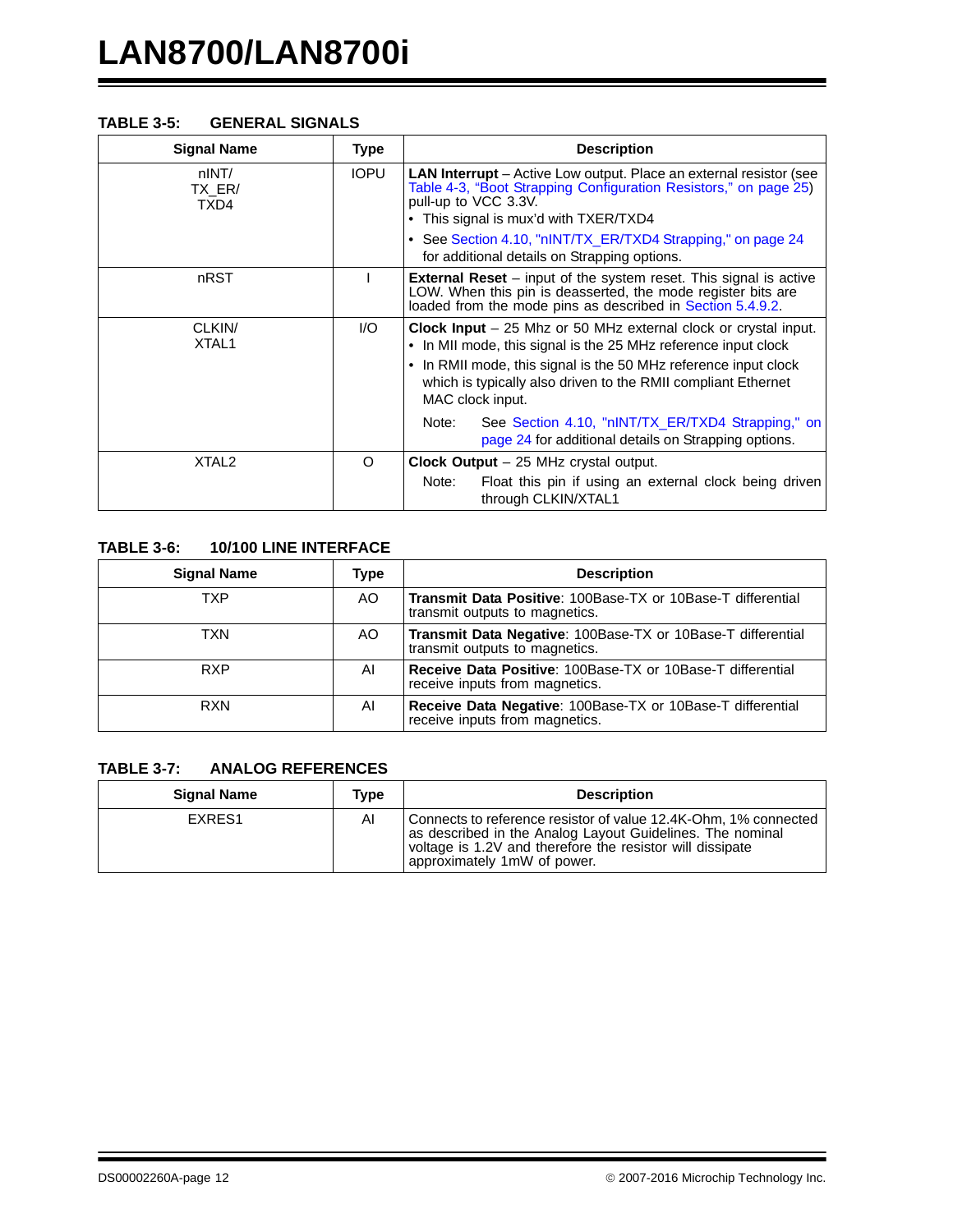**TABLE 3-5: GENERAL SIGNALS**

| Signal Name | Type | Description |
|---|---|---|
| nINT/ TX_ER/ TXD4 | IOPU | **LAN Interrupt** – Active Low output. Place an external resistor (see Table 4-3, "Boot Strapping Configuration Resistors," on page 25) pull-up to VCC 3.3V. <br>• This signal is mux'd with TXER/TXD4 <br>• See Section 4.10, "nINT/TX_ER/TXD4 Strapping," on page 24 for additional details on Strapping options. |
| nRST | I | **External Reset** – input of the system reset. This signal is active LOW. When this pin is deasserted, the mode register bits are loaded from the mode pins as described in Section 5.4.9.2. |
| CLKIN/ XTAL1 | I/O | **Clock Input** – 25 Mhz or 50 MHz external clock or crystal input. <br>• In MII mode, this signal is the 25 MHz reference input clock <br>• In RMII mode, this signal is the 50 MHz reference input clock which is typically also driven to the RMII compliant Ethernet MAC clock input. <br>Note: See Section 4.10, "nINT/TX_ER/TXD4 Strapping," on page 24 for additional details on Strapping options. |
| XTAL2 | O | **Clock Output** – 25 MHz crystal output. <br>Note: Float this pin if using an external clock being driven through CLKIN/XTAL1 |

**TABLE 3-6: 10/100 LINE INTERFACE**

| Signal Name | Type | Description |
|---|---|---|
| TXP | AO | **Transmit Data Positive**: 100Base-TX or 10Base-T differential transmit outputs to magnetics. |
| TXN | AO | **Transmit Data Negative**: 100Base-TX or 10Base-T differential transmit outputs to magnetics. |
| RXP | AI | **Receive Data Positive**: 100Base-TX or 10Base-T differential receive inputs from magnetics. |
| RXN | AI | **Receive Data Negative**: 100Base-TX or 10Base-T differential receive inputs from magnetics. |

**TABLE 3-7: ANALOG REFERENCES**

| Signal Name | Type | Description |
|---|---|---|
| EXRES1 | AI | Connects to reference resistor of value 12.4K-Ohm, 1% connected as described in the Analog Layout Guidelines. The nominal voltage is 1.2V and therefore the resistor will dissipate approximately 1mW of power. |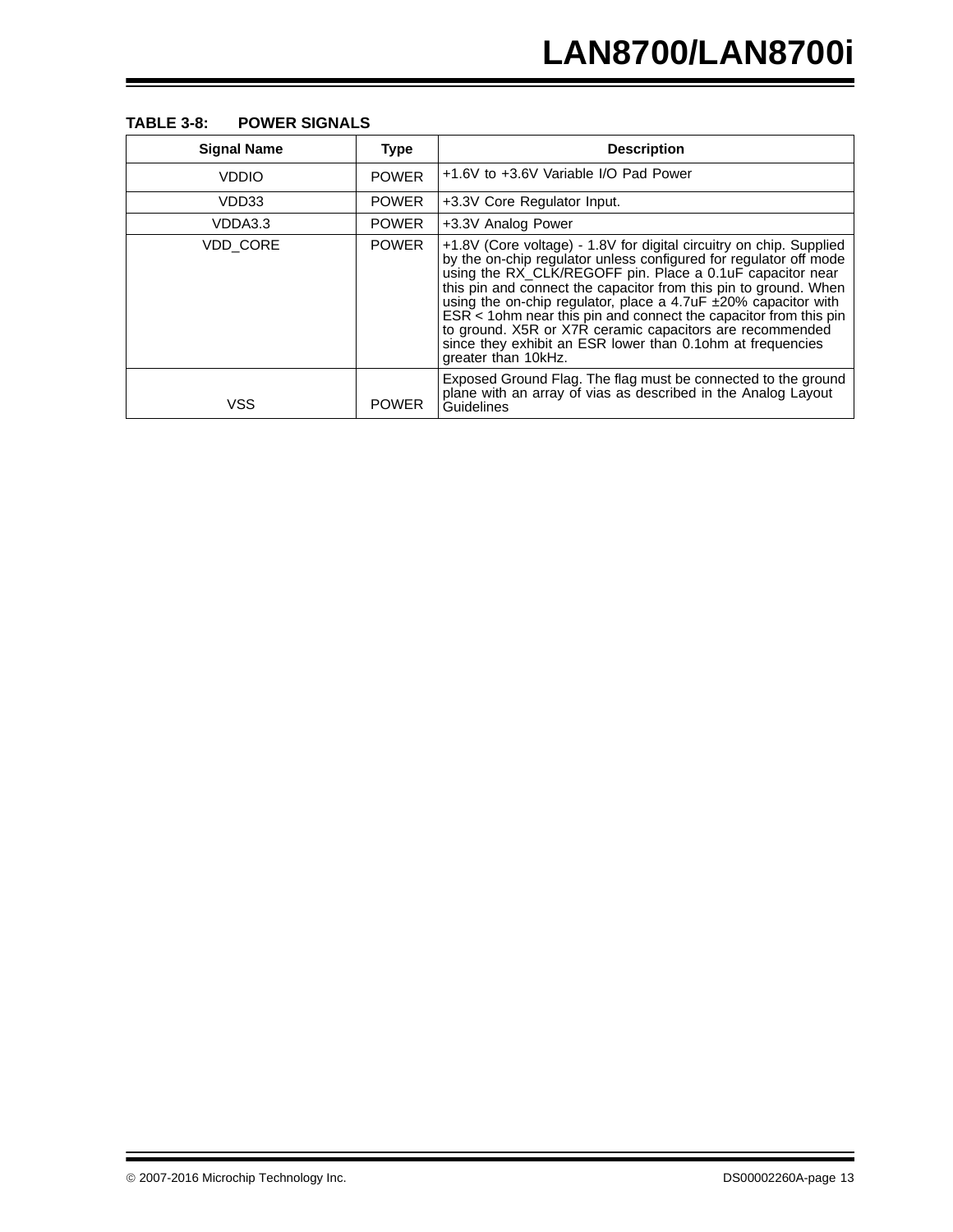**TABLE 3-8: POWER SIGNALS**

| Signal Name | Type | Description |
|---|---|---|
| VDDIO | POWER | +1.6V to +3.6V Variable I/O Pad Power |
| VDD33 | POWER | +3.3V Core Regulator Input. |
| VDDA3.3 | POWER | +3.3V Analog Power |
| VDD_CORE | POWER | +1.8V (Core voltage) - 1.8V for digital circuitry on chip. Supplied by the on-chip regulator unless configured for regulator off mode using the RX_CLK/REGOFF pin. Place a 0.1uF capacitor near this pin and connect the capacitor from this pin to ground. When using the on-chip regulator, place a 4.7uF ±20% capacitor with ESR < 1ohm near this pin and connect the capacitor from this pin to ground. X5R or X7R ceramic capacitors are recommended since they exhibit an ESR lower than 0.1ohm at frequencies greater than 10kHz. |
| VSS | POWER | Exposed Ground Flag. The flag must be connected to the ground plane with an array of vias as described in the Analog Layout Guidelines |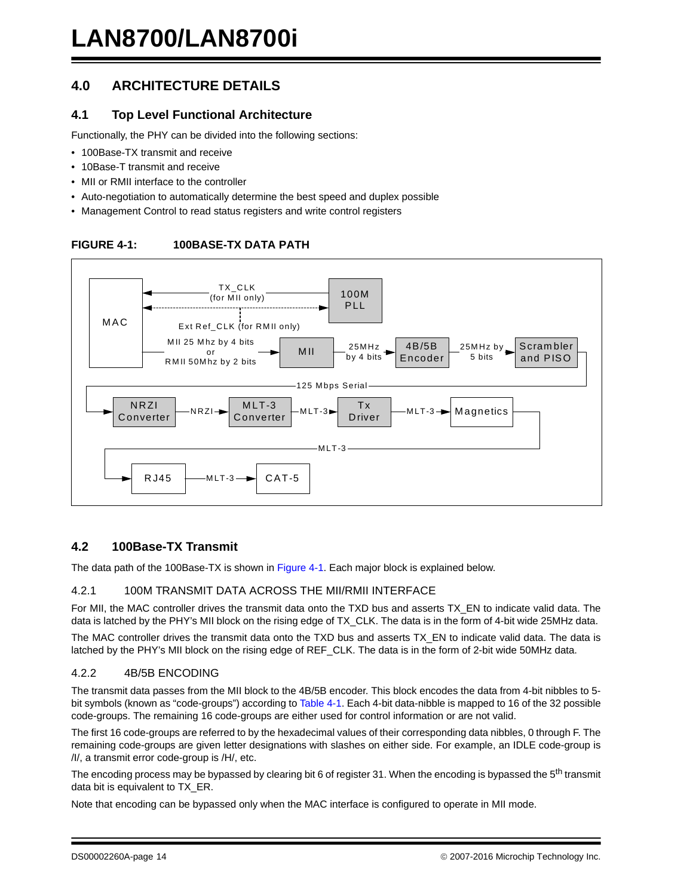## 4.0 ARCHITECTURE DETAILS

### 4.1 Top Level Functional Architecture

Functionally, the PHY can be divided into the following sections:

- 100Base-TX transmit and receive
- 10Base-T transmit and receive
- MII or RMII interface to the controller
- Auto-negotiation to automatically determine the best speed and duplex possible
- Management Control to read status registers and write control registers

**FIGURE 4-1: 100BASE-TX DATA PATH**

### 4.2 100Base-TX Transmit

The data path of the 100Base-TX is shown in Figure 4-1. Each major block is explained below.

#### 4.2.1 100M TRANSMIT DATA ACROSS THE MII/RMII INTERFACE

For MII, the MAC controller drives the transmit data onto the TXD bus and asserts TX_EN to indicate valid data. The data is latched by the PHY's MII block on the rising edge of TX_CLK. The data is in the form of 4-bit wide 25MHz data.

The MAC controller drives the transmit data onto the TXD bus and asserts TX_EN to indicate valid data. The data is latched by the PHY's MII block on the rising edge of REF_CLK. The data is in the form of 2-bit wide 50MHz data.

#### 4.2.2 4B/5B ENCODING

The transmit data passes from the MII block to the 4B/5B encoder. This block encodes the data from 4-bit nibbles to 5-bit symbols (known as "code-groups") according to Table 4-1. Each 4-bit data-nibble is mapped to 16 of the 32 possible code-groups. The remaining 16 code-groups are either used for control information or are not valid.

The first 16 code-groups are referred to by the hexadecimal values of their corresponding data nibbles, 0 through F. The remaining code-groups are given letter designations with slashes on either side. For example, an IDLE code-group is /I/, a transmit error code-group is /H/, etc.

The encoding process may be bypassed by clearing bit 6 of register 31. When the encoding is bypassed the 5$^{th}$ transmit data bit is equivalent to TX_ER.

Note that encoding can be bypassed only when the MAC interface is configured to operate in MII mode.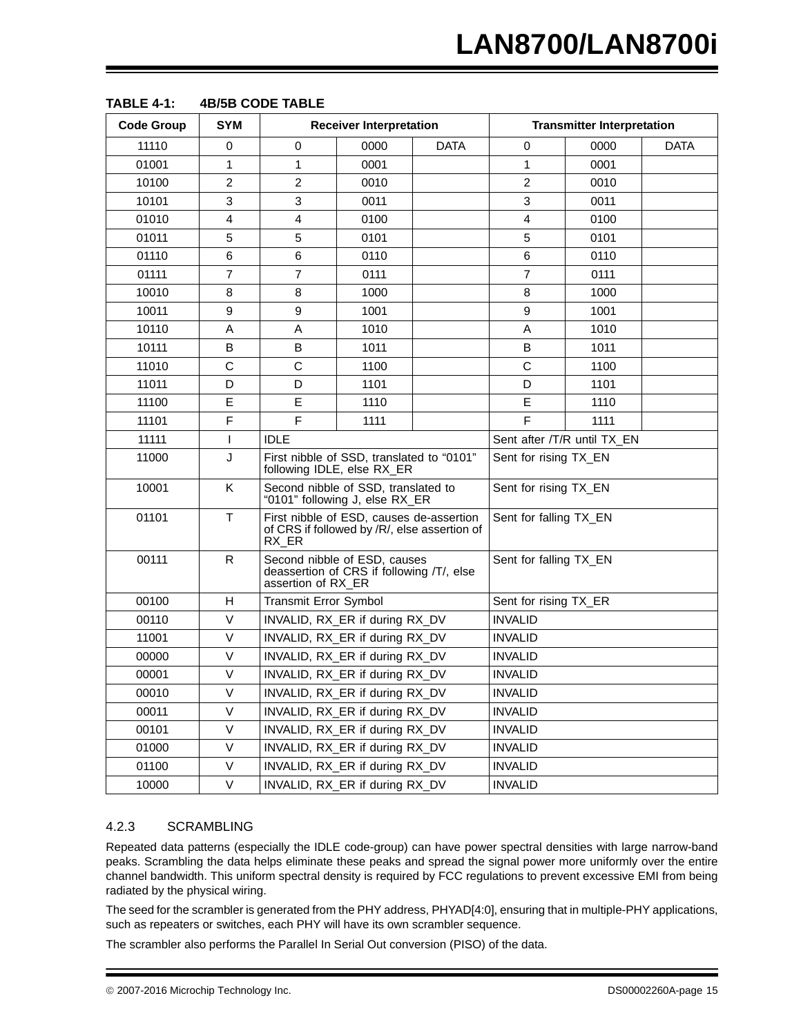**TABLE 4-1: 4B/5B CODE TABLE**

| Code Group | SYM | Receiver Interpretation | | | Transmitter Interpretation | | |
|---|---|---|---|---|---|---|---|
| 11110 | 0 | 0 | 0000 | DATA | 0 | 0000 | DATA |
| 01001 | 1 | 1 | 0001 | | 1 | 0001 | |
| 10100 | 2 | 2 | 0010 | | 2 | 0010 | |
| 10101 | 3 | 3 | 0011 | | 3 | 0011 | |
| 01010 | 4 | 4 | 0100 | | 4 | 0100 | |
| 01011 | 5 | 5 | 0101 | | 5 | 0101 | |
| 01110 | 6 | 6 | 0110 | | 6 | 0110 | |
| 01111 | 7 | 7 | 0111 | | 7 | 0111 | |
| 10010 | 8 | 8 | 1000 | | 8 | 1000 | |
| 10011 | 9 | 9 | 1001 | | 9 | 1001 | |
| 10110 | A | A | 1010 | | A | 1010 | |
| 10111 | B | B | 1011 | | B | 1011 | |
| 11010 | C | C | 1100 | | C | 1100 | |
| 11011 | D | D | 1101 | | D | 1101 | |
| 11100 | E | E | 1110 | | E | 1110 | |
| 11101 | F | F | 1111 | | F | 1111 | |
| 11111 | I | IDLE | | | Sent after /T/R until TX_EN | | |
| 11000 | J | First nibble of SSD, translated to “0101” following IDLE, else RX_ER | | | Sent for rising TX_EN | | |
| 10001 | K | Second nibble of SSD, translated to “0101” following J, else RX_ER | | | Sent for rising TX_EN | | |
| 01101 | T | First nibble of ESD, causes de-assertion of CRS if followed by /R/, else assertion of RX_ER | | | Sent for falling TX_EN | | |
| 00111 | R | Second nibble of ESD, causes deassertion of CRS if following /T/, else assertion of RX_ER | | | Sent for falling TX_EN | | |
| 00100 | H | Transmit Error Symbol | | | Sent for rising TX_ER | | |
| 00110 | V | INVALID, RX_ER if during RX_DV | | | INVALID | | |
| 11001 | V | INVALID, RX_ER if during RX_DV | | | INVALID | | |
| 00000 | V | INVALID, RX_ER if during RX_DV | | | INVALID | | |
| 00001 | V | INVALID, RX_ER if during RX_DV | | | INVALID | | |
| 00010 | V | INVALID, RX_ER if during RX_DV | | | INVALID | | |
| 00011 | V | INVALID, RX_ER if during RX_DV | | | INVALID | | |
| 00101 | V | INVALID, RX_ER if during RX_DV | | | INVALID | | |
| 01000 | V | INVALID, RX_ER if during RX_DV | | | INVALID | | |
| 01100 | V | INVALID, RX_ER if during RX_DV | | | INVALID | | |
| 10000 | V | INVALID, RX_ER if during RX_DV | | | INVALID | | |

### 4.2.3 SCRAMBLING

Repeated data patterns (especially the IDLE code-group) can have power spectral densities with large narrow-band peaks. Scrambling the data helps eliminate these peaks and spread the signal power more uniformly over the entire channel bandwidth. This uniform spectral density is required by FCC regulations to prevent excessive EMI from being radiated by the physical wiring.

The seed for the scrambler is generated from the PHY address, PHYAD[4:0], ensuring that in multiple-PHY applications, such as repeaters or switches, each PHY will have its own scrambler sequence.

The scrambler also performs the Parallel In Serial Out conversion (PISO) of the data.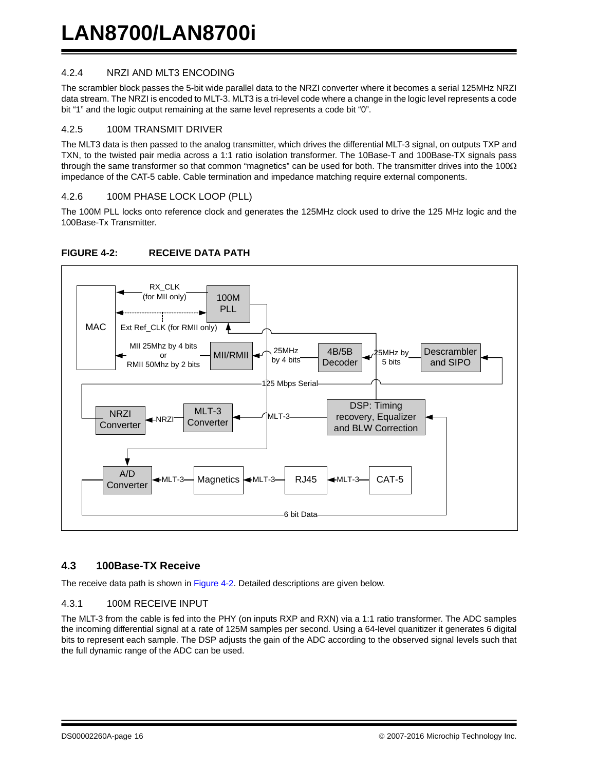### 4.2.4 NRZI AND MLT3 ENCODING

The scrambler block passes the 5-bit wide parallel data to the NRZI converter where it becomes a serial 125MHz NRZI data stream. The NRZI is encoded to MLT-3. MLT3 is a tri-level code where a change in the logic level represents a code bit “1” and the logic output remaining at the same level represents a code bit “0”.

### 4.2.5 100M TRANSMIT DRIVER

The MLT3 data is then passed to the analog transmitter, which drives the differential MLT-3 signal, on outputs TXP and TXN, to the twisted pair media across a 1:1 ratio isolation transformer. The 10Base-T and 100Base-TX signals pass through the same transformer so that common “magnetics” can be used for both. The transmitter drives into the 100Ω impedance of the CAT-5 cable. Cable termination and impedance matching require external components.

### 4.2.6 100M PHASE LOCK LOOP (PLL)

The 100M PLL locks onto reference clock and generates the 125MHz clock used to drive the 125 MHz logic and the 100Base-Tx Transmitter.

**FIGURE 4-2: RECEIVE DATA PATH**

MAC; RX_CLK (for MII only); 100M PLL; Ext Ref_CLK (for RMII only); MII 25Mhz by 4 bits or RMII 50Mhz by 2 bits; MII/RMII; 25MHz by 4 bits; 4B/5B Decoder; 25MHz by 5 bits; Descrambler and SIPO; 125 Mbps Serial; NRZI Converter; NRZI; MLT-3 Converter; MLT-3; DSP: Timing recovery, Equalizer and BLW Correction; A/D Converter; MLT-3; Magnetics; MLT-3; RJ45; MLT-3; CAT-5; 6 bit Data

## 4.3 100Base-TX Receive

The receive data path is shown in Figure 4-2. Detailed descriptions are given below.

### 4.3.1 100M RECEIVE INPUT

The MLT-3 from the cable is fed into the PHY (on inputs RXP and RXN) via a 1:1 ratio transformer. The ADC samples the incoming differential signal at a rate of 125M samples per second. Using a 64-level quanitizer it generates 6 digital bits to represent each sample. The DSP adjusts the gain of the ADC according to the observed signal levels such that the full dynamic range of the ADC can be used.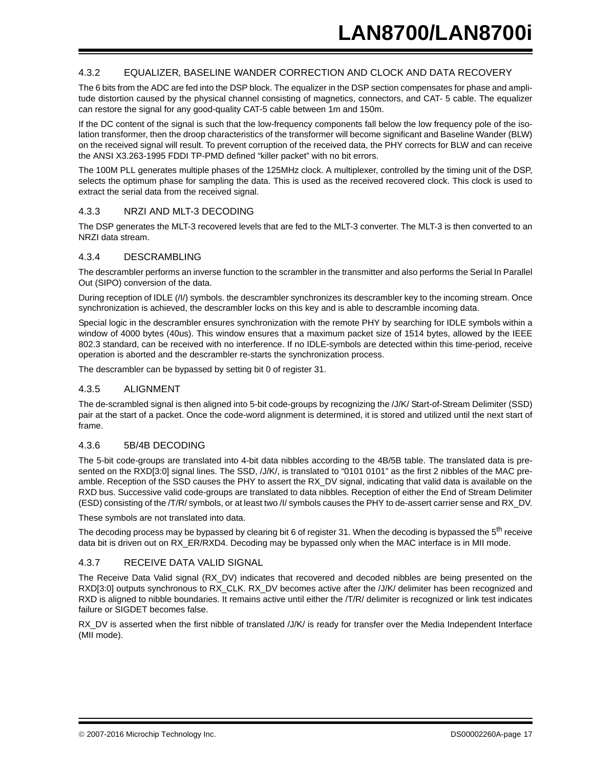### 4.3.2 EQUALIZER, BASELINE WANDER CORRECTION AND CLOCK AND DATA RECOVERY

The 6 bits from the ADC are fed into the DSP block. The equalizer in the DSP section compensates for phase and amplitude distortion caused by the physical channel consisting of magnetics, connectors, and CAT- 5 cable. The equalizer can restore the signal for any good-quality CAT-5 cable between 1m and 150m.

If the DC content of the signal is such that the low-frequency components fall below the low frequency pole of the isolation transformer, then the droop characteristics of the transformer will become significant and Baseline Wander (BLW) on the received signal will result. To prevent corruption of the received data, the PHY corrects for BLW and can receive the ANSI X3.263-1995 FDDI TP-PMD defined "killer packet" with no bit errors.

The 100M PLL generates multiple phases of the 125MHz clock. A multiplexer, controlled by the timing unit of the DSP, selects the optimum phase for sampling the data. This is used as the received recovered clock. This clock is used to extract the serial data from the received signal.

### 4.3.3 NRZI AND MLT-3 DECODING

The DSP generates the MLT-3 recovered levels that are fed to the MLT-3 converter. The MLT-3 is then converted to an NRZI data stream.

### 4.3.4 DESCRAMBLING

The descrambler performs an inverse function to the scrambler in the transmitter and also performs the Serial In Parallel Out (SIPO) conversion of the data.

During reception of IDLE (/I/) symbols. the descrambler synchronizes its descrambler key to the incoming stream. Once synchronization is achieved, the descrambler locks on this key and is able to descramble incoming data.

Special logic in the descrambler ensures synchronization with the remote PHY by searching for IDLE symbols within a window of 4000 bytes (40us). This window ensures that a maximum packet size of 1514 bytes, allowed by the IEEE 802.3 standard, can be received with no interference. If no IDLE-symbols are detected within this time-period, receive operation is aborted and the descrambler re-starts the synchronization process.

The descrambler can be bypassed by setting bit 0 of register 31.

### 4.3.5 ALIGNMENT

The de-scrambled signal is then aligned into 5-bit code-groups by recognizing the /J/K/ Start-of-Stream Delimiter (SSD) pair at the start of a packet. Once the code-word alignment is determined, it is stored and utilized until the next start of frame.

### 4.3.6 5B/4B DECODING

The 5-bit code-groups are translated into 4-bit data nibbles according to the 4B/5B table. The translated data is presented on the RXD[3:0] signal lines. The SSD, /J/K/, is translated to "0101 0101" as the first 2 nibbles of the MAC preamble. Reception of the SSD causes the PHY to assert the RX_DV signal, indicating that valid data is available on the RXD bus. Successive valid code-groups are translated to data nibbles. Reception of either the End of Stream Delimiter (ESD) consisting of the /T/R/ symbols, or at least two /I/ symbols causes the PHY to de-assert carrier sense and RX_DV.

These symbols are not translated into data.

The decoding process may be bypassed by clearing bit 6 of register 31. When the decoding is bypassed the 5$^{th}$ receive data bit is driven out on RX_ER/RXD4. Decoding may be bypassed only when the MAC interface is in MII mode.

### 4.3.7 RECEIVE DATA VALID SIGNAL

The Receive Data Valid signal (RX_DV) indicates that recovered and decoded nibbles are being presented on the RXD[3:0] outputs synchronous to RX_CLK. RX_DV becomes active after the /J/K/ delimiter has been recognized and RXD is aligned to nibble boundaries. It remains active until either the /T/R/ delimiter is recognized or link test indicates failure or SIGDET becomes false.

RX_DV is asserted when the first nibble of translated /J/K/ is ready for transfer over the Media Independent Interface (MII mode).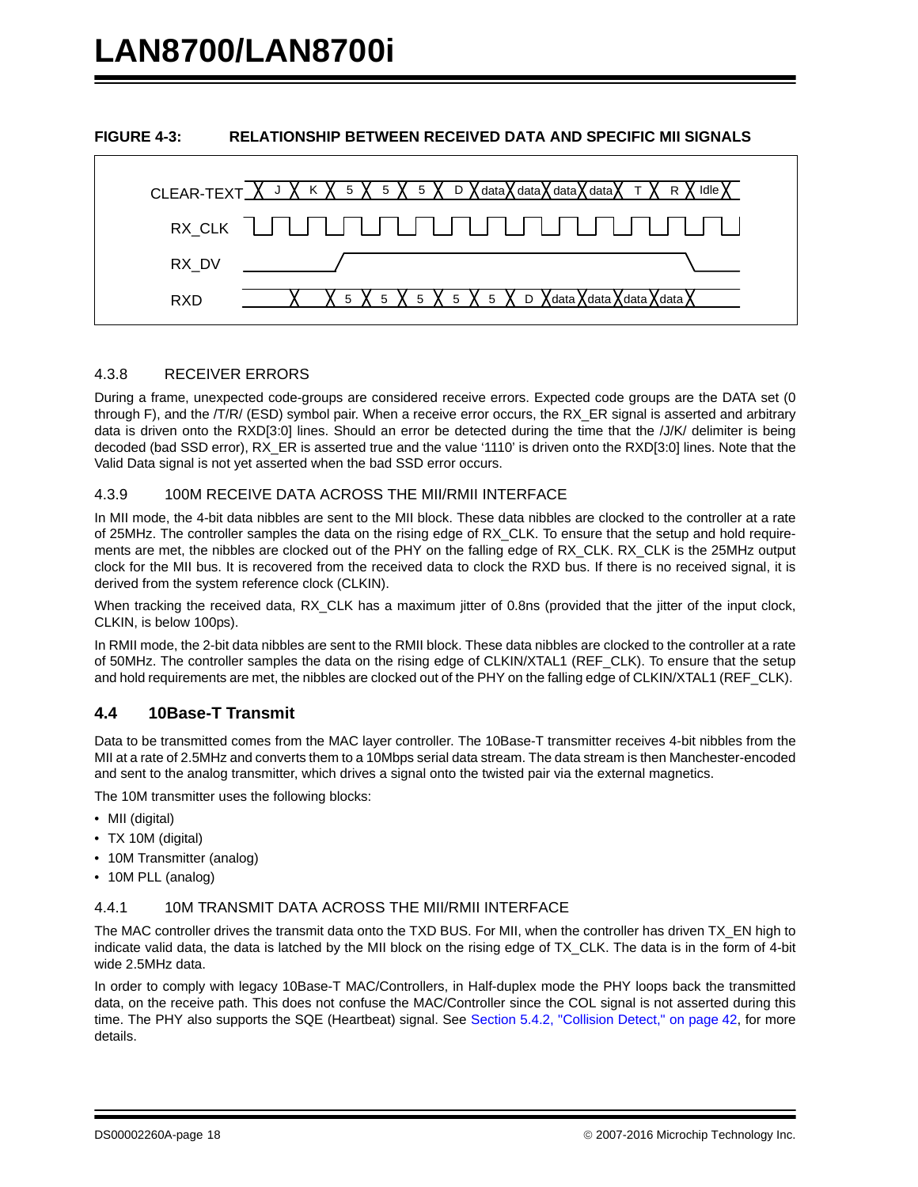**FIGURE 4-3: RELATIONSHIP BETWEEN RECEIVED DATA AND SPECIFIC MII SIGNALS**

### 4.3.8 RECEIVER ERRORS

During a frame, unexpected code-groups are considered receive errors. Expected code groups are the DATA set (0 through F), and the /T/R/ (ESD) symbol pair. When a receive error occurs, the RX_ER signal is asserted and arbitrary data is driven onto the RXD[3:0] lines. Should an error be detected during the time that the /J/K/ delimiter is being decoded (bad SSD error), RX_ER is asserted true and the value '1110' is driven onto the RXD[3:0] lines. Note that the Valid Data signal is not yet asserted when the bad SSD error occurs.

### 4.3.9 100M RECEIVE DATA ACROSS THE MII/RMII INTERFACE

In MII mode, the 4-bit data nibbles are sent to the MII block. These data nibbles are clocked to the controller at a rate of 25MHz. The controller samples the data on the rising edge of RX_CLK. To ensure that the setup and hold requirements are met, the nibbles are clocked out of the PHY on the falling edge of RX_CLK. RX_CLK is the 25MHz output clock for the MII bus. It is recovered from the received data to clock the RXD bus. If there is no received signal, it is derived from the system reference clock (CLKIN).

When tracking the received data, RX_CLK has a maximum jitter of 0.8ns (provided that the jitter of the input clock, CLKIN, is below 100ps).

In RMII mode, the 2-bit data nibbles are sent to the RMII block. These data nibbles are clocked to the controller at a rate of 50MHz. The controller samples the data on the rising edge of CLKIN/XTAL1 (REF_CLK). To ensure that the setup and hold requirements are met, the nibbles are clocked out of the PHY on the falling edge of CLKIN/XTAL1 (REF_CLK).

## 4.4 10Base-T Transmit

Data to be transmitted comes from the MAC layer controller. The 10Base-T transmitter receives 4-bit nibbles from the MII at a rate of 2.5MHz and converts them to a 10Mbps serial data stream. The data stream is then Manchester-encoded and sent to the analog transmitter, which drives a signal onto the twisted pair via the external magnetics.

The 10M transmitter uses the following blocks:

- MII (digital)
- TX 10M (digital)
- 10M Transmitter (analog)
- 10M PLL (analog)

### 4.4.1 10M TRANSMIT DATA ACROSS THE MII/RMII INTERFACE

The MAC controller drives the transmit data onto the TXD BUS. For MII, when the controller has driven TX_EN high to indicate valid data, the data is latched by the MII block on the rising edge of TX_CLK. The data is in the form of 4-bit wide 2.5MHz data.

In order to comply with legacy 10Base-T MAC/Controllers, in Half-duplex mode the PHY loops back the transmitted data, on the receive path. This does not confuse the MAC/Controller since the COL signal is not asserted during this time. The PHY also supports the SQE (Heartbeat) signal. See Section 5.4.2, "Collision Detect," on page 42, for more details.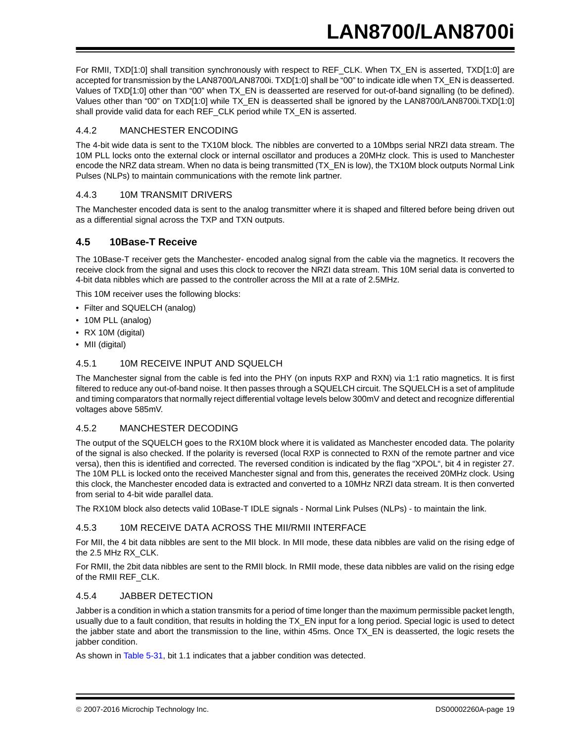For RMII, TXD[1:0] shall transition synchronously with respect to REF_CLK. When TX_EN is asserted, TXD[1:0] are accepted for transmission by the LAN8700/LAN8700i. TXD[1:0] shall be "00" to indicate idle when TX_EN is deasserted. Values of TXD[1:0] other than "00" when TX_EN is deasserted are reserved for out-of-band signalling (to be defined). Values other than "00" on TXD[1:0] while TX_EN is deasserted shall be ignored by the LAN8700/LAN8700i.TXD[1:0] shall provide valid data for each REF_CLK period while TX_EN is asserted.

### 4.4.2 MANCHESTER ENCODING

The 4-bit wide data is sent to the TX10M block. The nibbles are converted to a 10Mbps serial NRZI data stream. The 10M PLL locks onto the external clock or internal oscillator and produces a 20MHz clock. This is used to Manchester encode the NRZ data stream. When no data is being transmitted (TX_EN is low), the TX10M block outputs Normal Link Pulses (NLPs) to maintain communications with the remote link partner.

### 4.4.3 10M TRANSMIT DRIVERS

The Manchester encoded data is sent to the analog transmitter where it is shaped and filtered before being driven out as a differential signal across the TXP and TXN outputs.

## 4.5 10Base-T Receive

The 10Base-T receiver gets the Manchester- encoded analog signal from the cable via the magnetics. It recovers the receive clock from the signal and uses this clock to recover the NRZI data stream. This 10M serial data is converted to 4-bit data nibbles which are passed to the controller across the MII at a rate of 2.5MHz.

This 10M receiver uses the following blocks:

- Filter and SQUELCH (analog)
- 10M PLL (analog)
- RX 10M (digital)
- MII (digital)

### 4.5.1 10M RECEIVE INPUT AND SQUELCH

The Manchester signal from the cable is fed into the PHY (on inputs RXP and RXN) via 1:1 ratio magnetics. It is first filtered to reduce any out-of-band noise. It then passes through a SQUELCH circuit. The SQUELCH is a set of amplitude and timing comparators that normally reject differential voltage levels below 300mV and detect and recognize differential voltages above 585mV.

### 4.5.2 MANCHESTER DECODING

The output of the SQUELCH goes to the RX10M block where it is validated as Manchester encoded data. The polarity of the signal is also checked. If the polarity is reversed (local RXP is connected to RXN of the remote partner and vice versa), then this is identified and corrected. The reversed condition is indicated by the flag "XPOL", bit 4 in register 27. The 10M PLL is locked onto the received Manchester signal and from this, generates the received 20MHz clock. Using this clock, the Manchester encoded data is extracted and converted to a 10MHz NRZI data stream. It is then converted from serial to 4-bit wide parallel data.

The RX10M block also detects valid 10Base-T IDLE signals - Normal Link Pulses (NLPs) - to maintain the link.

### 4.5.3 10M RECEIVE DATA ACROSS THE MII/RMII INTERFACE

For MII, the 4 bit data nibbles are sent to the MII block. In MII mode, these data nibbles are valid on the rising edge of the 2.5 MHz RX_CLK.

For RMII, the 2bit data nibbles are sent to the RMII block. In RMII mode, these data nibbles are valid on the rising edge of the RMII REF_CLK.

### 4.5.4 JABBER DETECTION

Jabber is a condition in which a station transmits for a period of time longer than the maximum permissible packet length, usually due to a fault condition, that results in holding the TX_EN input for a long period. Special logic is used to detect the jabber state and abort the transmission to the line, within 45ms. Once TX_EN is deasserted, the logic resets the jabber condition.

As shown in Table 5-31, bit 1.1 indicates that a jabber condition was detected.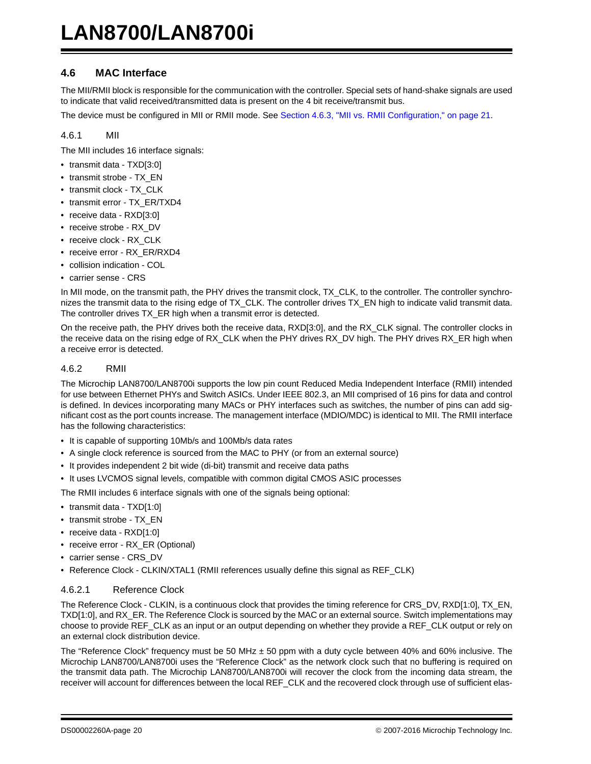## 4.6 MAC Interface

The MII/RMII block is responsible for the communication with the controller. Special sets of hand-shake signals are used to indicate that valid received/transmitted data is present on the 4 bit receive/transmit bus.

The device must be configured in MII or RMII mode. See Section 4.6.3, "MII vs. RMII Configuration," on page 21.

### 4.6.1 MII

The MII includes 16 interface signals:

- transmit data - TXD[3:0]
- transmit strobe - TX_EN
- transmit clock - TX_CLK
- transmit error - TX_ER/TXD4
- receive data - RXD[3:0]
- receive strobe - RX_DV
- receive clock - RX_CLK
- receive error - RX_ER/RXD4
- collision indication - COL
- carrier sense - CRS

In MII mode, on the transmit path, the PHY drives the transmit clock, TX_CLK, to the controller. The controller synchronizes the transmit data to the rising edge of TX_CLK. The controller drives TX_EN high to indicate valid transmit data. The controller drives TX_ER high when a transmit error is detected.

On the receive path, the PHY drives both the receive data, RXD[3:0], and the RX_CLK signal. The controller clocks in the receive data on the rising edge of RX_CLK when the PHY drives RX_DV high. The PHY drives RX_ER high when a receive error is detected.

### 4.6.2 RMII

The Microchip LAN8700/LAN8700i supports the low pin count Reduced Media Independent Interface (RMII) intended for use between Ethernet PHYs and Switch ASICs. Under IEEE 802.3, an MII comprised of 16 pins for data and control is defined. In devices incorporating many MACs or PHY interfaces such as switches, the number of pins can add significant cost as the port counts increase. The management interface (MDIO/MDC) is identical to MII. The RMII interface has the following characteristics:

- It is capable of supporting 10Mb/s and 100Mb/s data rates
- A single clock reference is sourced from the MAC to PHY (or from an external source)
- It provides independent 2 bit wide (di-bit) transmit and receive data paths
- It uses LVCMOS signal levels, compatible with common digital CMOS ASIC processes

The RMII includes 6 interface signals with one of the signals being optional:

- transmit data - TXD[1:0]
- transmit strobe - TX_EN
- receive data - RXD[1:0]
- receive error - RX_ER (Optional)
- carrier sense - CRS_DV
- Reference Clock - CLKIN/XTAL1 (RMII references usually define this signal as REF_CLK)

#### 4.6.2.1 Reference Clock

The Reference Clock - CLKIN, is a continuous clock that provides the timing reference for CRS_DV, RXD[1:0], TX_EN, TXD[1:0], and RX_ER. The Reference Clock is sourced by the MAC or an external source. Switch implementations may choose to provide REF_CLK as an input or an output depending on whether they provide a REF_CLK output or rely on an external clock distribution device.

The "Reference Clock" frequency must be 50 MHz ± 50 ppm with a duty cycle between 40% and 60% inclusive. The Microchip LAN8700/LAN8700i uses the "Reference Clock" as the network clock such that no buffering is required on the transmit data path. The Microchip LAN8700/LAN8700i will recover the clock from the incoming data stream, the receiver will account for differences between the local REF_CLK and the recovered clock through use of sufficient elas-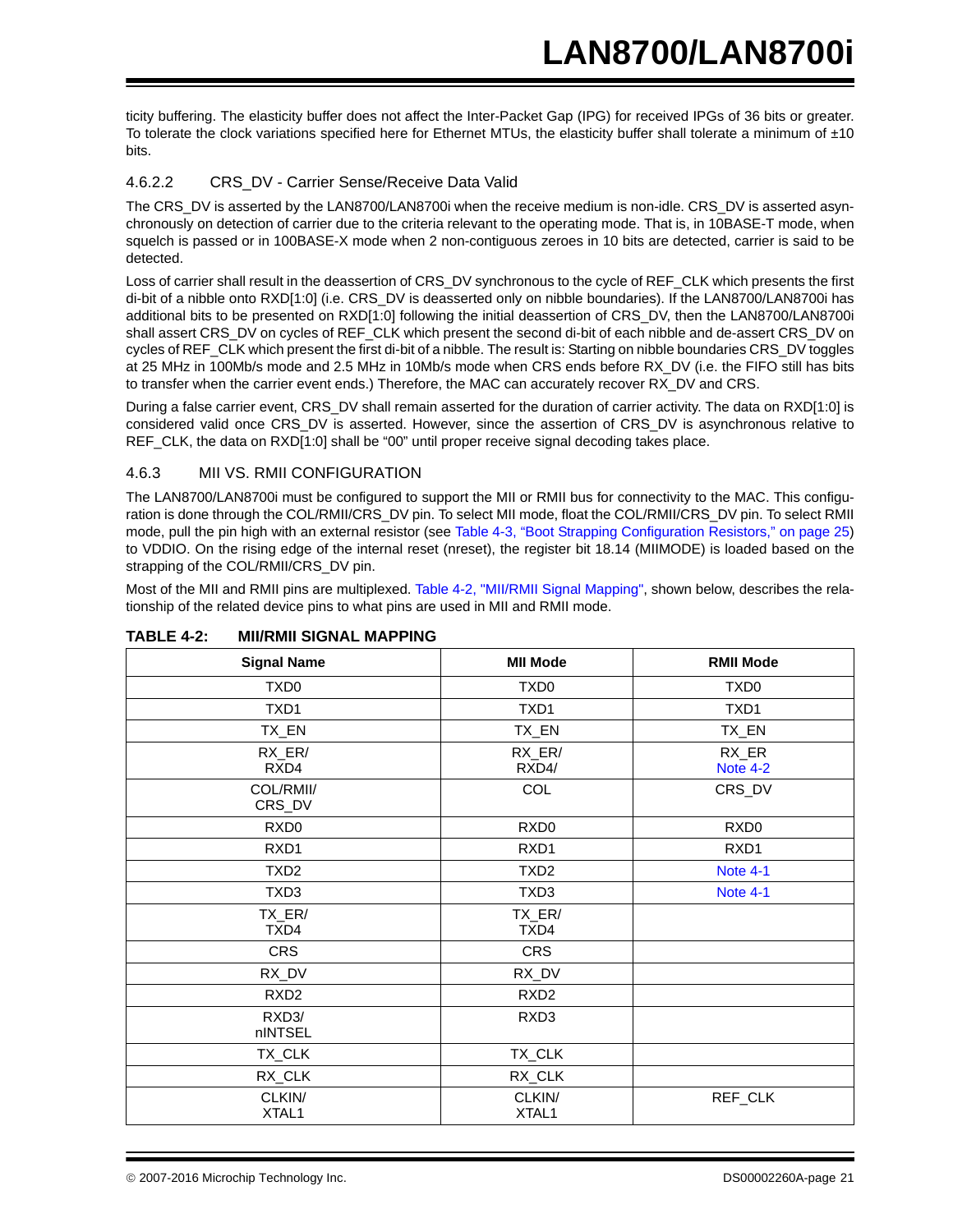ticity buffering. The elasticity buffer does not affect the Inter-Packet Gap (IPG) for received IPGs of 36 bits or greater. To tolerate the clock variations specified here for Ethernet MTUs, the elasticity buffer shall tolerate a minimum of ±10 bits.

#### 4.6.2.2 CRS_DV - Carrier Sense/Receive Data Valid

The CRS_DV is asserted by the LAN8700/LAN8700i when the receive medium is non-idle. CRS_DV is asserted asynchronously on detection of carrier due to the criteria relevant to the operating mode. That is, in 10BASE-T mode, when squelch is passed or in 100BASE-X mode when 2 non-contiguous zeroes in 10 bits are detected, carrier is said to be detected.

Loss of carrier shall result in the deassertion of CRS_DV synchronous to the cycle of REF_CLK which presents the first di-bit of a nibble onto RXD[1:0] (i.e. CRS_DV is deasserted only on nibble boundaries). If the LAN8700/LAN8700i has additional bits to be presented on RXD[1:0] following the initial deassertion of CRS_DV, then the LAN8700/LAN8700i shall assert CRS_DV on cycles of REF_CLK which present the second di-bit of each nibble and de-assert CRS_DV on cycles of REF_CLK which present the first di-bit of a nibble. The result is: Starting on nibble boundaries CRS_DV toggles at 25 MHz in 100Mb/s mode and 2.5 MHz in 10Mb/s mode when CRS ends before RX_DV (i.e. the FIFO still has bits to transfer when the carrier event ends.) Therefore, the MAC can accurately recover RX_DV and CRS.

During a false carrier event, CRS_DV shall remain asserted for the duration of carrier activity. The data on RXD[1:0] is considered valid once CRS_DV is asserted. However, since the assertion of CRS_DV is asynchronous relative to REF_CLK, the data on RXD[1:0] shall be "00" until proper receive signal decoding takes place.

### 4.6.3 MII VS. RMII CONFIGURATION

The LAN8700/LAN8700i must be configured to support the MII or RMII bus for connectivity to the MAC. This configuration is done through the COL/RMII/CRS_DV pin. To select MII mode, float the COL/RMII/CRS_DV pin. To select RMII mode, pull the pin high with an external resistor (see Table 4-3, "Boot Strapping Configuration Resistors," on page 25) to VDDIO. On the rising edge of the internal reset (nreset), the register bit 18.14 (MIIMODE) is loaded based on the strapping of the COL/RMII/CRS_DV pin.

Most of the MII and RMII pins are multiplexed. Table 4-2, "MII/RMII Signal Mapping", shown below, describes the relationship of the related device pins to what pins are used in MII and RMII mode.

**TABLE 4-2: MII/RMII SIGNAL MAPPING**

| Signal Name | MII Mode | RMII Mode |
|---|---|---|
| TXD0 | TXD0 | TXD0 |
| TXD1 | TXD1 | TXD1 |
| TX_EN | TX_EN | TX_EN |
| RX_ER/ RXD4 | RX_ER/ RXD4/ | RX_ER Note 4-2 |
| COL/RMII/ CRS_DV | COL | CRS_DV |
| RXD0 | RXD0 | RXD0 |
| RXD1 | RXD1 | RXD1 |
| TXD2 | TXD2 | Note 4-1 |
| TXD3 | TXD3 | Note 4-1 |
| TX_ER/ TXD4 | TX_ER/ TXD4 | |
| CRS | CRS | |
| RX_DV | RX_DV | |
| RXD2 | RXD2 | |
| RXD3/ nINTSEL | RXD3 | |
| TX_CLK | TX_CLK | |
| RX_CLK | RX_CLK | |
| CLKIN/ XTAL1 | CLKIN/ XTAL1 | REF_CLK |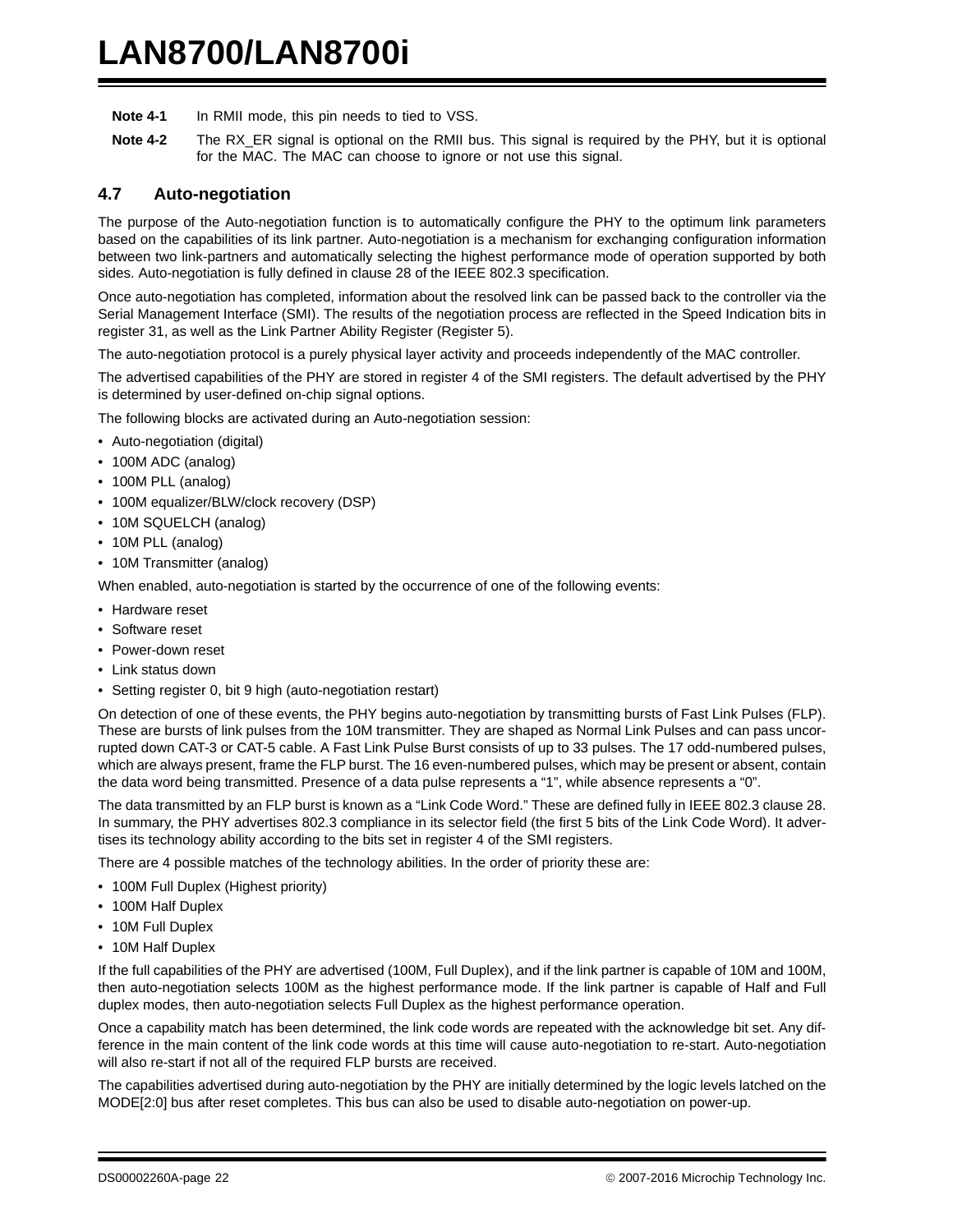**Note 4-1** In RMII mode, this pin needs to tied to VSS.

**Note 4-2** The RX_ER signal is optional on the RMII bus. This signal is required by the PHY, but it is optional for the MAC. The MAC can choose to ignore or not use this signal.

## 4.7 Auto-negotiation

The purpose of the Auto-negotiation function is to automatically configure the PHY to the optimum link parameters based on the capabilities of its link partner. Auto-negotiation is a mechanism for exchanging configuration information between two link-partners and automatically selecting the highest performance mode of operation supported by both sides. Auto-negotiation is fully defined in clause 28 of the IEEE 802.3 specification.

Once auto-negotiation has completed, information about the resolved link can be passed back to the controller via the Serial Management Interface (SMI). The results of the negotiation process are reflected in the Speed Indication bits in register 31, as well as the Link Partner Ability Register (Register 5).

The auto-negotiation protocol is a purely physical layer activity and proceeds independently of the MAC controller.

The advertised capabilities of the PHY are stored in register 4 of the SMI registers. The default advertised by the PHY is determined by user-defined on-chip signal options.

The following blocks are activated during an Auto-negotiation session:

- Auto-negotiation (digital)
- 100M ADC (analog)
- 100M PLL (analog)
- 100M equalizer/BLW/clock recovery (DSP)
- 10M SQUELCH (analog)
- 10M PLL (analog)
- 10M Transmitter (analog)

When enabled, auto-negotiation is started by the occurrence of one of the following events:

- Hardware reset
- Software reset
- Power-down reset
- Link status down
- Setting register 0, bit 9 high (auto-negotiation restart)

On detection of one of these events, the PHY begins auto-negotiation by transmitting bursts of Fast Link Pulses (FLP). These are bursts of link pulses from the 10M transmitter. They are shaped as Normal Link Pulses and can pass uncorrupted down CAT-3 or CAT-5 cable. A Fast Link Pulse Burst consists of up to 33 pulses. The 17 odd-numbered pulses, which are always present, frame the FLP burst. The 16 even-numbered pulses, which may be present or absent, contain the data word being transmitted. Presence of a data pulse represents a "1", while absence represents a "0".

The data transmitted by an FLP burst is known as a "Link Code Word." These are defined fully in IEEE 802.3 clause 28. In summary, the PHY advertises 802.3 compliance in its selector field (the first 5 bits of the Link Code Word). It advertises its technology ability according to the bits set in register 4 of the SMI registers.

There are 4 possible matches of the technology abilities. In the order of priority these are:

- 100M Full Duplex (Highest priority)
- 100M Half Duplex
- 10M Full Duplex
- 10M Half Duplex

If the full capabilities of the PHY are advertised (100M, Full Duplex), and if the link partner is capable of 10M and 100M, then auto-negotiation selects 100M as the highest performance mode. If the link partner is capable of Half and Full duplex modes, then auto-negotiation selects Full Duplex as the highest performance operation.

Once a capability match has been determined, the link code words are repeated with the acknowledge bit set. Any difference in the main content of the link code words at this time will cause auto-negotiation to re-start. Auto-negotiation will also re-start if not all of the required FLP bursts are received.

The capabilities advertised during auto-negotiation by the PHY are initially determined by the logic levels latched on the MODE[2:0] bus after reset completes. This bus can also be used to disable auto-negotiation on power-up.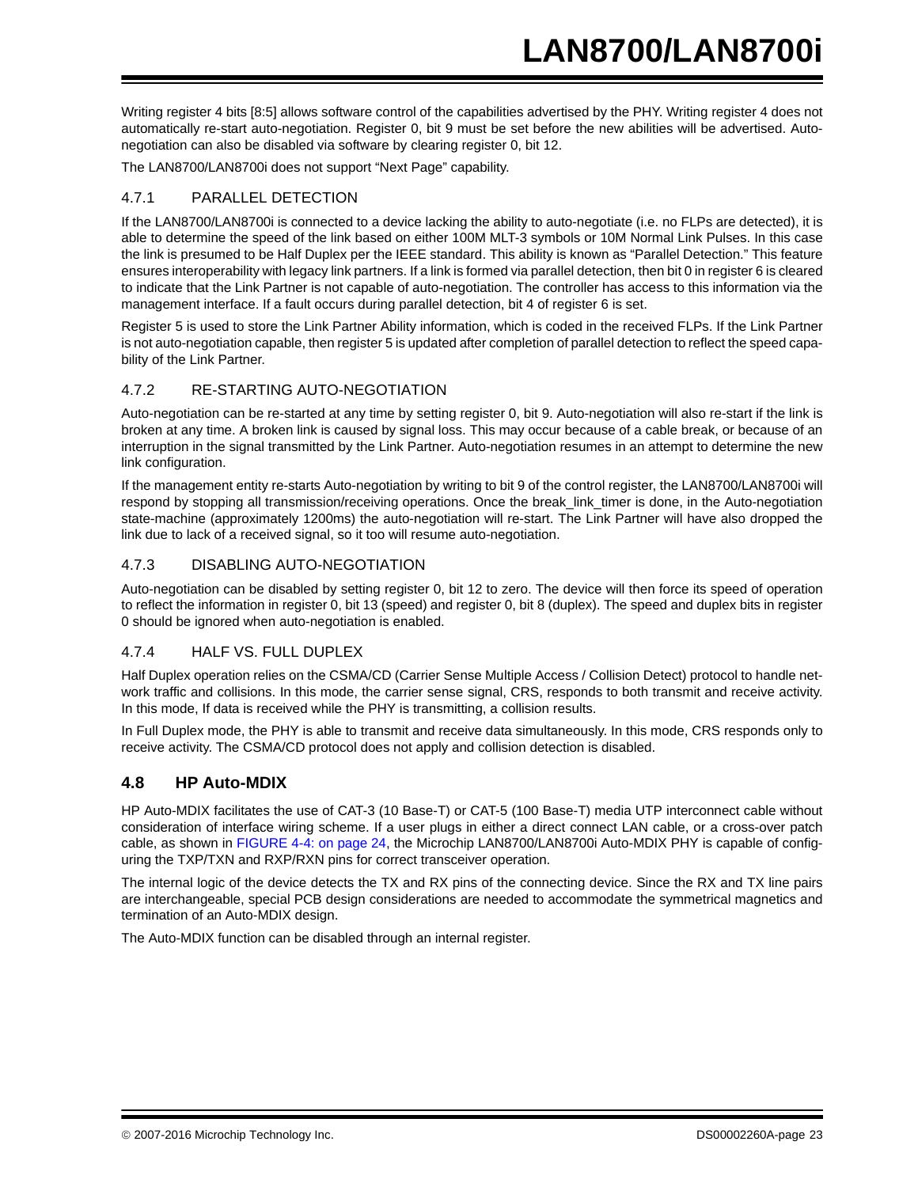Writing register 4 bits [8:5] allows software control of the capabilities advertised by the PHY. Writing register 4 does not automatically re-start auto-negotiation. Register 0, bit 9 must be set before the new abilities will be advertised. Auto-negotiation can also be disabled via software by clearing register 0, bit 12.

The LAN8700/LAN8700i does not support "Next Page" capability.

### 4.7.1 PARALLEL DETECTION

If the LAN8700/LAN8700i is connected to a device lacking the ability to auto-negotiate (i.e. no FLPs are detected), it is able to determine the speed of the link based on either 100M MLT-3 symbols or 10M Normal Link Pulses. In this case the link is presumed to be Half Duplex per the IEEE standard. This ability is known as "Parallel Detection." This feature ensures interoperability with legacy link partners. If a link is formed via parallel detection, then bit 0 in register 6 is cleared to indicate that the Link Partner is not capable of auto-negotiation. The controller has access to this information via the management interface. If a fault occurs during parallel detection, bit 4 of register 6 is set.

Register 5 is used to store the Link Partner Ability information, which is coded in the received FLPs. If the Link Partner is not auto-negotiation capable, then register 5 is updated after completion of parallel detection to reflect the speed capability of the Link Partner.

### 4.7.2 RE-STARTING AUTO-NEGOTIATION

Auto-negotiation can be re-started at any time by setting register 0, bit 9. Auto-negotiation will also re-start if the link is broken at any time. A broken link is caused by signal loss. This may occur because of a cable break, or because of an interruption in the signal transmitted by the Link Partner. Auto-negotiation resumes in an attempt to determine the new link configuration.

If the management entity re-starts Auto-negotiation by writing to bit 9 of the control register, the LAN8700/LAN8700i will respond by stopping all transmission/receiving operations. Once the break_link_timer is done, in the Auto-negotiation state-machine (approximately 1200ms) the auto-negotiation will re-start. The Link Partner will have also dropped the link due to lack of a received signal, so it too will resume auto-negotiation.

### 4.7.3 DISABLING AUTO-NEGOTIATION

Auto-negotiation can be disabled by setting register 0, bit 12 to zero. The device will then force its speed of operation to reflect the information in register 0, bit 13 (speed) and register 0, bit 8 (duplex). The speed and duplex bits in register 0 should be ignored when auto-negotiation is enabled.

### 4.7.4 HALF VS. FULL DUPLEX

Half Duplex operation relies on the CSMA/CD (Carrier Sense Multiple Access / Collision Detect) protocol to handle network traffic and collisions. In this mode, the carrier sense signal, CRS, responds to both transmit and receive activity. In this mode, If data is received while the PHY is transmitting, a collision results.

In Full Duplex mode, the PHY is able to transmit and receive data simultaneously. In this mode, CRS responds only to receive activity. The CSMA/CD protocol does not apply and collision detection is disabled.

## 4.8 HP Auto-MDIX

HP Auto-MDIX facilitates the use of CAT-3 (10 Base-T) or CAT-5 (100 Base-T) media UTP interconnect cable without consideration of interface wiring scheme. If a user plugs in either a direct connect LAN cable, or a cross-over patch cable, as shown in FIGURE 4-4: on page 24, the Microchip LAN8700/LAN8700i Auto-MDIX PHY is capable of configuring the TXP/TXN and RXP/RXN pins for correct transceiver operation.

The internal logic of the device detects the TX and RX pins of the connecting device. Since the RX and TX line pairs are interchangeable, special PCB design considerations are needed to accommodate the symmetrical magnetics and termination of an Auto-MDIX design.

The Auto-MDIX function can be disabled through an internal register.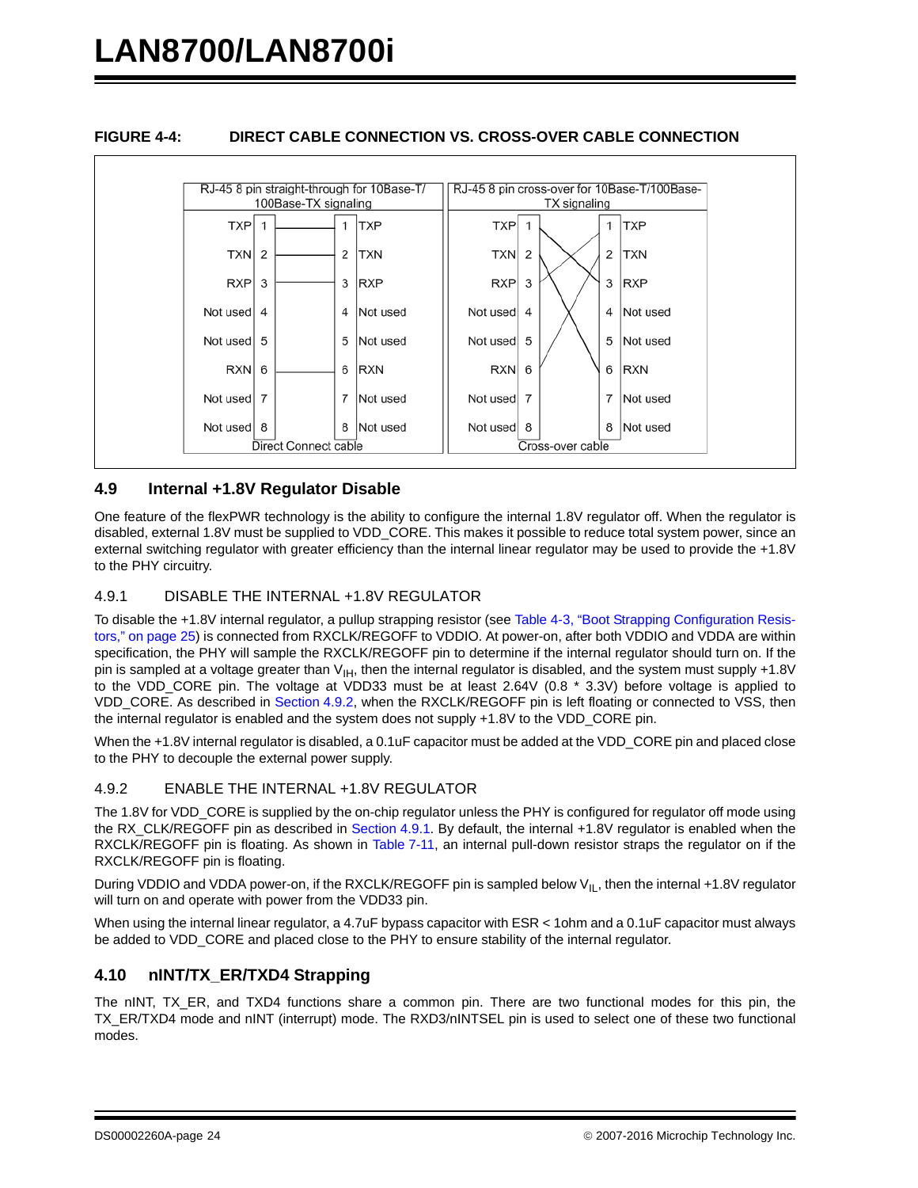**FIGURE 4-4: DIRECT CABLE CONNECTION VS. CROSS-OVER CABLE CONNECTION**

| RJ-45 8 pin straight-through for 10Base-T/100Base-TX signaling | | | | RJ-45 8 pin cross-over for 10Base-T/100Base-TX signaling | | | |
|---|---|---|---|---|---|---|---|
| TXP | 1 | 1 | TXP | TXP | 1 | 1 | TXP |
| TXN | 2 | 2 | TXN | TXN | 2 | 2 | TXN |
| RXP | 3 | 3 | RXP | RXP | 3 | 3 | RXP |
| Not used | 4 | 4 | Not used | Not used | 4 | 4 | Not used |
| Not used | 5 | 5 | Not used | Not used | 5 | 5 | Not used |
| RXN | 6 | 6 | RXN | RXN | 6 | 6 | RXN |
| Not used | 7 | 7 | Not used | Not used | 7 | 7 | Not used |
| Not used | 8 | 8 | Not used | Not used | 8 | 8 | Not used |
| Direct Connect cable | | | | Cross-over cable | | | |

## 4.9 Internal +1.8V Regulator Disable

One feature of the flexPWR technology is the ability to configure the internal 1.8V regulator off. When the regulator is disabled, external 1.8V must be supplied to VDD_CORE. This makes it possible to reduce total system power, since an external switching regulator with greater efficiency than the internal linear regulator may be used to provide the +1.8V to the PHY circuitry.

### 4.9.1 DISABLE THE INTERNAL +1.8V REGULATOR

To disable the +1.8V internal regulator, a pullup strapping resistor (see Table 4-3, "Boot Strapping Configuration Resistors," on page 25) is connected from RXCLK/REGOFF to VDDIO. At power-on, after both VDDIO and VDDA are within specification, the PHY will sample the RXCLK/REGOFF pin to determine if the internal regulator should turn on. If the pin is sampled at a voltage greater than $V_{IH}$, then the internal regulator is disabled, and the system must supply +1.8V to the VDD_CORE pin. The voltage at VDD33 must be at least 2.64V (0.8 * 3.3V) before voltage is applied to VDD_CORE. As described in Section 4.9.2, when the RXCLK/REGOFF pin is left floating or connected to VSS, then the internal regulator is enabled and the system does not supply +1.8V to the VDD_CORE pin.

When the +1.8V internal regulator is disabled, a 0.1uF capacitor must be added at the VDD_CORE pin and placed close to the PHY to decouple the external power supply.

### 4.9.2 ENABLE THE INTERNAL +1.8V REGULATOR

The 1.8V for VDD_CORE is supplied by the on-chip regulator unless the PHY is configured for regulator off mode using the RX_CLK/REGOFF pin as described in Section 4.9.1. By default, the internal +1.8V regulator is enabled when the RXCLK/REGOFF pin is floating. As shown in Table 7-11, an internal pull-down resistor straps the regulator on if the RXCLK/REGOFF pin is floating.

During VDDIO and VDDA power-on, if the RXCLK/REGOFF pin is sampled below $V_{IL}$, then the internal +1.8V regulator will turn on and operate with power from the VDD33 pin.

When using the internal linear regulator, a 4.7uF bypass capacitor with ESR < 1ohm and a 0.1uF capacitor must always be added to VDD_CORE and placed close to the PHY to ensure stability of the internal regulator.

## 4.10 nINT/TX_ER/TXD4 Strapping

The nINT, TX_ER, and TXD4 functions share a common pin. There are two functional modes for this pin, the TX_ER/TXD4 mode and nINT (interrupt) mode. The RXD3/nINTSEL pin is used to select one of these two functional modes.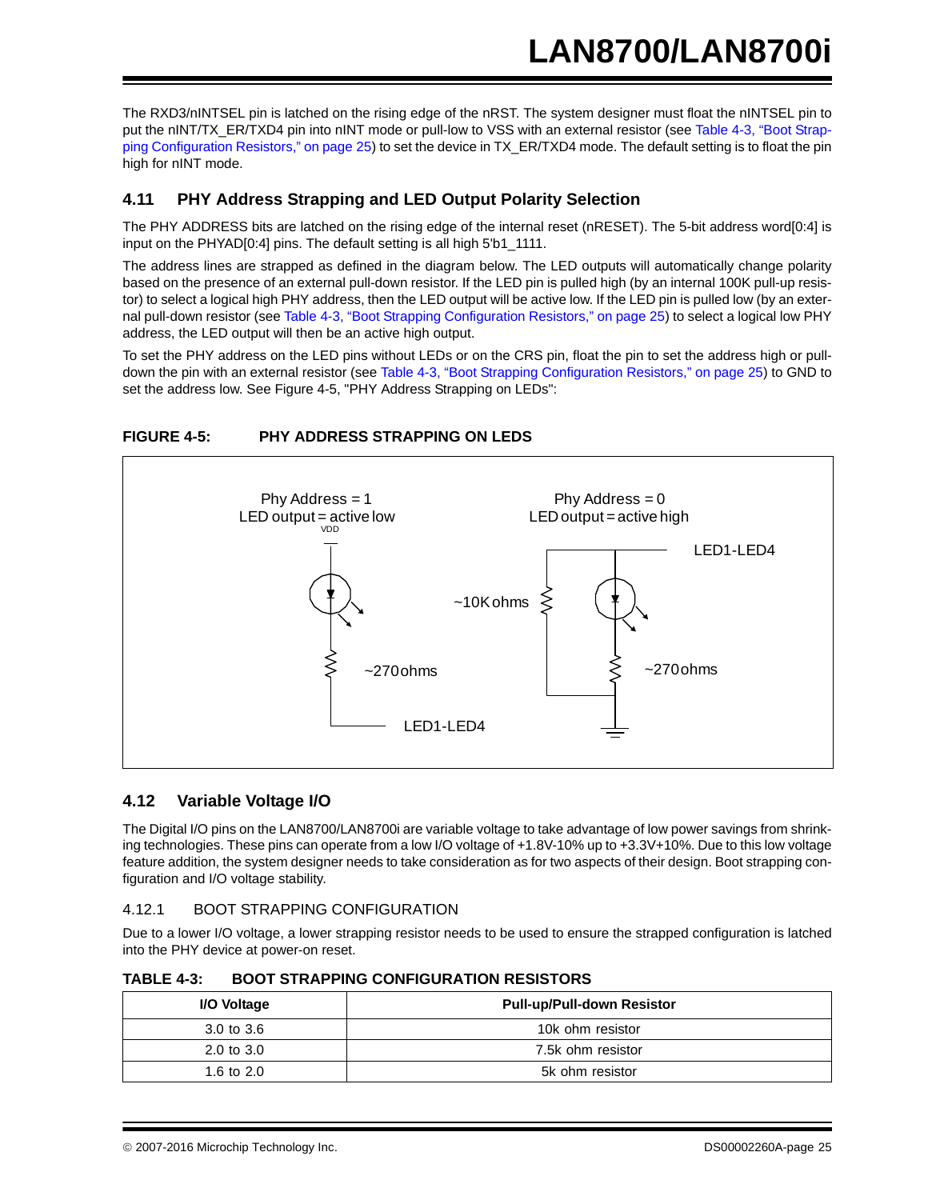The RXD3/nINTSEL pin is latched on the rising edge of the nRST. The system designer must float the nINTSEL pin to put the nINT/TX_ER/TXD4 pin into nINT mode or pull-low to VSS with an external resistor (see Table 4-3, "Boot Strapping Configuration Resistors," on page 25) to set the device in TX_ER/TXD4 mode. The default setting is to float the pin high for nINT mode.

## 4.11 PHY Address Strapping and LED Output Polarity Selection

The PHY ADDRESS bits are latched on the rising edge of the internal reset (nRESET). The 5-bit address word[0:4] is input on the PHYAD[0:4] pins. The default setting is all high 5'b1_1111.

The address lines are strapped as defined in the diagram below. The LED outputs will automatically change polarity based on the presence of an external pull-down resistor. If the LED pin is pulled high (by an internal 100K pull-up resistor) to select a logical high PHY address, then the LED output will be active low. If the LED pin is pulled low (by an external pull-down resistor (see Table 4-3, "Boot Strapping Configuration Resistors," on page 25) to select a logical low PHY address, the LED output will then be an active high output.

To set the PHY address on the LED pins without LEDs or on the CRS pin, float the pin to set the address high or pull-down the pin with an external resistor (see Table 4-3, "Boot Strapping Configuration Resistors," on page 25) to GND to set the address low. See Figure 4-5, "PHY Address Strapping on LEDs":

**FIGURE 4-5: PHY ADDRESS STRAPPING ON LEDS**

Phy Address = 1
LED output = active low
VDD
~270 ohms
LED1-LED4

Phy Address = 0
LED output = active high
LED1-LED4
~10K ohms
~270 ohms

## 4.12 Variable Voltage I/O

The Digital I/O pins on the LAN8700/LAN8700i are variable voltage to take advantage of low power savings from shrinking technologies. These pins can operate from a low I/O voltage of +1.8V-10% up to +3.3V+10%. Due to this low voltage feature addition, the system designer needs to take consideration as for two aspects of their design. Boot strapping configuration and I/O voltage stability.

### 4.12.1 BOOT STRAPPING CONFIGURATION

Due to a lower I/O voltage, a lower strapping resistor needs to be used to ensure the strapped configuration is latched into the PHY device at power-on reset.

**TABLE 4-3: BOOT STRAPPING CONFIGURATION RESISTORS**

| I/O Voltage | Pull-up/Pull-down Resistor |
|---|---|
| 3.0 to 3.6 | 10k ohm resistor |
| 2.0 to 3.0 | 7.5k ohm resistor |
| 1.6 to 2.0 | 5k ohm resistor |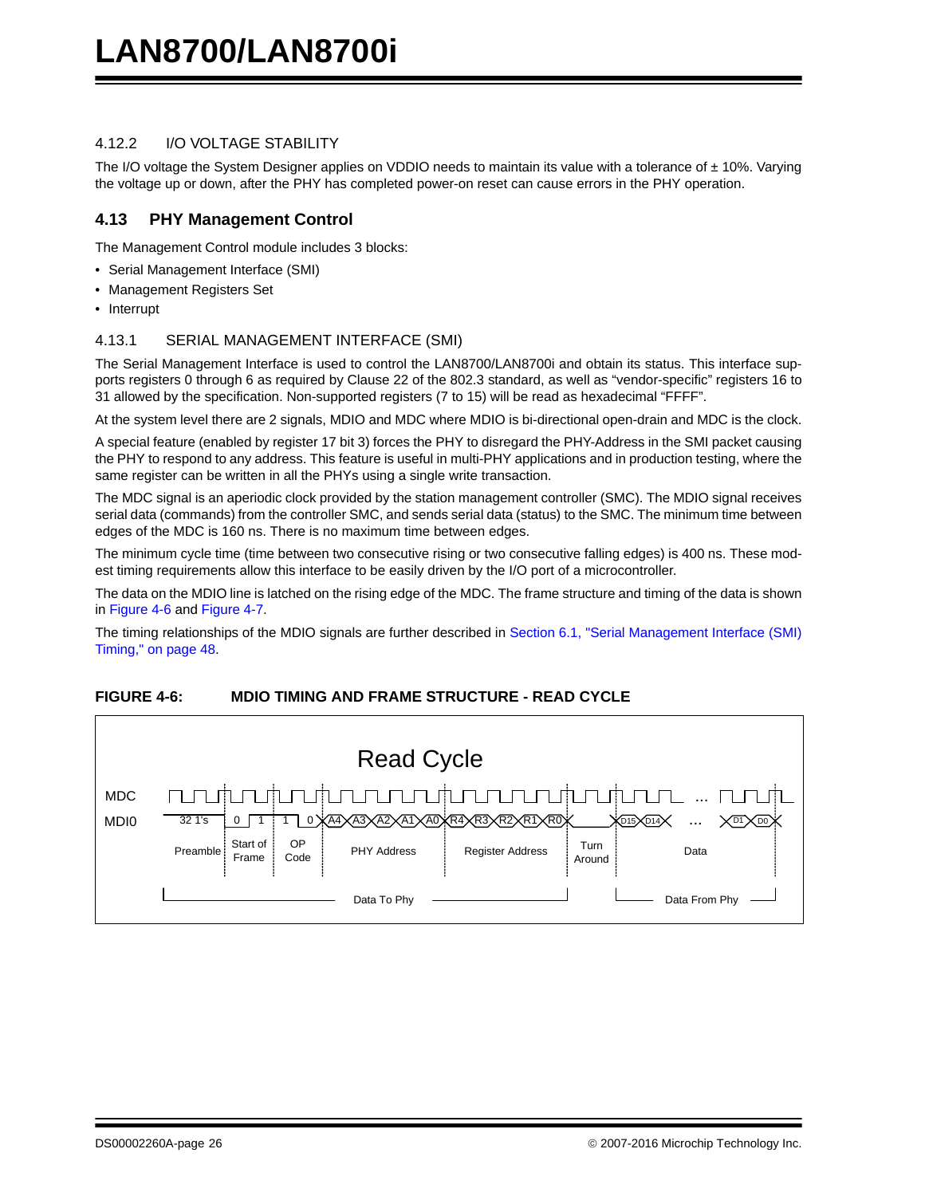### 4.12.2 I/O VOLTAGE STABILITY

The I/O voltage the System Designer applies on VDDIO needs to maintain its value with a tolerance of ± 10%. Varying the voltage up or down, after the PHY has completed power-on reset can cause errors in the PHY operation.

## 4.13 PHY Management Control

The Management Control module includes 3 blocks:

- Serial Management Interface (SMI)
- Management Registers Set
- Interrupt

### 4.13.1 SERIAL MANAGEMENT INTERFACE (SMI)

The Serial Management Interface is used to control the LAN8700/LAN8700i and obtain its status. This interface supports registers 0 through 6 as required by Clause 22 of the 802.3 standard, as well as “vendor-specific” registers 16 to 31 allowed by the specification. Non-supported registers (7 to 15) will be read as hexadecimal “FFFF”.

At the system level there are 2 signals, MDIO and MDC where MDIO is bi-directional open-drain and MDC is the clock.

A special feature (enabled by register 17 bit 3) forces the PHY to disregard the PHY-Address in the SMI packet causing the PHY to respond to any address. This feature is useful in multi-PHY applications and in production testing, where the same register can be written in all the PHYs using a single write transaction.

The MDC signal is an aperiodic clock provided by the station management controller (SMC). The MDIO signal receives serial data (commands) from the controller SMC, and sends serial data (status) to the SMC. The minimum time between edges of the MDC is 160 ns. There is no maximum time between edges.

The minimum cycle time (time between two consecutive rising or two consecutive falling edges) is 400 ns. These modest timing requirements allow this interface to be easily driven by the I/O port of a microcontroller.

The data on the MDIO line is latched on the rising edge of the MDC. The frame structure and timing of the data is shown in Figure 4-6 and Figure 4-7.

The timing relationships of the MDIO signals are further described in Section 6.1, "Serial Management Interface (SMI) Timing," on page 48.

**FIGURE 4-6: MDIO TIMING AND FRAME STRUCTURE - READ CYCLE**

Read Cycle

MDC

MDIO: 32 1's | 0 1 | 1 0 | A4 A3 A2 A1 A0 | R4 R3 R2 R1 R0 | | D15 D14 ... D1 D0

Preamble | Start of Frame | OP Code | PHY Address | Register Address | Turn Around | Data

Data To Phy | Data From Phy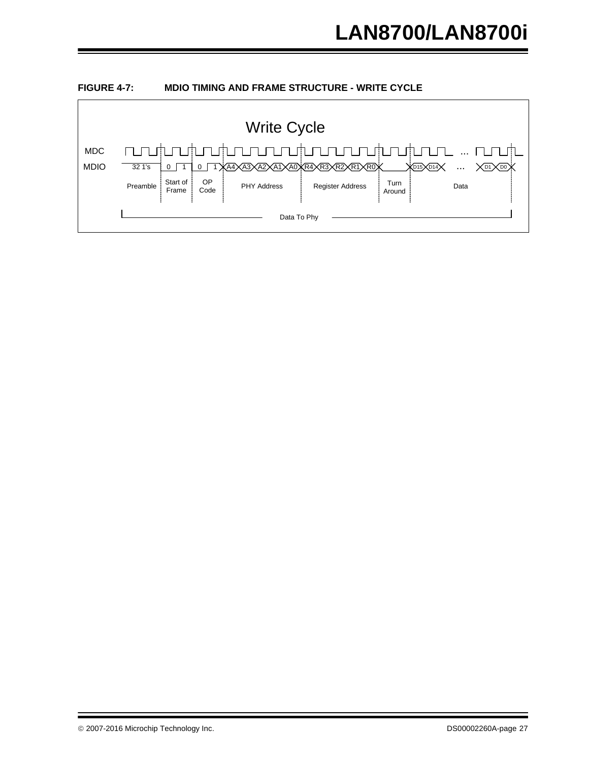**FIGURE 4-7: MDIO TIMING AND FRAME STRUCTURE - WRITE CYCLE**

Write Cycle

MDC

MDIO: 32 1's | 0 1 | 0 1 | A4 A3 A2 A1 A0 | R4 R3 R2 R1 R0 | | D15 D14 ... D1 D0

Preamble | Start of Frame | OP Code | PHY Address | Register Address | Turn Around | Data

Data To Phy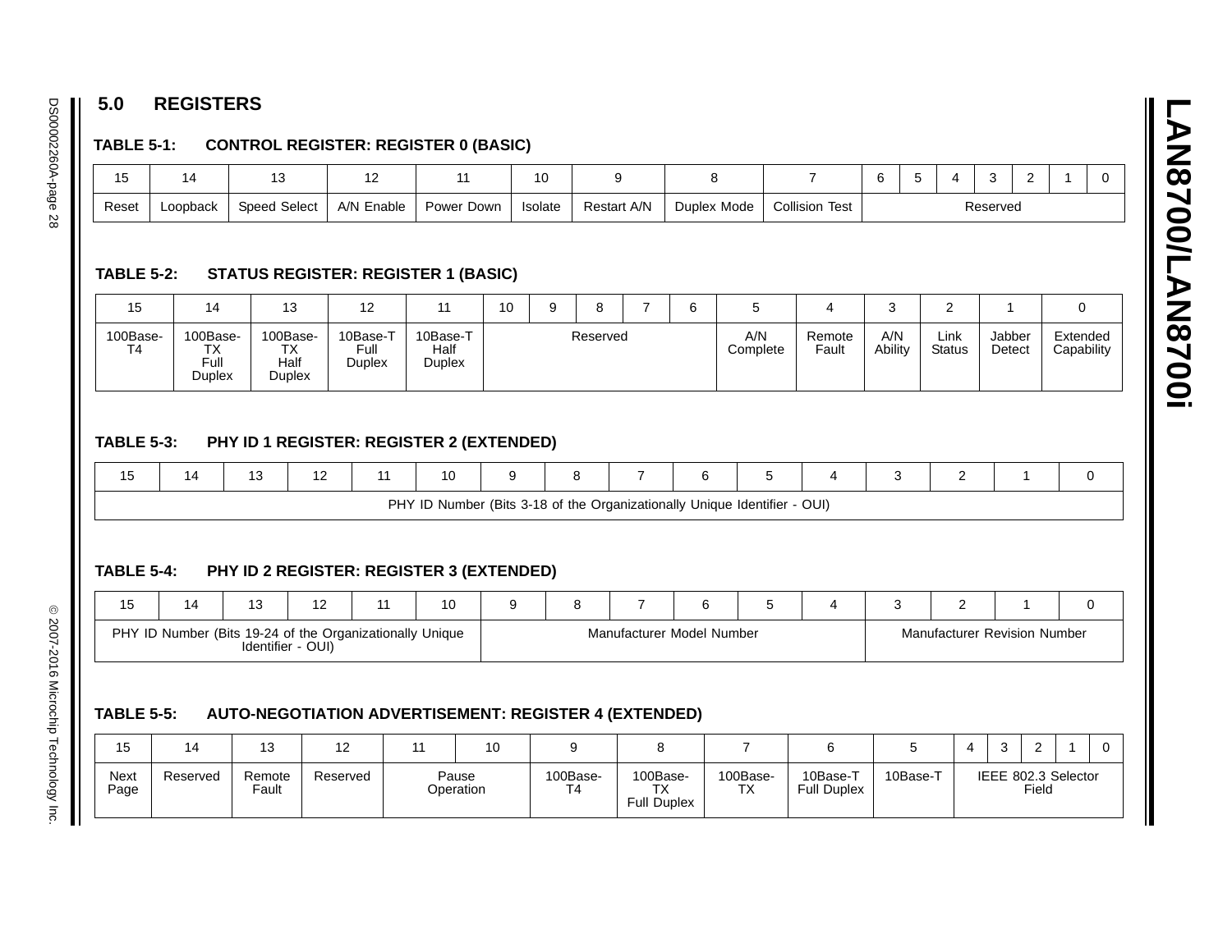## 5.0 REGISTERS

**TABLE 5-1: CONTROL REGISTER: REGISTER 0 (BASIC)**

| 15 | 14 | 13 | 12 | 11 | 10 | 9 | 8 | 7 | 6 | 5 | 4 | 3 | 2 | 1 | 0 |
|---|---|---|---|---|---|---|---|---|---|---|---|---|---|---|---|
| Reset | Loopback | Speed Select | A/N Enable | Power Down | Isolate | Restart A/N | Duplex Mode | Collision Test | Reserved | | | | | | |

**TABLE 5-2: STATUS REGISTER: REGISTER 1 (BASIC)**

| 15 | 14 | 13 | 12 | 11 | 10 | 9 | 8 | 7 | 6 | 5 | 4 | 3 | 2 | 1 | 0 |
|---|---|---|---|---|---|---|---|---|---|---|---|---|---|---|---|
| 100Base-T4 | 100Base-TX Full Duplex | 100Base-TX Half Duplex | 10Base-T Full Duplex | 10Base-T Half Duplex | Reserved | | | | | A/N Complete | Remote Fault | A/N Ability | Link Status | Jabber Detect | Extended Capability |

**TABLE 5-3: PHY ID 1 REGISTER: REGISTER 2 (EXTENDED)**

| 15 | 14 | 13 | 12 | 11 | 10 | 9 | 8 | 7 | 6 | 5 | 4 | 3 | 2 | 1 | 0 |
|---|---|---|---|---|---|---|---|---|---|---|---|---|---|---|---|
| PHY ID Number (Bits 3-18 of the Organizationally Unique Identifier - OUI) | | | | | | | | | | | | | | | |

**TABLE 5-4: PHY ID 2 REGISTER: REGISTER 3 (EXTENDED)**

| 15 | 14 | 13 | 12 | 11 | 10 | 9 | 8 | 7 | 6 | 5 | 4 | 3 | 2 | 1 | 0 |
|---|---|---|---|---|---|---|---|---|---|---|---|---|---|---|---|
| PHY ID Number (Bits 19-24 of the Organizationally Unique Identifier - OUI) | | | | | | Manufacturer Model Number | | | | | | Manufacturer Revision Number | | | |

**TABLE 5-5: AUTO-NEGOTIATION ADVERTISEMENT: REGISTER 4 (EXTENDED)**

| 15 | 14 | 13 | 12 | 11 | 10 | 9 | 8 | 7 | 6 | 5 | 4 | 3 | 2 | 1 | 0 |
|---|---|---|---|---|---|---|---|---|---|---|---|---|---|---|---|
| Next Page | Reserved | Remote Fault | Reserved | Pause Operation | | 100Base-T4 | 100Base-TX Full Duplex | 100Base-TX | 10Base-T Full Duplex | 10Base-T | IEEE 802.3 Selector Field | | | | |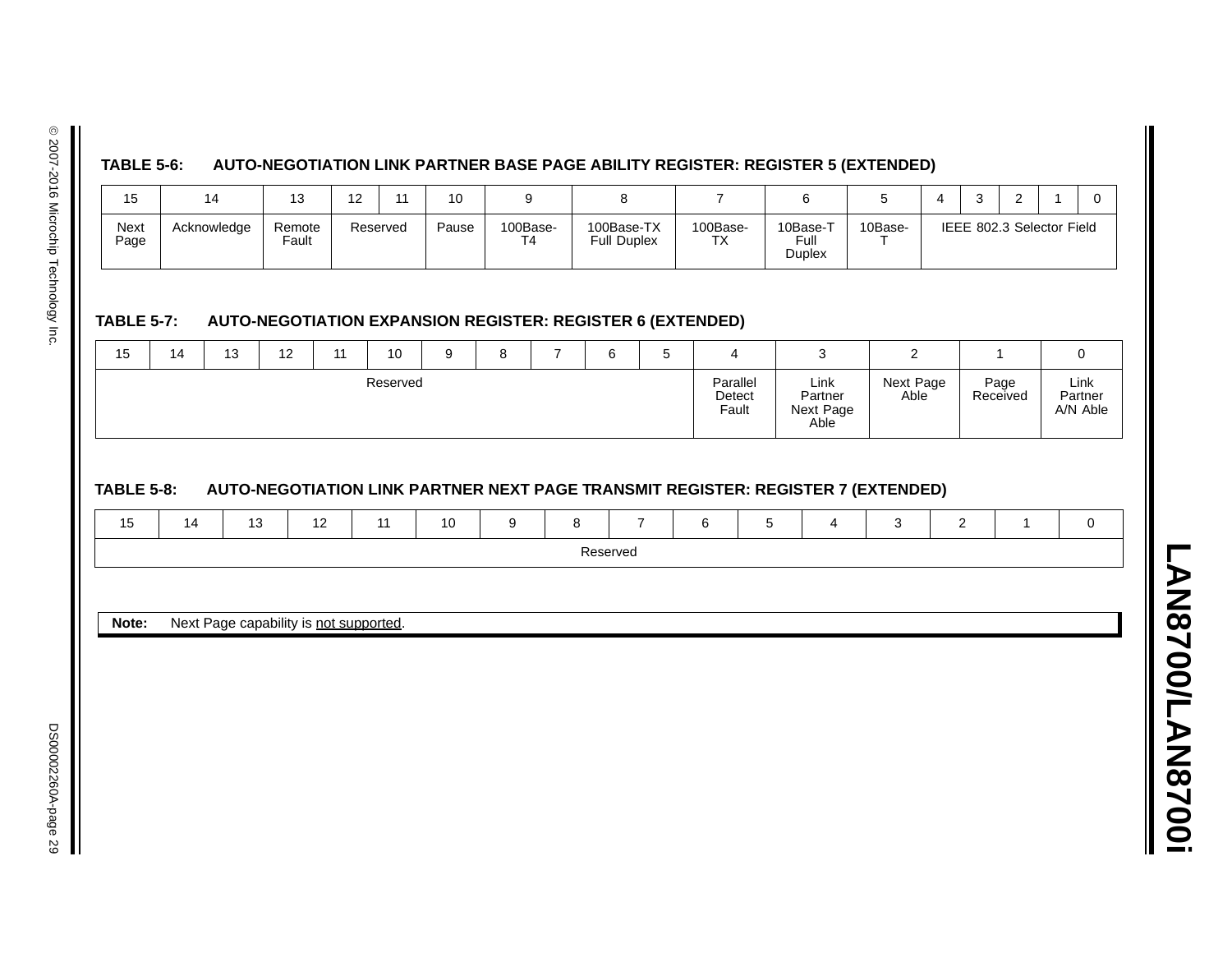**TABLE 5-6: AUTO-NEGOTIATION LINK PARTNER BASE PAGE ABILITY REGISTER: REGISTER 5 (EXTENDED)**

| 15 | 14 | 13 | 12 | 11 | 10 | 9 | 8 | 7 | 6 | 5 | 4 | 3 | 2 | 1 | 0 |
|---|---|---|---|---|---|---|---|---|---|---|---|---|---|---|---|
| Next Page | Acknowledge | Remote Fault | Reserved | | Pause | 100Base-T4 | 100Base-TX Full Duplex | 100Base-TX | 10Base-T Full Duplex | 10Base-T | IEEE 802.3 Selector Field | | | | |

**TABLE 5-7: AUTO-NEGOTIATION EXPANSION REGISTER: REGISTER 6 (EXTENDED)**

| 15 | 14 | 13 | 12 | 11 | 10 | 9 | 8 | 7 | 6 | 5 | 4 | 3 | 2 | 1 | 0 |
|---|---|---|---|---|---|---|---|---|---|---|---|---|---|---|---|
| Reserved | | | | | | | | | | | Parallel Detect Fault | Link Partner Next Page Able | Next Page Able | Page Received | Link Partner A/N Able |

**TABLE 5-8: AUTO-NEGOTIATION LINK PARTNER NEXT PAGE TRANSMIT REGISTER: REGISTER 7 (EXTENDED)**

| 15 | 14 | 13 | 12 | 11 | 10 | 9 | 8 | 7 | 6 | 5 | 4 | 3 | 2 | 1 | 0 |
|---|---|---|---|---|---|---|---|---|---|---|---|---|---|---|---|
| Reserved | | | | | | | | | | | | | | | |

**Note:** Next Page capability is not supported.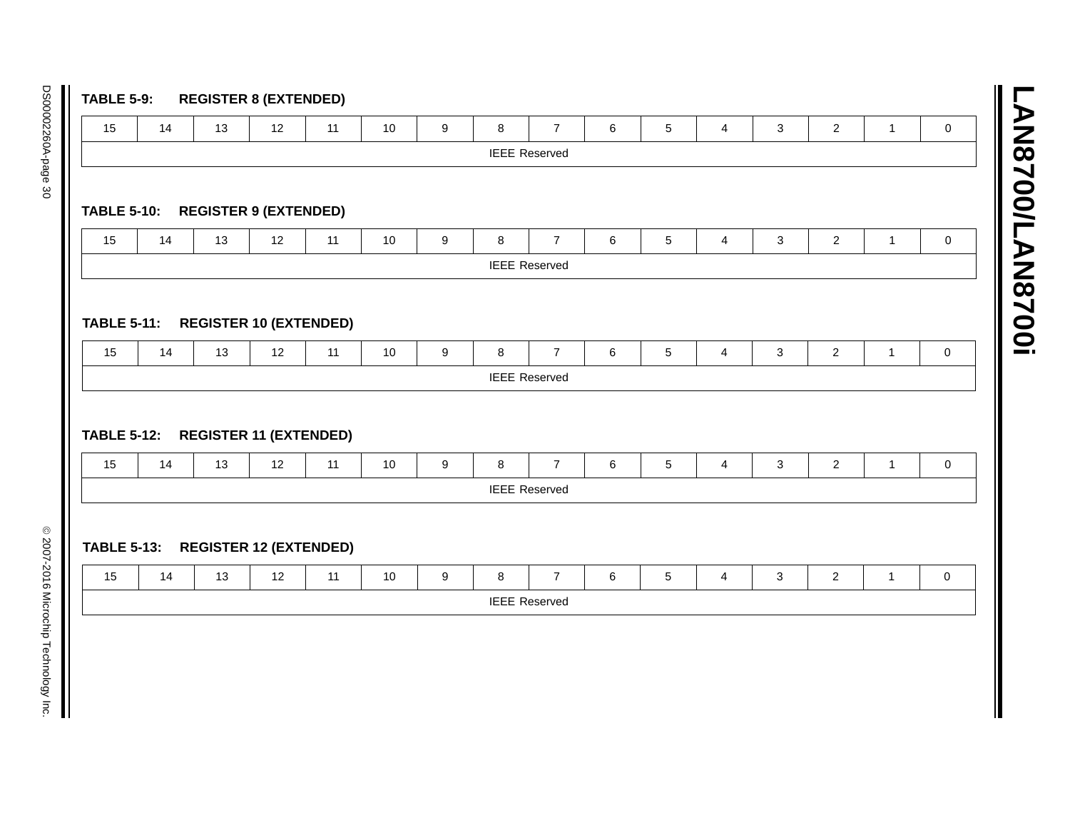**TABLE 5-9: REGISTER 8 (EXTENDED)**

| 15 | 14 | 13 | 12 | 11 | 10 | 9 | 8 | 7 | 6 | 5 | 4 | 3 | 2 | 1 | 0 |
|---|---|---|---|---|---|---|---|---|---|---|---|---|---|---|---|
| IEEE Reserved | | | | | | | | | | | | | | | |

**TABLE 5-10: REGISTER 9 (EXTENDED)**

| 15 | 14 | 13 | 12 | 11 | 10 | 9 | 8 | 7 | 6 | 5 | 4 | 3 | 2 | 1 | 0 |
|---|---|---|---|---|---|---|---|---|---|---|---|---|---|---|---|
| IEEE Reserved | | | | | | | | | | | | | | | |

**TABLE 5-11: REGISTER 10 (EXTENDED)**

| 15 | 14 | 13 | 12 | 11 | 10 | 9 | 8 | 7 | 6 | 5 | 4 | 3 | 2 | 1 | 0 |
|---|---|---|---|---|---|---|---|---|---|---|---|---|---|---|---|
| IEEE Reserved | | | | | | | | | | | | | | | |

**TABLE 5-12: REGISTER 11 (EXTENDED)**

| 15 | 14 | 13 | 12 | 11 | 10 | 9 | 8 | 7 | 6 | 5 | 4 | 3 | 2 | 1 | 0 |
|---|---|---|---|---|---|---|---|---|---|---|---|---|---|---|---|
| IEEE Reserved | | | | | | | | | | | | | | | |

**TABLE 5-13: REGISTER 12 (EXTENDED)**

| 15 | 14 | 13 | 12 | 11 | 10 | 9 | 8 | 7 | 6 | 5 | 4 | 3 | 2 | 1 | 0 |
|---|---|---|---|---|---|---|---|---|---|---|---|---|---|---|---|
| IEEE Reserved | | | | | | | | | | | | | | | |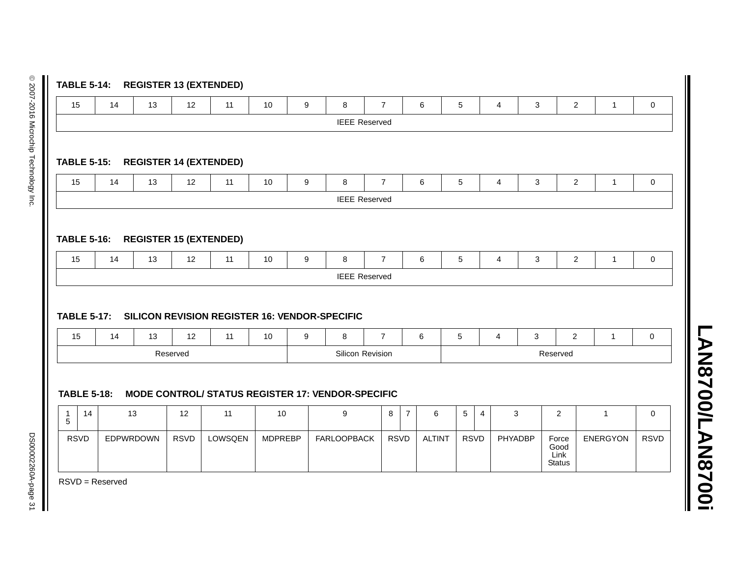**TABLE 5-14: REGISTER 13 (EXTENDED)**

| 15 | 14 | 13 | 12 | 11 | 10 | 9 | 8 | 7 | 6 | 5 | 4 | 3 | 2 | 1 | 0 |
|---|---|---|---|---|---|---|---|---|---|---|---|---|---|---|---|
| IEEE Reserved | | | | | | | | | | | | | | | |

**TABLE 5-15: REGISTER 14 (EXTENDED)**

| 15 | 14 | 13 | 12 | 11 | 10 | 9 | 8 | 7 | 6 | 5 | 4 | 3 | 2 | 1 | 0 |
|---|---|---|---|---|---|---|---|---|---|---|---|---|---|---|---|
| IEEE Reserved | | | | | | | | | | | | | | | |

**TABLE 5-16: REGISTER 15 (EXTENDED)**

| 15 | 14 | 13 | 12 | 11 | 10 | 9 | 8 | 7 | 6 | 5 | 4 | 3 | 2 | 1 | 0 |
|---|---|---|---|---|---|---|---|---|---|---|---|---|---|---|---|
| IEEE Reserved | | | | | | | | | | | | | | | |

**TABLE 5-17: SILICON REVISION REGISTER 16: VENDOR-SPECIFIC**

| 15 | 14 | 13 | 12 | 11 | 10 | 9 | 8 | 7 | 6 | 5 | 4 | 3 | 2 | 1 | 0 |
|---|---|---|---|---|---|---|---|---|---|---|---|---|---|---|---|
| Reserved | | | | | | Silicon Revision | | | | Reserved | | | | | |

**TABLE 5-18: MODE CONTROL/ STATUS REGISTER 17: VENDOR-SPECIFIC**

| 15 | 14 | 13 | 12 | 11 | 10 | 9 | 8 | 7 | 6 | 5 | 4 | 3 | 2 | 1 | 0 |
|---|---|---|---|---|---|---|---|---|---|---|---|---|---|---|---|
| RSVD | | EDPWRDOWN | RSVD | LOWSQEN | MDPREBP | FARLOOPBACK | RSVD | | ALTINT | RSVD | | PHYADBP | Force Good Link Status | ENERGYON | RSVD |

RSVD = Reserved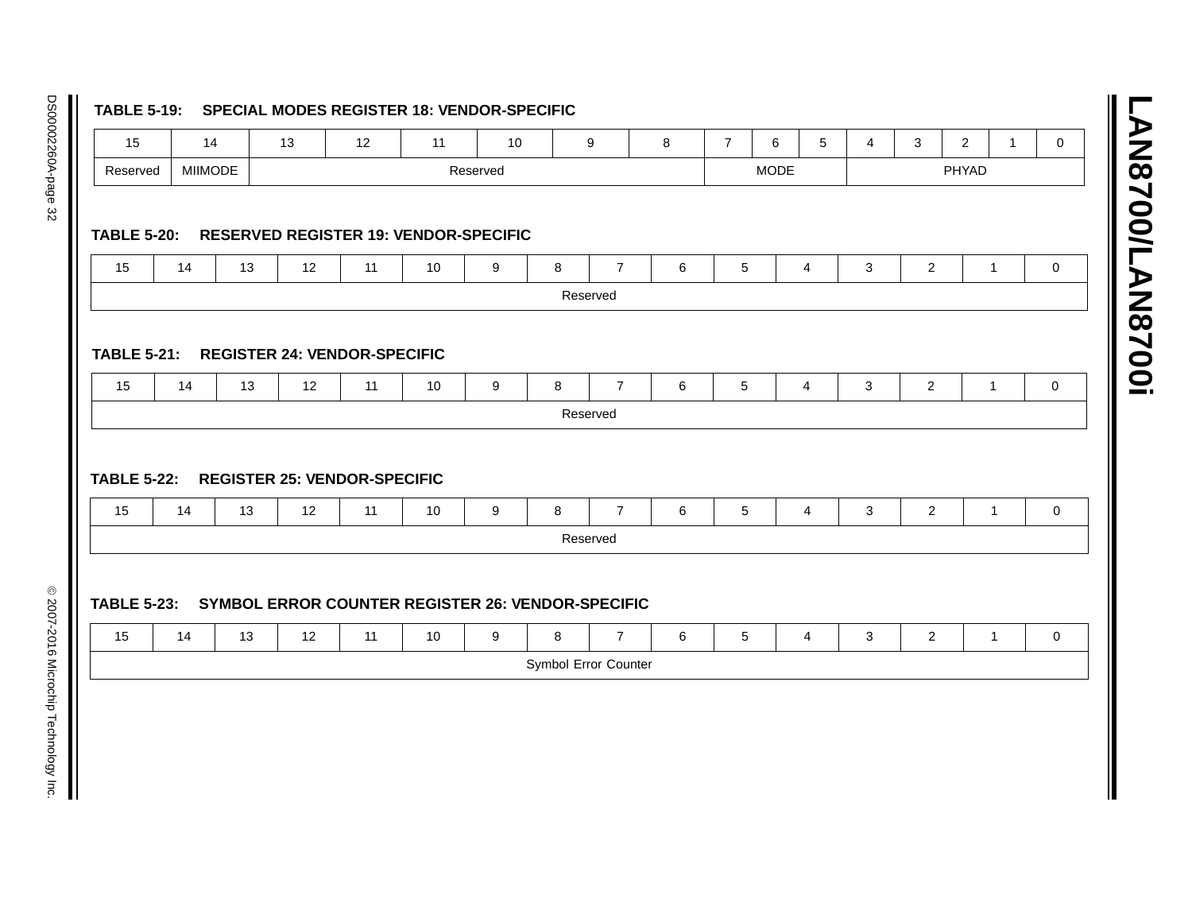**TABLE 5-19: SPECIAL MODES REGISTER 18: VENDOR-SPECIFIC**

| 15 | 14 | 13 | 12 | 11 | 10 | 9 | 8 | 7 | 6 | 5 | 4 | 3 | 2 | 1 | 0 |
|---|---|---|---|---|---|---|---|---|---|---|---|---|---|---|---|
| Reserved | MIIMODE | Reserved | | | | | | MODE | | | PHYAD | | | | |

**TABLE 5-20: RESERVED REGISTER 19: VENDOR-SPECIFIC**

| 15 | 14 | 13 | 12 | 11 | 10 | 9 | 8 | 7 | 6 | 5 | 4 | 3 | 2 | 1 | 0 |
|---|---|---|---|---|---|---|---|---|---|---|---|---|---|---|---|
| Reserved | | | | | | | | | | | | | | | |

**TABLE 5-21: REGISTER 24: VENDOR-SPECIFIC**

| 15 | 14 | 13 | 12 | 11 | 10 | 9 | 8 | 7 | 6 | 5 | 4 | 3 | 2 | 1 | 0 |
|---|---|---|---|---|---|---|---|---|---|---|---|---|---|---|---|
| Reserved | | | | | | | | | | | | | | | |

**TABLE 5-22: REGISTER 25: VENDOR-SPECIFIC**

| 15 | 14 | 13 | 12 | 11 | 10 | 9 | 8 | 7 | 6 | 5 | 4 | 3 | 2 | 1 | 0 |
|---|---|---|---|---|---|---|---|---|---|---|---|---|---|---|---|
| Reserved | | | | | | | | | | | | | | | |

**TABLE 5-23: SYMBOL ERROR COUNTER REGISTER 26: VENDOR-SPECIFIC**

| 15 | 14 | 13 | 12 | 11 | 10 | 9 | 8 | 7 | 6 | 5 | 4 | 3 | 2 | 1 | 0 |
|---|---|---|---|---|---|---|---|---|---|---|---|---|---|---|---|
| Symbol Error Counter | | | | | | | | | | | | | | | |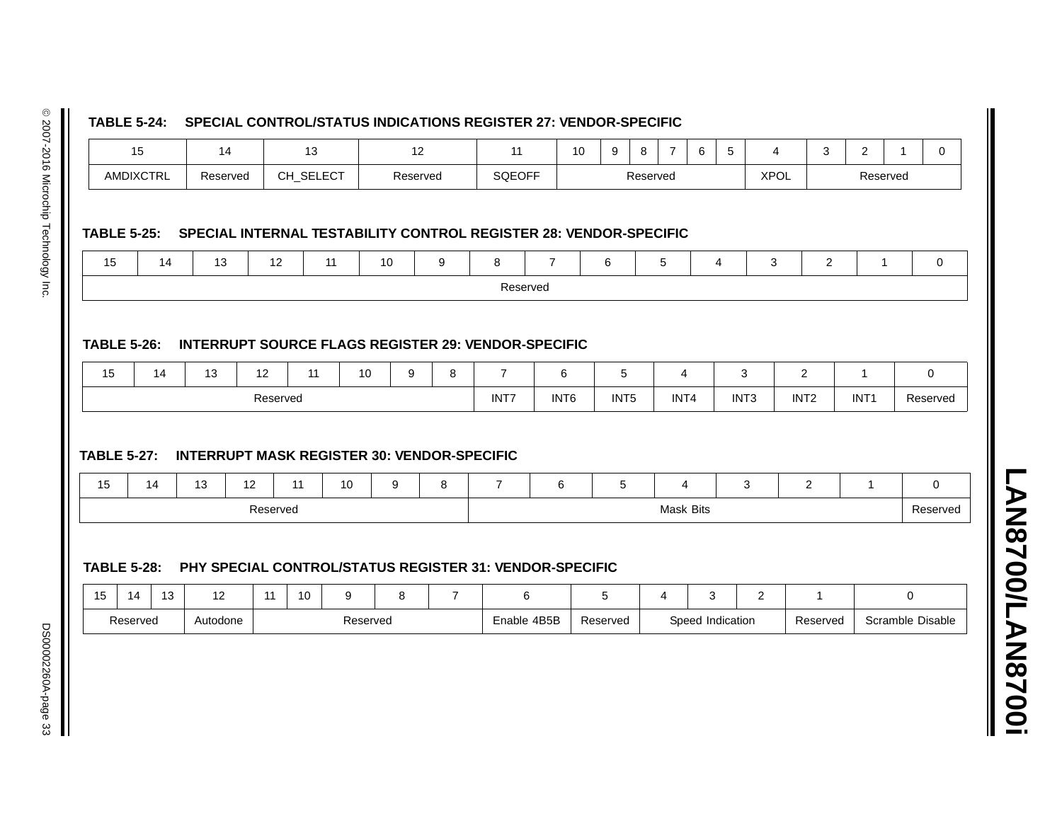**TABLE 5-24: SPECIAL CONTROL/STATUS INDICATIONS REGISTER 27: VENDOR-SPECIFIC**

| 15 | 14 | 13 | 12 | 11 | 10 | 9 | 8 | 7 | 6 | 5 | 4 | 3 | 2 | 1 | 0 |
|---|---|---|---|---|---|---|---|---|---|---|---|---|---|---|---|
| AMDIXCTRL | Reserved | CH_SELECT | Reserved | SQEOFF | Reserved | | | | | | XPOL | Reserved | | | |

**TABLE 5-25: SPECIAL INTERNAL TESTABILITY CONTROL REGISTER 28: VENDOR-SPECIFIC**

| 15 | 14 | 13 | 12 | 11 | 10 | 9 | 8 | 7 | 6 | 5 | 4 | 3 | 2 | 1 | 0 |
|---|---|---|---|---|---|---|---|---|---|---|---|---|---|---|---|
| Reserved | | | | | | | | | | | | | | | |

**TABLE 5-26: INTERRUPT SOURCE FLAGS REGISTER 29: VENDOR-SPECIFIC**

| 15 | 14 | 13 | 12 | 11 | 10 | 9 | 8 | 7 | 6 | 5 | 4 | 3 | 2 | 1 | 0 |
|---|---|---|---|---|---|---|---|---|---|---|---|---|---|---|---|
| Reserved | | | | | | | | INT7 | INT6 | INT5 | INT4 | INT3 | INT2 | INT1 | Reserved |

**TABLE 5-27: INTERRUPT MASK REGISTER 30: VENDOR-SPECIFIC**

| 15 | 14 | 13 | 12 | 11 | 10 | 9 | 8 | 7 | 6 | 5 | 4 | 3 | 2 | 1 | 0 |
|---|---|---|---|---|---|---|---|---|---|---|---|---|---|---|---|
| Reserved | | | | | | | | Mask Bits | | | | | | | Reserved |

**TABLE 5-28: PHY SPECIAL CONTROL/STATUS REGISTER 31: VENDOR-SPECIFIC**

| 15 | 14 | 13 | 12 | 11 | 10 | 9 | 8 | 7 | 6 | 5 | 4 | 3 | 2 | 1 | 0 |
|---|---|---|---|---|---|---|---|---|---|---|---|---|---|---|---|
| Reserved | | | Autodone | Reserved | | | | | Enable 4B5B | Reserved | Speed Indication | | | Reserved | Scramble Disable |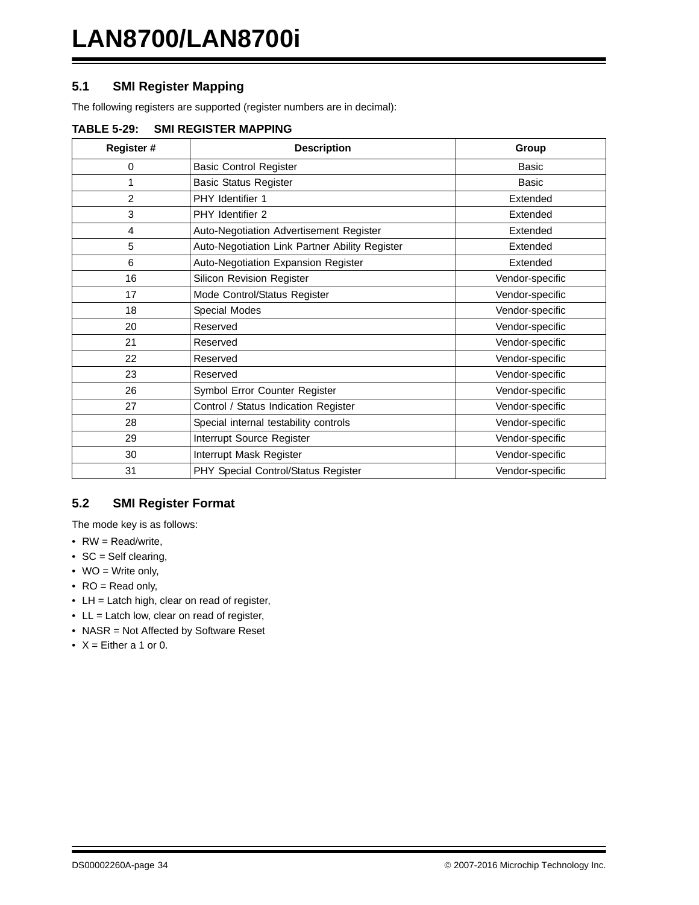## 5.1 SMI Register Mapping

The following registers are supported (register numbers are in decimal):

**TABLE 5-29: SMI REGISTER MAPPING**

| Register # | Description | Group |
|---|---|---|
| 0 | Basic Control Register | Basic |
| 1 | Basic Status Register | Basic |
| 2 | PHY Identifier 1 | Extended |
| 3 | PHY Identifier 2 | Extended |
| 4 | Auto-Negotiation Advertisement Register | Extended |
| 5 | Auto-Negotiation Link Partner Ability Register | Extended |
| 6 | Auto-Negotiation Expansion Register | Extended |
| 16 | Silicon Revision Register | Vendor-specific |
| 17 | Mode Control/Status Register | Vendor-specific |
| 18 | Special Modes | Vendor-specific |
| 20 | Reserved | Vendor-specific |
| 21 | Reserved | Vendor-specific |
| 22 | Reserved | Vendor-specific |
| 23 | Reserved | Vendor-specific |
| 26 | Symbol Error Counter Register | Vendor-specific |
| 27 | Control / Status Indication Register | Vendor-specific |
| 28 | Special internal testability controls | Vendor-specific |
| 29 | Interrupt Source Register | Vendor-specific |
| 30 | Interrupt Mask Register | Vendor-specific |
| 31 | PHY Special Control/Status Register | Vendor-specific |

## 5.2 SMI Register Format

The mode key is as follows:

- RW = Read/write,
- SC = Self clearing,
- WO = Write only,
- RO = Read only,
- LH = Latch high, clear on read of register,
- LL = Latch low, clear on read of register,
- NASR = Not Affected by Software Reset
- X = Either a 1 or 0.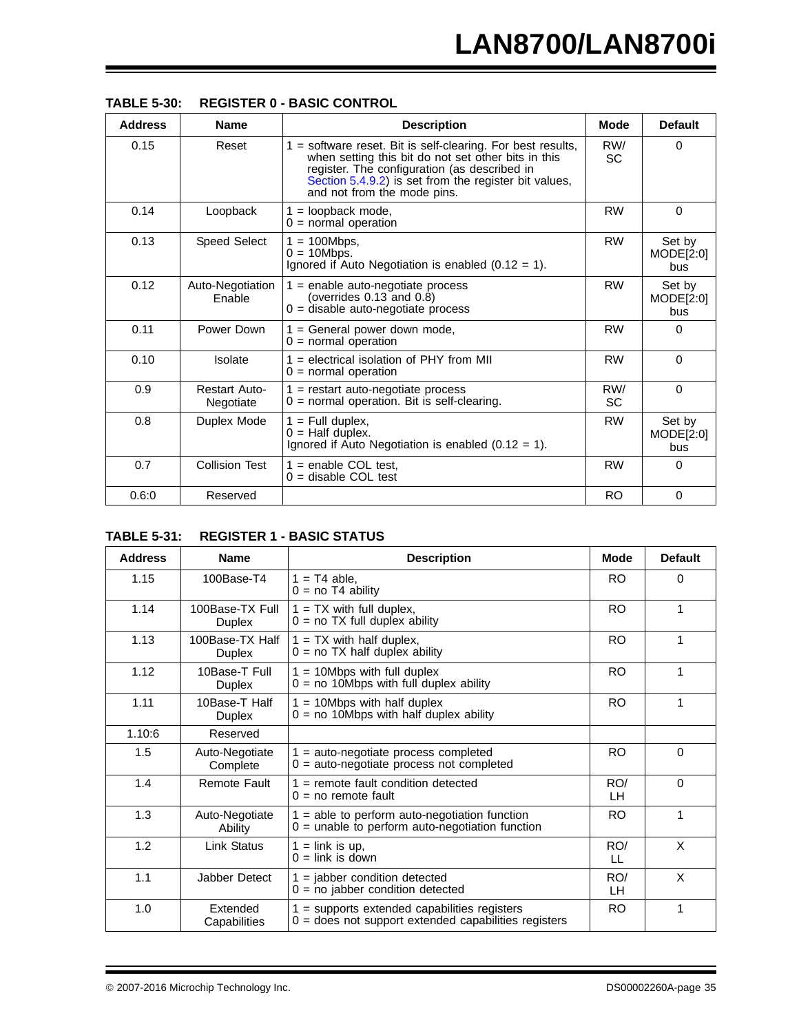**TABLE 5-30: REGISTER 0 - BASIC CONTROL**

| Address | Name | Description | Mode | Default |
|---|---|---|---|---|
| 0.15 | Reset | 1 = software reset. Bit is self-clearing. For best results, when setting this bit do not set other bits in this register. The configuration (as described in Section 5.4.9.2) is set from the register bit values, and not from the mode pins. | RW/ SC | 0 |
| 0.14 | Loopback | 1 = loopback mode, 0 = normal operation | RW | 0 |
| 0.13 | Speed Select | 1 = 100Mbps, 0 = 10Mbps. Ignored if Auto Negotiation is enabled (0.12 = 1). | RW | Set by MODE[2:0] bus |
| 0.12 | Auto-Negotiation Enable | 1 = enable auto-negotiate process (overrides 0.13 and 0.8) 0 = disable auto-negotiate process | RW | Set by MODE[2:0] bus |
| 0.11 | Power Down | 1 = General power down mode, 0 = normal operation | RW | 0 |
| 0.10 | Isolate | 1 = electrical isolation of PHY from MII 0 = normal operation | RW | 0 |
| 0.9 | Restart Auto-Negotiate | 1 = restart auto-negotiate process 0 = normal operation. Bit is self-clearing. | RW/ SC | 0 |
| 0.8 | Duplex Mode | 1 = Full duplex, 0 = Half duplex. Ignored if Auto Negotiation is enabled (0.12 = 1). | RW | Set by MODE[2:0] bus |
| 0.7 | Collision Test | 1 = enable COL test, 0 = disable COL test | RW | 0 |
| 0.6:0 | Reserved | | RO | 0 |

**TABLE 5-31: REGISTER 1 - BASIC STATUS**

| Address | Name | Description | Mode | Default |
|---|---|---|---|---|
| 1.15 | 100Base-T4 | 1 = T4 able, 0 = no T4 ability | RO | 0 |
| 1.14 | 100Base-TX Full Duplex | 1 = TX with full duplex, 0 = no TX full duplex ability | RO | 1 |
| 1.13 | 100Base-TX Half Duplex | 1 = TX with half duplex, 0 = no TX half duplex ability | RO | 1 |
| 1.12 | 10Base-T Full Duplex | 1 = 10Mbps with full duplex 0 = no 10Mbps with full duplex ability | RO | 1 |
| 1.11 | 10Base-T Half Duplex | 1 = 10Mbps with half duplex 0 = no 10Mbps with half duplex ability | RO | 1 |
| 1.10:6 | Reserved | | | |
| 1.5 | Auto-Negotiate Complete | 1 = auto-negotiate process completed 0 = auto-negotiate process not completed | RO | 0 |
| 1.4 | Remote Fault | 1 = remote fault condition detected 0 = no remote fault | RO/ LH | 0 |
| 1.3 | Auto-Negotiate Ability | 1 = able to perform auto-negotiation function 0 = unable to perform auto-negotiation function | RO | 1 |
| 1.2 | Link Status | 1 = link is up, 0 = link is down | RO/ LL | X |
| 1.1 | Jabber Detect | 1 = jabber condition detected 0 = no jabber condition detected | RO/ LH | X |
| 1.0 | Extended Capabilities | 1 = supports extended capabilities registers 0 = does not support extended capabilities registers | RO | 1 |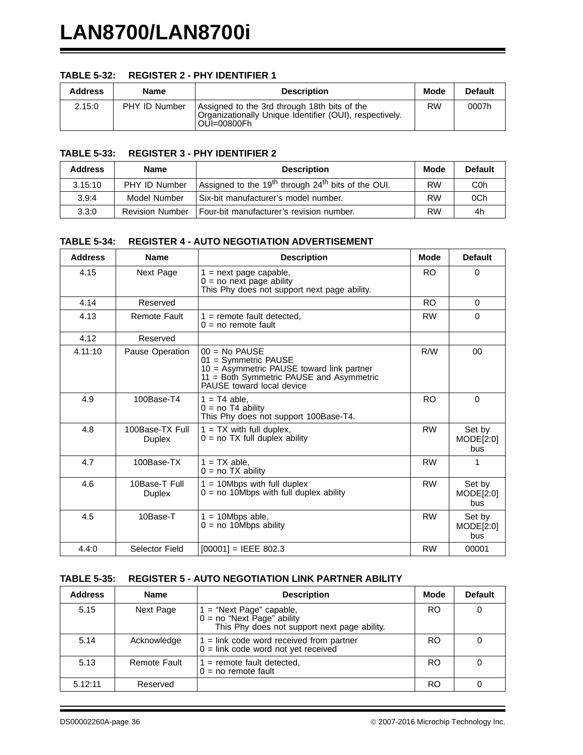**TABLE 5-32: REGISTER 2 - PHY IDENTIFIER 1**

| Address | Name | Description | Mode | Default |
|---|---|---|---|---|
| 2.15:0 | PHY ID Number | Assigned to the 3rd through 18th bits of the Organizationally Unique Identifier (OUI), respectively. OUI=00800Fh | RW | 0007h |

**TABLE 5-33: REGISTER 3 - PHY IDENTIFIER 2**

| Address | Name | Description | Mode | Default |
|---|---|---|---|---|
| 3.15:10 | PHY ID Number | Assigned to the 19th through 24th bits of the OUI. | RW | C0h |
| 3.9:4 | Model Number | Six-bit manufacturer's model number. | RW | 0Ch |
| 3.3:0 | Revision Number | Four-bit manufacturer's revision number. | RW | 4h |

**TABLE 5-34: REGISTER 4 - AUTO NEGOTIATION ADVERTISEMENT**

| Address | Name | Description | Mode | Default |
|---|---|---|---|---|
| 4.15 | Next Page | 1 = next page capable,<br>0 = no next page ability<br>This Phy does not support next page ability. | RO | 0 |
| 4.14 | Reserved | | RO | 0 |
| 4.13 | Remote Fault | 1 = remote fault detected,<br>0 = no remote fault | RW | 0 |
| 4.12 | Reserved | | | |
| 4.11:10 | Pause Operation | 00 = No PAUSE<br>01 = Symmetric PAUSE<br>10 = Asymmetric PAUSE toward link partner<br>11 = Both Symmetric PAUSE and Asymmetric PAUSE toward local device | R/W | 00 |
| 4.9 | 100Base-T4 | 1 = T4 able,<br>0 = no T4 ability<br>This Phy does not support 100Base-T4. | RO | 0 |
| 4.8 | 100Base-TX Full Duplex | 1 = TX with full duplex,<br>0 = no TX full duplex ability | RW | Set by MODE[2:0] bus |
| 4.7 | 100Base-TX | 1 = TX able,<br>0 = no TX ability | RW | 1 |
| 4.6 | 10Base-T Full Duplex | 1 = 10Mbps with full duplex<br>0 = no 10Mbps with full duplex ability | RW | Set by MODE[2:0] bus |
| 4.5 | 10Base-T | 1 = 10Mbps able,<br>0 = no 10Mbps ability | RW | Set by MODE[2:0] bus |
| 4.4:0 | Selector Field | [00001] = IEEE 802.3 | RW | 00001 |

**TABLE 5-35: REGISTER 5 - AUTO NEGOTIATION LINK PARTNER ABILITY**

| Address | Name | Description | Mode | Default |
|---|---|---|---|---|
| 5.15 | Next Page | 1 = "Next Page" capable,<br>0 = no "Next Page" ability<br>This Phy does not support next page ability. | RO | 0 |
| 5.14 | Acknowledge | 1 = link code word received from partner<br>0 = link code word not yet received | RO | 0 |
| 5.13 | Remote Fault | 1 = remote fault detected,<br>0 = no remote fault | RO | 0 |
| 5.12:11 | Reserved | | RO | 0 |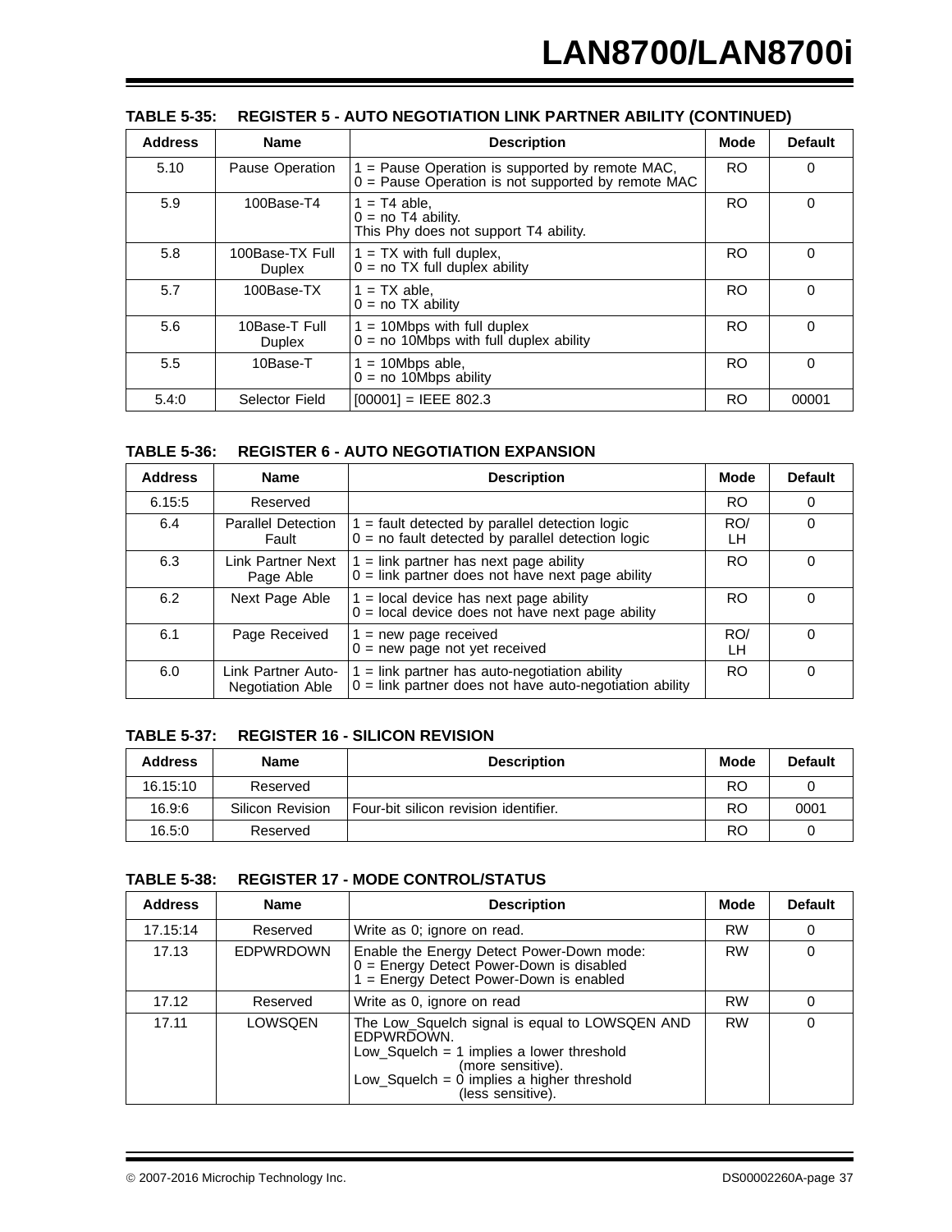**TABLE 5-35: REGISTER 5 - AUTO NEGOTIATION LINK PARTNER ABILITY (CONTINUED)**

| Address | Name | Description | Mode | Default |
|---|---|---|---|---|
| 5.10 | Pause Operation | 1 = Pause Operation is supported by remote MAC, 0 = Pause Operation is not supported by remote MAC | RO | 0 |
| 5.9 | 100Base-T4 | 1 = T4 able, 0 = no T4 ability. This Phy does not support T4 ability. | RO | 0 |
| 5.8 | 100Base-TX Full Duplex | 1 = TX with full duplex, 0 = no TX full duplex ability | RO | 0 |
| 5.7 | 100Base-TX | 1 = TX able, 0 = no TX ability | RO | 0 |
| 5.6 | 10Base-T Full Duplex | 1 = 10Mbps with full duplex 0 = no 10Mbps with full duplex ability | RO | 0 |
| 5.5 | 10Base-T | 1 = 10Mbps able, 0 = no 10Mbps ability | RO | 0 |
| 5.4:0 | Selector Field | [00001] = IEEE 802.3 | RO | 00001 |

**TABLE 5-36: REGISTER 6 - AUTO NEGOTIATION EXPANSION**

| Address | Name | Description | Mode | Default |
|---|---|---|---|---|
| 6.15:5 | Reserved | | RO | 0 |
| 6.4 | Parallel Detection Fault | 1 = fault detected by parallel detection logic 0 = no fault detected by parallel detection logic | RO/ LH | 0 |
| 6.3 | Link Partner Next Page Able | 1 = link partner has next page ability 0 = link partner does not have next page ability | RO | 0 |
| 6.2 | Next Page Able | 1 = local device has next page ability 0 = local device does not have next page ability | RO | 0 |
| 6.1 | Page Received | 1 = new page received 0 = new page not yet received | RO/ LH | 0 |
| 6.0 | Link Partner Auto-Negotiation Able | 1 = link partner has auto-negotiation ability 0 = link partner does not have auto-negotiation ability | RO | 0 |

**TABLE 5-37: REGISTER 16 - SILICON REVISION**

| Address | Name | Description | Mode | Default |
|---|---|---|---|---|
| 16.15:10 | Reserved | | RO | 0 |
| 16.9:6 | Silicon Revision | Four-bit silicon revision identifier. | RO | 0001 |
| 16.5:0 | Reserved | | RO | 0 |

**TABLE 5-38: REGISTER 17 - MODE CONTROL/STATUS**

| Address | Name | Description | Mode | Default |
|---|---|---|---|---|
| 17.15:14 | Reserved | Write as 0; ignore on read. | RW | 0 |
| 17.13 | EDPWRDOWN | Enable the Energy Detect Power-Down mode: 0 = Energy Detect Power-Down is disabled 1 = Energy Detect Power-Down is enabled | RW | 0 |
| 17.12 | Reserved | Write as 0, ignore on read | RW | 0 |
| 17.11 | LOWSQEN | The Low_Squelch signal is equal to LOWSQEN AND EDPWRDOWN. Low_Squelch = 1 implies a lower threshold (more sensitive). Low_Squelch = 0 implies a higher threshold (less sensitive). | RW | 0 |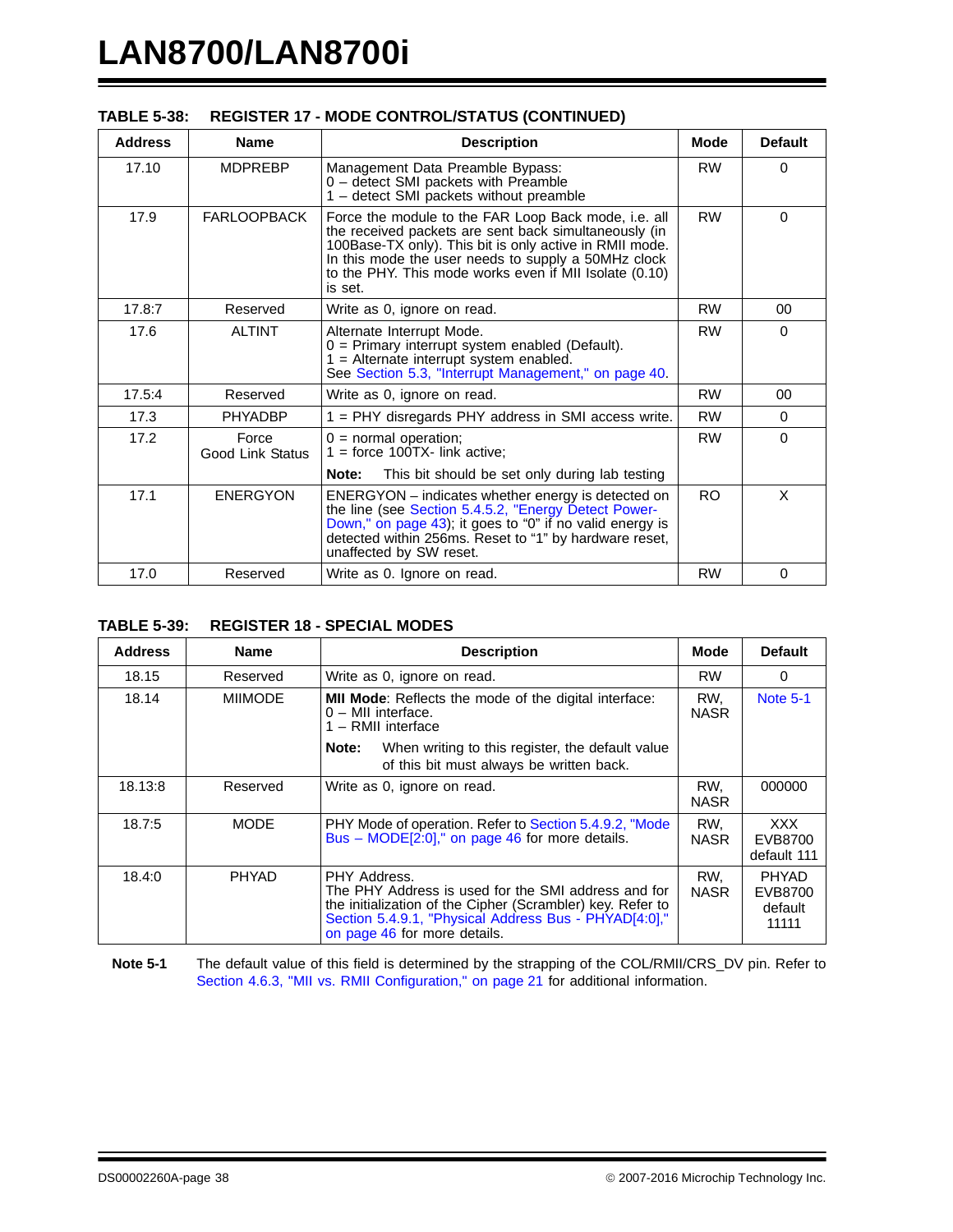**TABLE 5-38: REGISTER 17 - MODE CONTROL/STATUS (CONTINUED)**

| Address | Name | Description | Mode | Default |
|---|---|---|---|---|
| 17.10 | MDPREBP | Management Data Preamble Bypass:<br>0 – detect SMI packets with Preamble<br>1 – detect SMI packets without preamble | RW | 0 |
| 17.9 | FARLOOPBACK | Force the module to the FAR Loop Back mode, i.e. all the received packets are sent back simultaneously (in 100Base-TX only). This bit is only active in RMII mode. In this mode the user needs to supply a 50MHz clock to the PHY. This mode works even if MII Isolate (0.10) is set. | RW | 0 |
| 17.8:7 | Reserved | Write as 0, ignore on read. | RW | 00 |
| 17.6 | ALTINT | Alternate Interrupt Mode.<br>0 = Primary interrupt system enabled (Default).<br>1 = Alternate interrupt system enabled.<br>See Section 5.3, "Interrupt Management," on page 40. | RW | 0 |
| 17.5:4 | Reserved | Write as 0, ignore on read. | RW | 00 |
| 17.3 | PHYADBP | 1 = PHY disregards PHY address in SMI access write. | RW | 0 |
| 17.2 | Force Good Link Status | 0 = normal operation;<br>1 = force 100TX- link active;<br>**Note:** This bit should be set only during lab testing | RW | 0 |
| 17.1 | ENERGYON | ENERGYON – indicates whether energy is detected on the line (see Section 5.4.5.2, "Energy Detect Power-Down," on page 43); it goes to "0" if no valid energy is detected within 256ms. Reset to "1" by hardware reset, unaffected by SW reset. | RO | X |
| 17.0 | Reserved | Write as 0. Ignore on read. | RW | 0 |

**TABLE 5-39: REGISTER 18 - SPECIAL MODES**

| Address | Name | Description | Mode | Default |
|---|---|---|---|---|
| 18.15 | Reserved | Write as 0, ignore on read. | RW | 0 |
| 18.14 | MIIMODE | **MII Mode**: Reflects the mode of the digital interface:<br>0 – MII interface.<br>1 – RMII interface<br>**Note:** When writing to this register, the default value of this bit must always be written back. | RW, NASR | Note 5-1 |
| 18.13:8 | Reserved | Write as 0, ignore on read. | RW, NASR | 000000 |
| 18.7:5 | MODE | PHY Mode of operation. Refer to Section 5.4.9.2, "Mode Bus – MODE[2:0]," on page 46 for more details. | RW, NASR | XXX<br>EVB8700 default 111 |
| 18.4:0 | PHYAD | PHY Address.<br>The PHY Address is used for the SMI address and for the initialization of the Cipher (Scrambler) key. Refer to Section 5.4.9.1, "Physical Address Bus - PHYAD[4:0]," on page 46 for more details. | RW, NASR | PHYAD<br>EVB8700 default 11111 |

**Note 5-1** The default value of this field is determined by the strapping of the COL/RMII/CRS_DV pin. Refer to Section 4.6.3, "MII vs. RMII Configuration," on page 21 for additional information.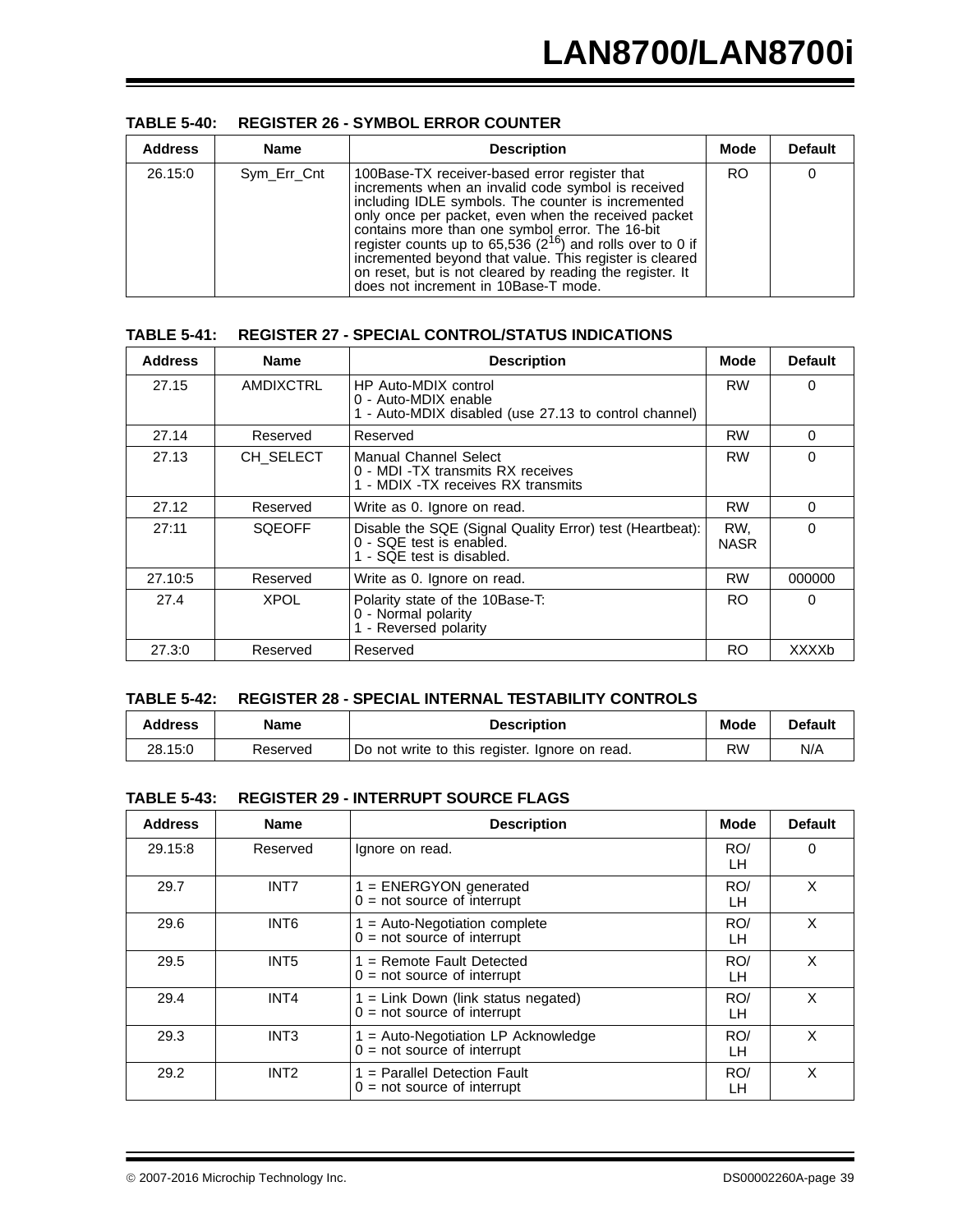**TABLE 5-40: REGISTER 26 - SYMBOL ERROR COUNTER**

| Address | Name | Description | Mode | Default |
|---|---|---|---|---|
| 26.15:0 | Sym_Err_Cnt | 100Base-TX receiver-based error register that increments when an invalid code symbol is received including IDLE symbols. The counter is incremented only once per packet, even when the received packet contains more than one symbol error. The 16-bit register counts up to 65,536 ($2^{16}$) and rolls over to 0 if incremented beyond that value. This register is cleared on reset, but is not cleared by reading the register. It does not increment in 10Base-T mode. | RO | 0 |

**TABLE 5-41: REGISTER 27 - SPECIAL CONTROL/STATUS INDICATIONS**

| Address | Name | Description | Mode | Default |
|---|---|---|---|---|
| 27.15 | AMDIXCTRL | HP Auto-MDIX control<br>0 - Auto-MDIX enable<br>1 - Auto-MDIX disabled (use 27.13 to control channel) | RW | 0 |
| 27.14 | Reserved | Reserved | RW | 0 |
| 27.13 | CH_SELECT | Manual Channel Select<br>0 - MDI -TX transmits RX receives<br>1 - MDIX -TX receives RX transmits | RW | 0 |
| 27.12 | Reserved | Write as 0. Ignore on read. | RW | 0 |
| 27:11 | SQEOFF | Disable the SQE (Signal Quality Error) test (Heartbeat):<br>0 - SQE test is enabled.<br>1 - SQE test is disabled. | RW, NASR | 0 |
| 27.10:5 | Reserved | Write as 0. Ignore on read. | RW | 000000 |
| 27.4 | XPOL | Polarity state of the 10Base-T:<br>0 - Normal polarity<br>1 - Reversed polarity | RO | 0 |
| 27.3:0 | Reserved | Reserved | RO | XXXXb |

**TABLE 5-42: REGISTER 28 - SPECIAL INTERNAL TESTABILITY CONTROLS**

| Address | Name | Description | Mode | Default |
|---|---|---|---|---|
| 28.15:0 | Reserved | Do not write to this register. Ignore on read. | RW | N/A |

**TABLE 5-43: REGISTER 29 - INTERRUPT SOURCE FLAGS**

| Address | Name | Description | Mode | Default |
|---|---|---|---|---|
| 29.15:8 | Reserved | Ignore on read. | RO/LH | 0 |
| 29.7 | INT7 | 1 = ENERGYON generated<br>0 = not source of interrupt | RO/LH | X |
| 29.6 | INT6 | 1 = Auto-Negotiation complete<br>0 = not source of interrupt | RO/LH | X |
| 29.5 | INT5 | 1 = Remote Fault Detected<br>0 = not source of interrupt | RO/LH | X |
| 29.4 | INT4 | 1 = Link Down (link status negated)<br>0 = not source of interrupt | RO/LH | X |
| 29.3 | INT3 | 1 = Auto-Negotiation LP Acknowledge<br>0 = not source of interrupt | RO/LH | X |
| 29.2 | INT2 | 1 = Parallel Detection Fault<br>0 = not source of interrupt | RO/LH | X |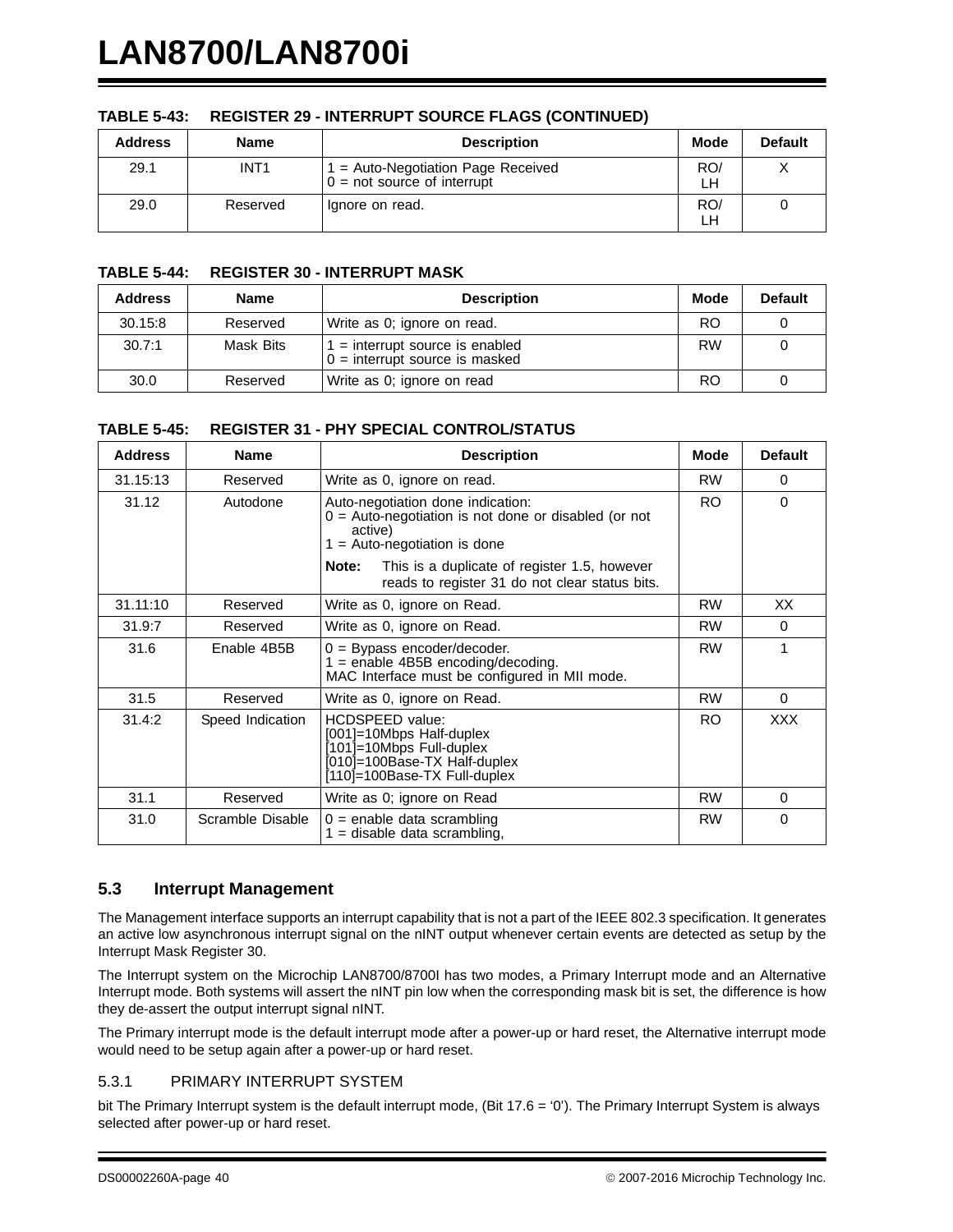**TABLE 5-43: REGISTER 29 - INTERRUPT SOURCE FLAGS (CONTINUED)**

| Address | Name | Description | Mode | Default |
|---|---|---|---|---|
| 29.1 | INT1 | 1 = Auto-Negotiation Page Received<br>0 = not source of interrupt | RO/<br>LH | X |
| 29.0 | Reserved | Ignore on read. | RO/<br>LH | 0 |

**TABLE 5-44: REGISTER 30 - INTERRUPT MASK**

| Address | Name | Description | Mode | Default |
|---|---|---|---|---|
| 30.15:8 | Reserved | Write as 0; ignore on read. | RO | 0 |
| 30.7:1 | Mask Bits | 1 = interrupt source is enabled<br>0 = interrupt source is masked | RW | 0 |
| 30.0 | Reserved | Write as 0; ignore on read | RO | 0 |

**TABLE 5-45: REGISTER 31 - PHY SPECIAL CONTROL/STATUS**

| Address | Name | Description | Mode | Default |
|---|---|---|---|---|
| 31.15:13 | Reserved | Write as 0, ignore on read. | RW | 0 |
| 31.12 | Autodone | Auto-negotiation done indication:<br>0 = Auto-negotiation is not done or disabled (or not active)<br>1 = Auto-negotiation is done<br>**Note:** This is a duplicate of register 1.5, however reads to register 31 do not clear status bits. | RO | 0 |
| 31.11:10 | Reserved | Write as 0, ignore on Read. | RW | XX |
| 31.9:7 | Reserved | Write as 0, ignore on Read. | RW | 0 |
| 31.6 | Enable 4B5B | 0 = Bypass encoder/decoder.<br>1 = enable 4B5B encoding/decoding.<br>MAC Interface must be configured in MII mode. | RW | 1 |
| 31.5 | Reserved | Write as 0, ignore on Read. | RW | 0 |
| 31.4:2 | Speed Indication | HCDSPEED value:<br>[001]=10Mbps Half-duplex<br>[101]=10Mbps Full-duplex<br>[010]=100Base-TX Half-duplex<br>[110]=100Base-TX Full-duplex | RO | XXX |
| 31.1 | Reserved | Write as 0; ignore on Read | RW | 0 |
| 31.0 | Scramble Disable | 0 = enable data scrambling<br>1 = disable data scrambling, | RW | 0 |

## 5.3 Interrupt Management

The Management interface supports an interrupt capability that is not a part of the IEEE 802.3 specification. It generates an active low asynchronous interrupt signal on the nINT output whenever certain events are detected as setup by the Interrupt Mask Register 30.

The Interrupt system on the Microchip LAN8700/8700I has two modes, a Primary Interrupt mode and an Alternative Interrupt mode. Both systems will assert the nINT pin low when the corresponding mask bit is set, the difference is how they de-assert the output interrupt signal nINT.

The Primary interrupt mode is the default interrupt mode after a power-up or hard reset, the Alternative interrupt mode would need to be setup again after a power-up or hard reset.

### 5.3.1 PRIMARY INTERRUPT SYSTEM

bit The Primary Interrupt system is the default interrupt mode, (Bit 17.6 = '0'). The Primary Interrupt System is always selected after power-up or hard reset.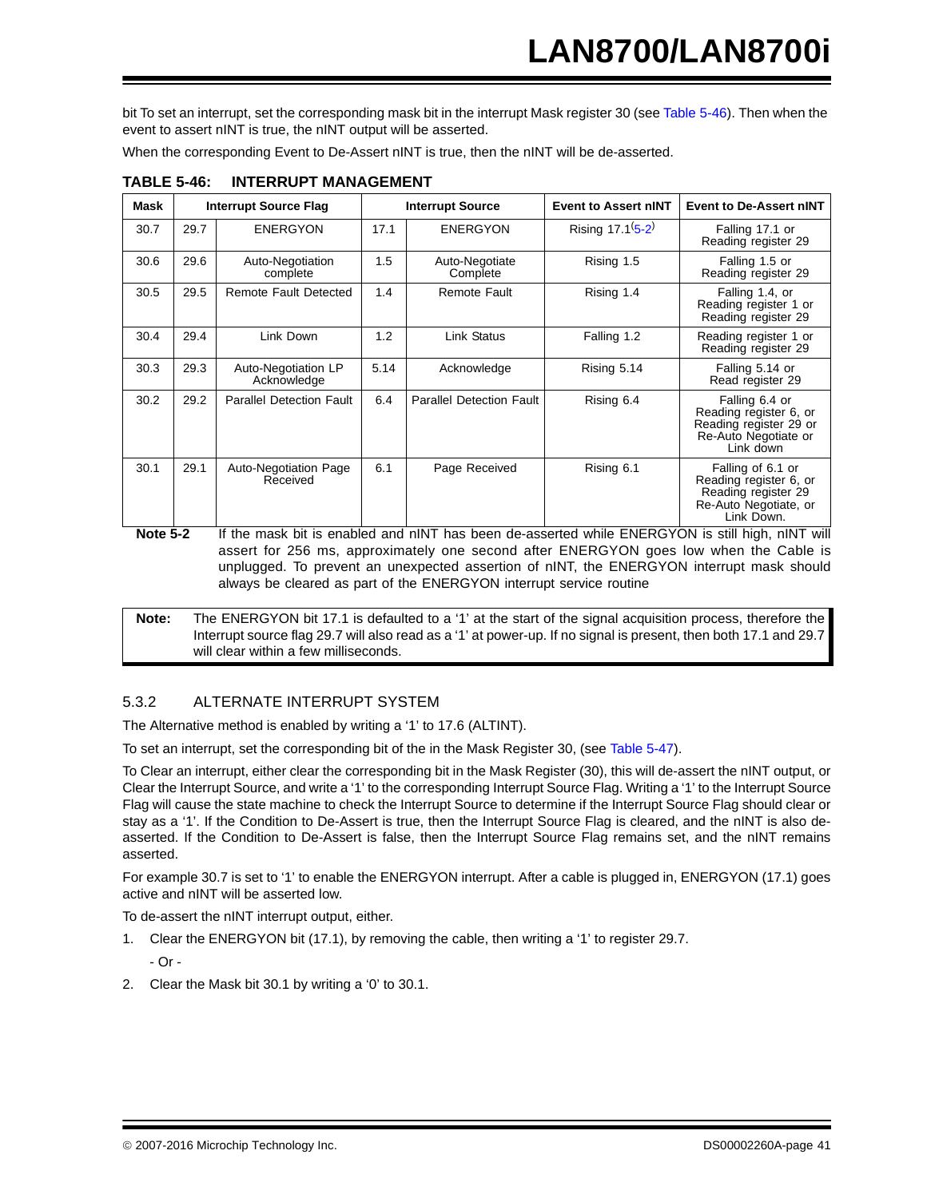bit To set an interrupt, set the corresponding mask bit in the interrupt Mask register 30 (see Table 5-46). Then when the event to assert nINT is true, the nINT output will be asserted.

When the corresponding Event to De-Assert nINT is true, then the nINT will be de-asserted.

**TABLE 5-46: INTERRUPT MANAGEMENT**

| Mask | Interrupt Source Flag | | Interrupt Source | | Event to Assert nINT | Event to De-Assert nINT |
|---|---|---|---|---|---|---|
| 30.7 | 29.7 | ENERGYON | 17.1 | ENERGYON | Rising 17.1(5-2) | Falling 17.1 or Reading register 29 |
| 30.6 | 29.6 | Auto-Negotiation complete | 1.5 | Auto-Negotiate Complete | Rising 1.5 | Falling 1.5 or Reading register 29 |
| 30.5 | 29.5 | Remote Fault Detected | 1.4 | Remote Fault | Rising 1.4 | Falling 1.4, or Reading register 1 or Reading register 29 |
| 30.4 | 29.4 | Link Down | 1.2 | Link Status | Falling 1.2 | Reading register 1 or Reading register 29 |
| 30.3 | 29.3 | Auto-Negotiation LP Acknowledge | 5.14 | Acknowledge | Rising 5.14 | Falling 5.14 or Read register 29 |
| 30.2 | 29.2 | Parallel Detection Fault | 6.4 | Parallel Detection Fault | Rising 6.4 | Falling 6.4 or Reading register 6, or Reading register 29 or Re-Auto Negotiate or Link down |
| 30.1 | 29.1 | Auto-Negotiation Page Received | 6.1 | Page Received | Rising 6.1 | Falling of 6.1 or Reading register 6, or Reading register 29 Re-Auto Negotiate, or Link Down. |

**Note 5-2** If the mask bit is enabled and nINT has been de-asserted while ENERGYON is still high, nINT will assert for 256 ms, approximately one second after ENERGYON goes low when the Cable is unplugged. To prevent an unexpected assertion of nINT, the ENERGYON interrupt mask should always be cleared as part of the ENERGYON interrupt service routine

**Note:** The ENERGYON bit 17.1 is defaulted to a '1' at the start of the signal acquisition process, therefore the Interrupt source flag 29.7 will also read as a '1' at power-up. If no signal is present, then both 17.1 and 29.7 will clear within a few milliseconds.

### 5.3.2 ALTERNATE INTERRUPT SYSTEM

The Alternative method is enabled by writing a '1' to 17.6 (ALTINT).

To set an interrupt, set the corresponding bit of the in the Mask Register 30, (see Table 5-47).

To Clear an interrupt, either clear the corresponding bit in the Mask Register (30), this will de-assert the nINT output, or Clear the Interrupt Source, and write a '1' to the corresponding Interrupt Source Flag. Writing a '1' to the Interrupt Source Flag will cause the state machine to check the Interrupt Source to determine if the Interrupt Source Flag should clear or stay as a '1'. If the Condition to De-Assert is true, then the Interrupt Source Flag is cleared, and the nINT is also de-asserted. If the Condition to De-Assert is false, then the Interrupt Source Flag remains set, and the nINT remains asserted.

For example 30.7 is set to '1' to enable the ENERGYON interrupt. After a cable is plugged in, ENERGYON (17.1) goes active and nINT will be asserted low.

To de-assert the nINT interrupt output, either.

1. Clear the ENERGYON bit (17.1), by removing the cable, then writing a '1' to register 29.7.

   - Or -

2. Clear the Mask bit 30.1 by writing a '0' to 30.1.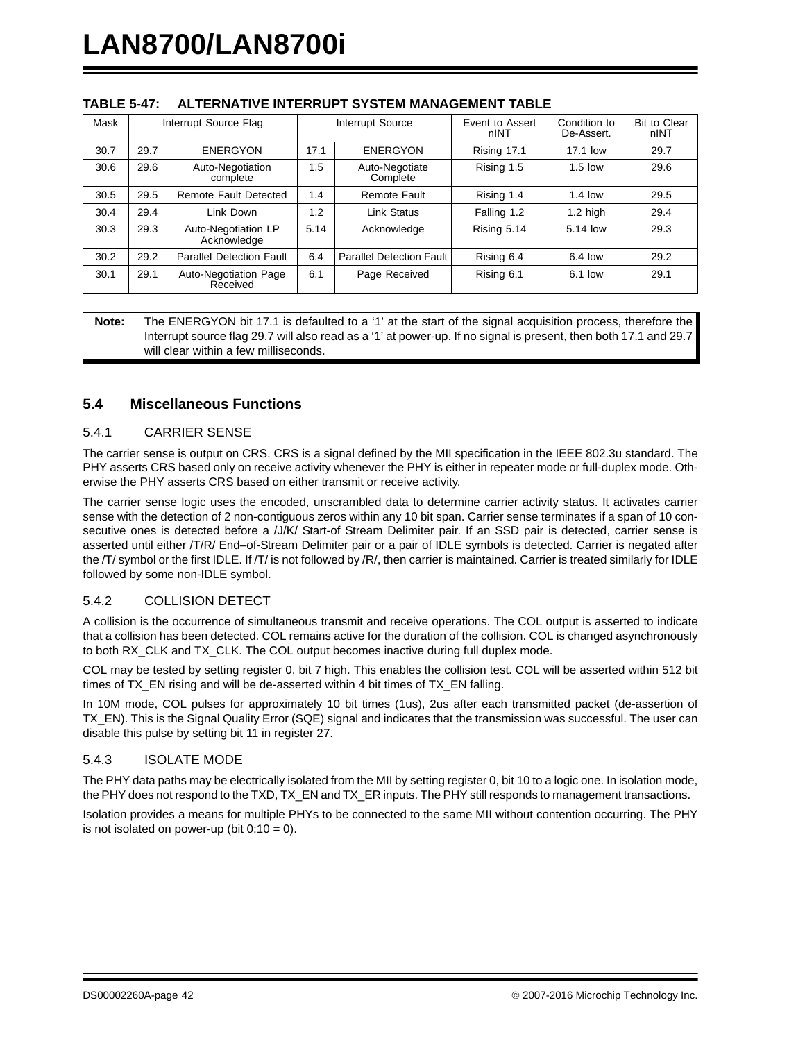**TABLE 5-47: ALTERNATIVE INTERRUPT SYSTEM MANAGEMENT TABLE**

| Mask | Interrupt Source Flag | | Interrupt Source | | Event to Assert nINT | Condition to De-Assert. | Bit to Clear nINT |
|---|---|---|---|---|---|---|---|
| 30.7 | 29.7 | ENERGYON | 17.1 | ENERGYON | Rising 17.1 | 17.1 low | 29.7 |
| 30.6 | 29.6 | Auto-Negotiation complete | 1.5 | Auto-Negotiate Complete | Rising 1.5 | 1.5 low | 29.6 |
| 30.5 | 29.5 | Remote Fault Detected | 1.4 | Remote Fault | Rising 1.4 | 1.4 low | 29.5 |
| 30.4 | 29.4 | Link Down | 1.2 | Link Status | Falling 1.2 | 1.2 high | 29.4 |
| 30.3 | 29.3 | Auto-Negotiation LP Acknowledge | 5.14 | Acknowledge | Rising 5.14 | 5.14 low | 29.3 |
| 30.2 | 29.2 | Parallel Detection Fault | 6.4 | Parallel Detection Fault | Rising 6.4 | 6.4 low | 29.2 |
| 30.1 | 29.1 | Auto-Negotiation Page Received | 6.1 | Page Received | Rising 6.1 | 6.1 low | 29.1 |

**Note:** The ENERGYON bit 17.1 is defaulted to a ‘1’ at the start of the signal acquisition process, therefore the Interrupt source flag 29.7 will also read as a ‘1’ at power-up. If no signal is present, then both 17.1 and 29.7 will clear within a few milliseconds.

## 5.4 Miscellaneous Functions

### 5.4.1 CARRIER SENSE

The carrier sense is output on CRS. CRS is a signal defined by the MII specification in the IEEE 802.3u standard. The PHY asserts CRS based only on receive activity whenever the PHY is either in repeater mode or full-duplex mode. Otherwise the PHY asserts CRS based on either transmit or receive activity.

The carrier sense logic uses the encoded, unscrambled data to determine carrier activity status. It activates carrier sense with the detection of 2 non-contiguous zeros within any 10 bit span. Carrier sense terminates if a span of 10 consecutive ones is detected before a /J/K/ Start-of Stream Delimiter pair. If an SSD pair is detected, carrier sense is asserted until either /T/R/ End–of-Stream Delimiter pair or a pair of IDLE symbols is detected. Carrier is negated after the /T/ symbol or the first IDLE. If /T/ is not followed by /R/, then carrier is maintained. Carrier is treated similarly for IDLE followed by some non-IDLE symbol.

### 5.4.2 COLLISION DETECT

A collision is the occurrence of simultaneous transmit and receive operations. The COL output is asserted to indicate that a collision has been detected. COL remains active for the duration of the collision. COL is changed asynchronously to both RX_CLK and TX_CLK. The COL output becomes inactive during full duplex mode.

COL may be tested by setting register 0, bit 7 high. This enables the collision test. COL will be asserted within 512 bit times of TX_EN rising and will be de-asserted within 4 bit times of TX_EN falling.

In 10M mode, COL pulses for approximately 10 bit times (1us), 2us after each transmitted packet (de-assertion of TX_EN). This is the Signal Quality Error (SQE) signal and indicates that the transmission was successful. The user can disable this pulse by setting bit 11 in register 27.

### 5.4.3 ISOLATE MODE

The PHY data paths may be electrically isolated from the MII by setting register 0, bit 10 to a logic one. In isolation mode, the PHY does not respond to the TXD, TX_EN and TX_ER inputs. The PHY still responds to management transactions.

Isolation provides a means for multiple PHYs to be connected to the same MII without contention occurring. The PHY is not isolated on power-up (bit 0:10 = 0).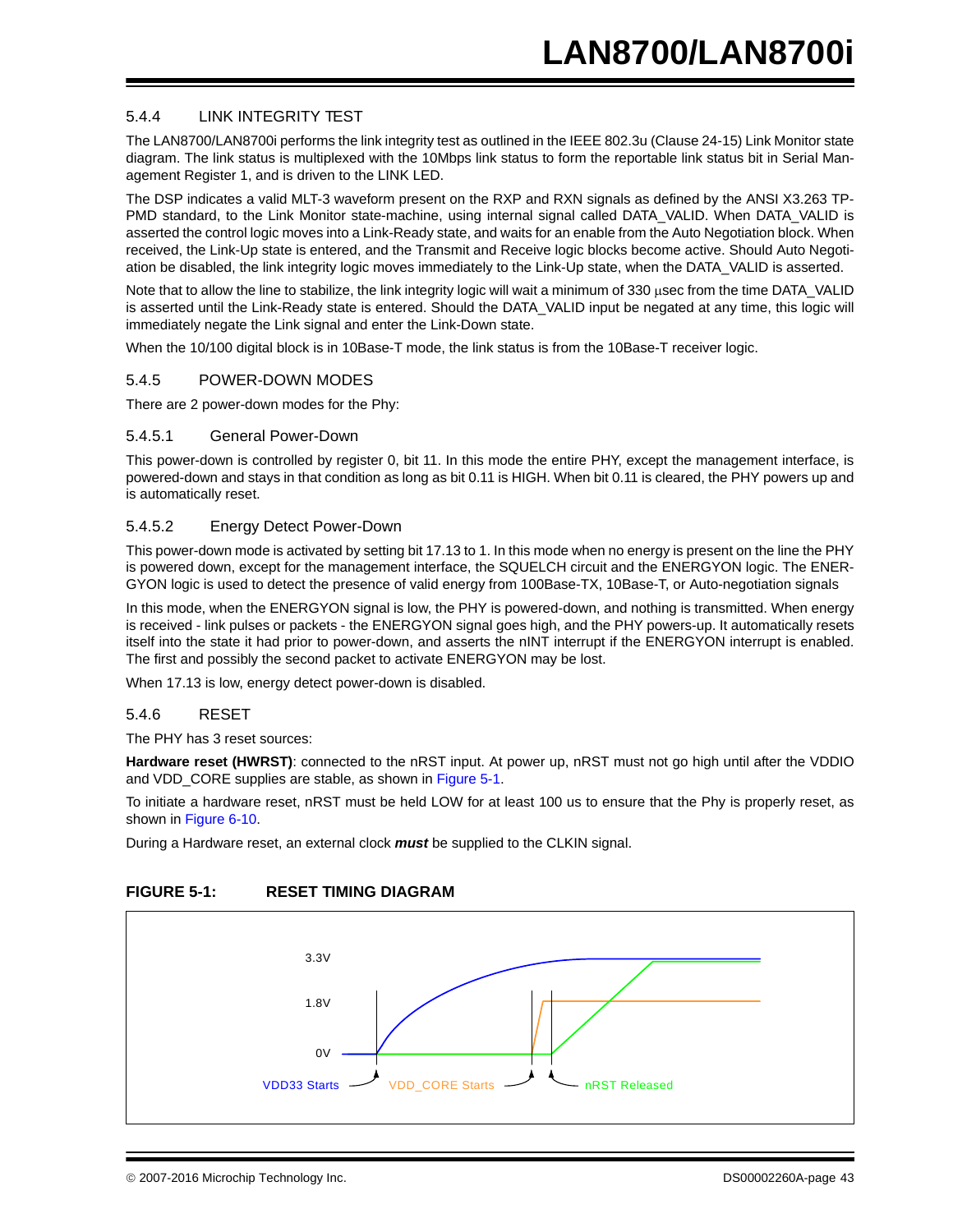### 5.4.4 LINK INTEGRITY TEST

The LAN8700/LAN8700i performs the link integrity test as outlined in the IEEE 802.3u (Clause 24-15) Link Monitor state diagram. The link status is multiplexed with the 10Mbps link status to form the reportable link status bit in Serial Management Register 1, and is driven to the LINK LED.

The DSP indicates a valid MLT-3 waveform present on the RXP and RXN signals as defined by the ANSI X3.263 TP-PMD standard, to the Link Monitor state-machine, using internal signal called DATA_VALID. When DATA_VALID is asserted the control logic moves into a Link-Ready state, and waits for an enable from the Auto Negotiation block. When received, the Link-Up state is entered, and the Transmit and Receive logic blocks become active. Should Auto Negotiation be disabled, the link integrity logic moves immediately to the Link-Up state, when the DATA_VALID is asserted.

Note that to allow the line to stabilize, the link integrity logic will wait a minimum of 330 μsec from the time DATA_VALID is asserted until the Link-Ready state is entered. Should the DATA_VALID input be negated at any time, this logic will immediately negate the Link signal and enter the Link-Down state.

When the 10/100 digital block is in 10Base-T mode, the link status is from the 10Base-T receiver logic.

### 5.4.5 POWER-DOWN MODES

There are 2 power-down modes for the Phy:

#### 5.4.5.1 General Power-Down

This power-down is controlled by register 0, bit 11. In this mode the entire PHY, except the management interface, is powered-down and stays in that condition as long as bit 0.11 is HIGH. When bit 0.11 is cleared, the PHY powers up and is automatically reset.

#### 5.4.5.2 Energy Detect Power-Down

This power-down mode is activated by setting bit 17.13 to 1. In this mode when no energy is present on the line the PHY is powered down, except for the management interface, the SQUELCH circuit and the ENERGYON logic. The ENERGYON logic is used to detect the presence of valid energy from 100Base-TX, 10Base-T, or Auto-negotiation signals

In this mode, when the ENERGYON signal is low, the PHY is powered-down, and nothing is transmitted. When energy is received - link pulses or packets - the ENERGYON signal goes high, and the PHY powers-up. It automatically resets itself into the state it had prior to power-down, and asserts the nINT interrupt if the ENERGYON interrupt is enabled. The first and possibly the second packet to activate ENERGYON may be lost.

When 17.13 is low, energy detect power-down is disabled.

### 5.4.6 RESET

The PHY has 3 reset sources:

**Hardware reset (HWRST)**: connected to the nRST input. At power up, nRST must not go high until after the VDDIO and VDD_CORE supplies are stable, as shown in Figure 5-1.

To initiate a hardware reset, nRST must be held LOW for at least 100 us to ensure that the Phy is properly reset, as shown in Figure 6-10.

During a Hardware reset, an external clock ***must*** be supplied to the CLKIN signal.

**FIGURE 5-1: RESET TIMING DIAGRAM**

3.3V
1.8V
0V

VDD33 Starts — VDD_CORE Starts — nRST Released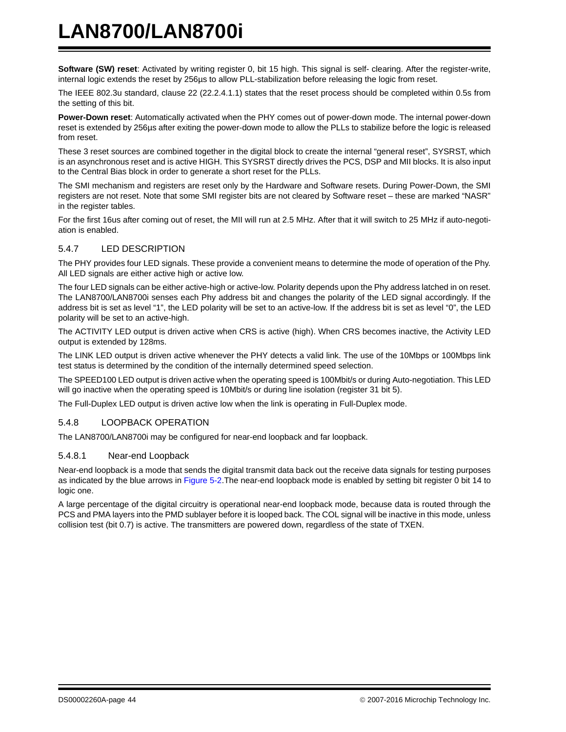**Software (SW) reset**: Activated by writing register 0, bit 15 high. This signal is self- clearing. After the register-write, internal logic extends the reset by 256µs to allow PLL-stabilization before releasing the logic from reset.

The IEEE 802.3u standard, clause 22 (22.2.4.1.1) states that the reset process should be completed within 0.5s from the setting of this bit.

**Power-Down reset**: Automatically activated when the PHY comes out of power-down mode. The internal power-down reset is extended by 256µs after exiting the power-down mode to allow the PLLs to stabilize before the logic is released from reset.

These 3 reset sources are combined together in the digital block to create the internal “general reset”, SYSRST, which is an asynchronous reset and is active HIGH. This SYSRST directly drives the PCS, DSP and MII blocks. It is also input to the Central Bias block in order to generate a short reset for the PLLs.

The SMI mechanism and registers are reset only by the Hardware and Software resets. During Power-Down, the SMI registers are not reset. Note that some SMI register bits are not cleared by Software reset – these are marked “NASR” in the register tables.

For the first 16us after coming out of reset, the MII will run at 2.5 MHz. After that it will switch to 25 MHz if auto-negotiation is enabled.

### 5.4.7 LED DESCRIPTION

The PHY provides four LED signals. These provide a convenient means to determine the mode of operation of the Phy. All LED signals are either active high or active low.

The four LED signals can be either active-high or active-low. Polarity depends upon the Phy address latched in on reset. The LAN8700/LAN8700i senses each Phy address bit and changes the polarity of the LED signal accordingly. If the address bit is set as level “1”, the LED polarity will be set to an active-low. If the address bit is set as level “0”, the LED polarity will be set to an active-high.

The ACTIVITY LED output is driven active when CRS is active (high). When CRS becomes inactive, the Activity LED output is extended by 128ms.

The LINK LED output is driven active whenever the PHY detects a valid link. The use of the 10Mbps or 100Mbps link test status is determined by the condition of the internally determined speed selection.

The SPEED100 LED output is driven active when the operating speed is 100Mbit/s or during Auto-negotiation. This LED will go inactive when the operating speed is 10Mbit/s or during line isolation (register 31 bit 5).

The Full-Duplex LED output is driven active low when the link is operating in Full-Duplex mode.

### 5.4.8 LOOPBACK OPERATION

The LAN8700/LAN8700i may be configured for near-end loopback and far loopback.

#### 5.4.8.1 Near-end Loopback

Near-end loopback is a mode that sends the digital transmit data back out the receive data signals for testing purposes as indicated by the blue arrows in Figure 5-2.The near-end loopback mode is enabled by setting bit register 0 bit 14 to logic one.

A large percentage of the digital circuitry is operational near-end loopback mode, because data is routed through the PCS and PMA layers into the PMD sublayer before it is looped back. The COL signal will be inactive in this mode, unless collision test (bit 0.7) is active. The transmitters are powered down, regardless of the state of TXEN.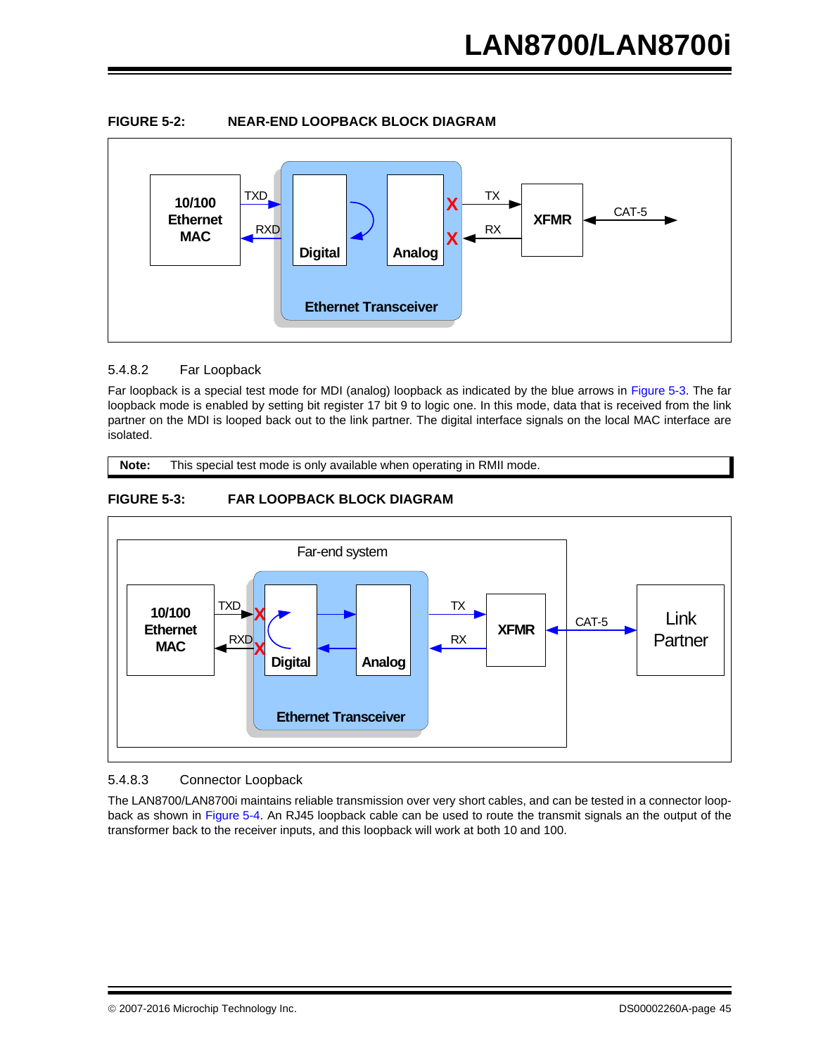**FIGURE 5-2: NEAR-END LOOPBACK BLOCK DIAGRAM**

### 5.4.8.2 Far Loopback

Far loopback is a special test mode for MDI (analog) loopback as indicated by the blue arrows in Figure 5-3. The far loopback mode is enabled by setting bit register 17 bit 9 to logic one. In this mode, data that is received from the link partner on the MDI is looped back out to the link partner. The digital interface signals on the local MAC interface are isolated.

**Note:** This special test mode is only available when operating in RMII mode.

**FIGURE 5-3: FAR LOOPBACK BLOCK DIAGRAM**

### 5.4.8.3 Connector Loopback

The LAN8700/LAN8700i maintains reliable transmission over very short cables, and can be tested in a connector loopback as shown in Figure 5-4. An RJ45 loopback cable can be used to route the transmit signals an the output of the transformer back to the receiver inputs, and this loopback will work at both 10 and 100.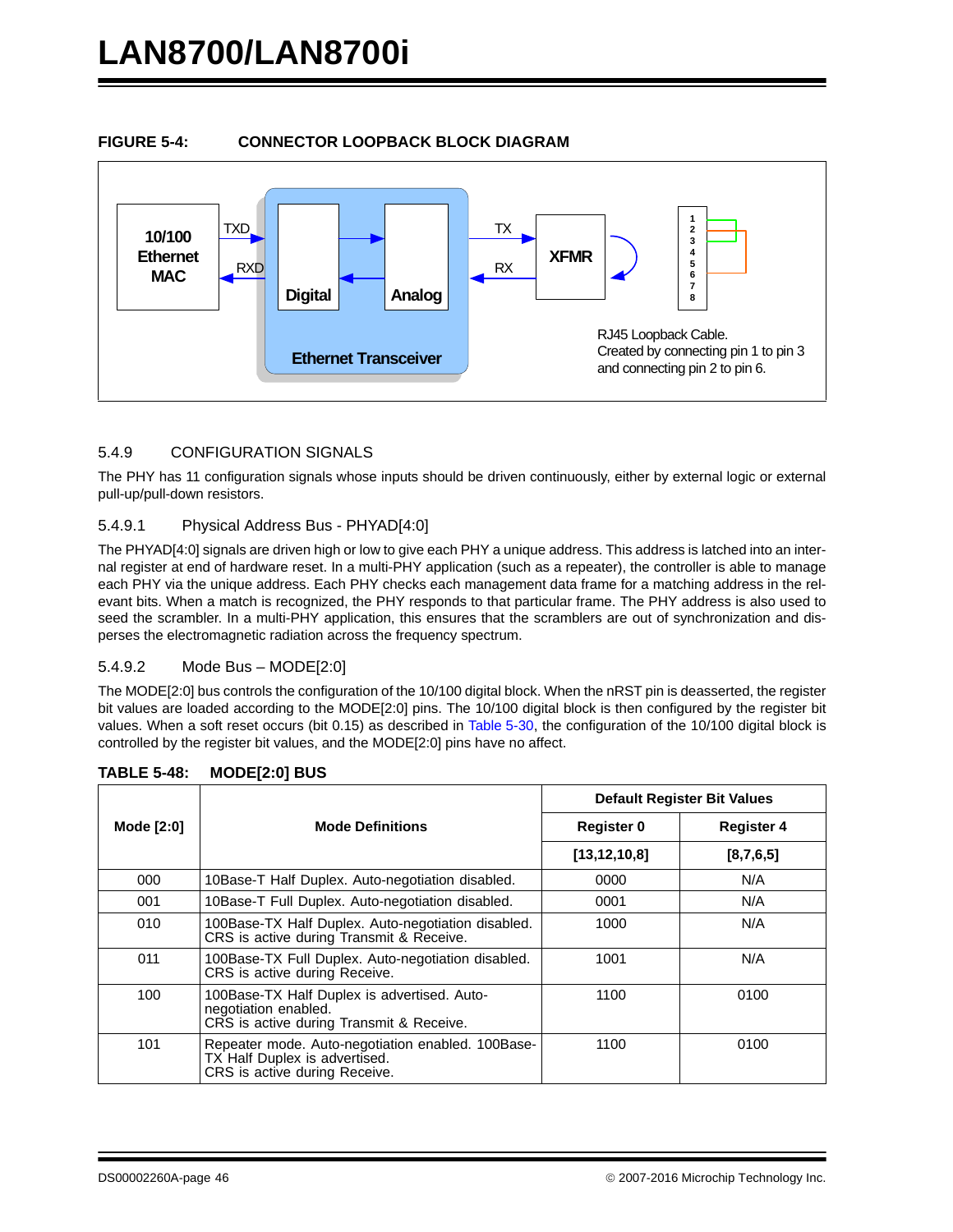**FIGURE 5-4: CONNECTOR LOOPBACK BLOCK DIAGRAM**

10/100 Ethernet MAC — TXD / RXD — Digital | Analog (Ethernet Transceiver) — TX / RX — XFMR — RJ45 pins 1–8

RJ45 Loopback Cable. Created by connecting pin 1 to pin 3 and connecting pin 2 to pin 6.

### 5.4.9 CONFIGURATION SIGNALS

The PHY has 11 configuration signals whose inputs should be driven continuously, either by external logic or external pull-up/pull-down resistors.

#### 5.4.9.1 Physical Address Bus - PHYAD[4:0]

The PHYAD[4:0] signals are driven high or low to give each PHY a unique address. This address is latched into an internal register at end of hardware reset. In a multi-PHY application (such as a repeater), the controller is able to manage each PHY via the unique address. Each PHY checks each management data frame for a matching address in the relevant bits. When a match is recognized, the PHY responds to that particular frame. The PHY address is also used to seed the scrambler. In a multi-PHY application, this ensures that the scramblers are out of synchronization and disperses the electromagnetic radiation across the frequency spectrum.

#### 5.4.9.2 Mode Bus – MODE[2:0]

The MODE[2:0] bus controls the configuration of the 10/100 digital block. When the nRST pin is deasserted, the register bit values are loaded according to the MODE[2:0] pins. The 10/100 digital block is then configured by the register bit values. When a soft reset occurs (bit 0.15) as described in Table 5-30, the configuration of the 10/100 digital block is controlled by the register bit values, and the MODE[2:0] pins have no affect.

**TABLE 5-48: MODE[2:0] BUS**

| Mode [2:0] | Mode Definitions | Default Register Bit Values | |
|---|---|---|---|
| | | Register 0 | Register 4 |
| | | [13,12,10,8] | [8,7,6,5] |
| 000 | 10Base-T Half Duplex. Auto-negotiation disabled. | 0000 | N/A |
| 001 | 10Base-T Full Duplex. Auto-negotiation disabled. | 0001 | N/A |
| 010 | 100Base-TX Half Duplex. Auto-negotiation disabled. CRS is active during Transmit & Receive. | 1000 | N/A |
| 011 | 100Base-TX Full Duplex. Auto-negotiation disabled. CRS is active during Receive. | 1001 | N/A |
| 100 | 100Base-TX Half Duplex is advertised. Auto-negotiation enabled. CRS is active during Transmit & Receive. | 1100 | 0100 |
| 101 | Repeater mode. Auto-negotiation enabled. 100Base-TX Half Duplex is advertised. CRS is active during Receive. | 1100 | 0100 |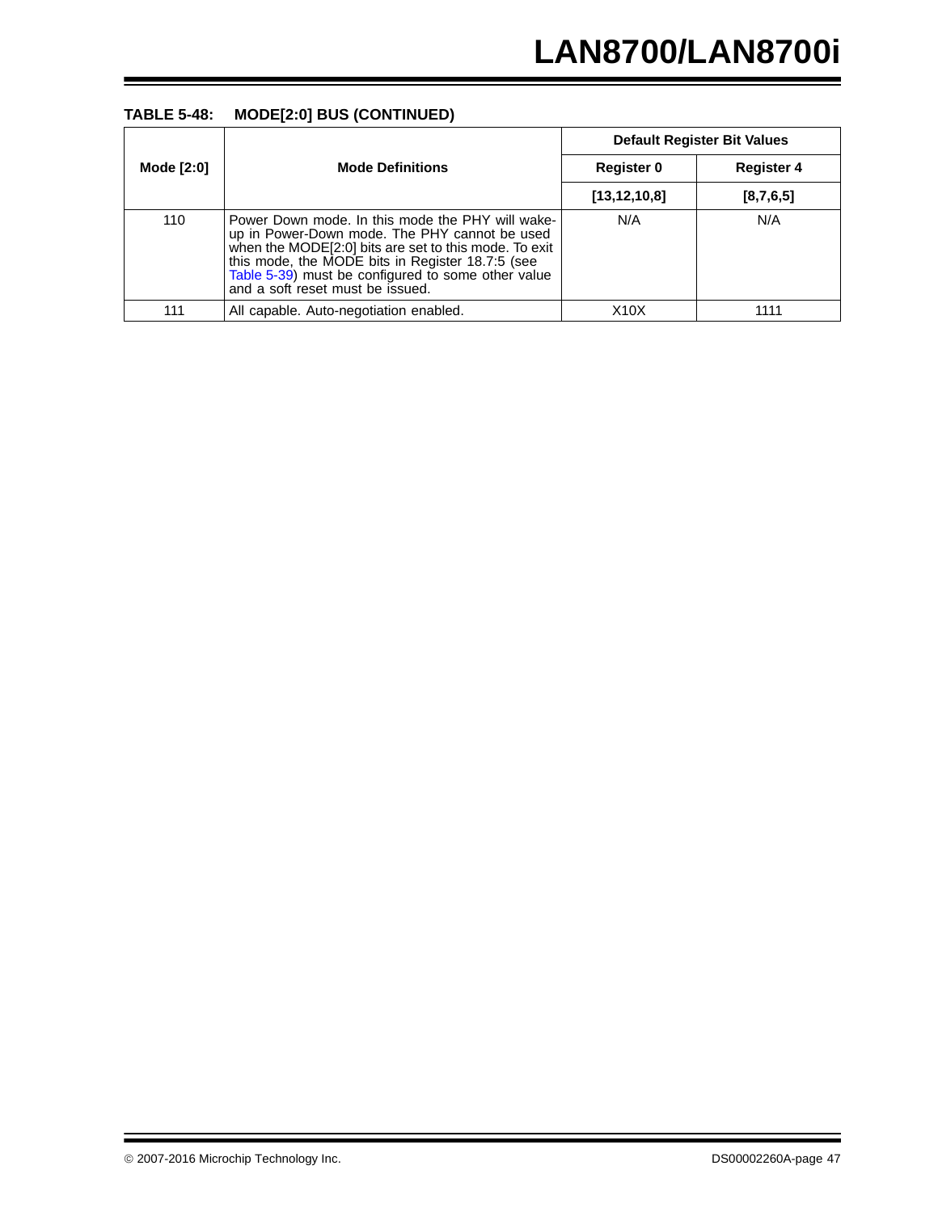**TABLE 5-48: MODE[2:0] BUS (CONTINUED)**

| Mode [2:0] | Mode Definitions | Default Register Bit Values | |
|---|---|---|---|
| | | Register 0 | Register 4 |
| | | [13,12,10,8] | [8,7,6,5] |
| 110 | Power Down mode. In this mode the PHY will wake-up in Power-Down mode. The PHY cannot be used when the MODE[2:0] bits are set to this mode. To exit this mode, the MODE bits in Register 18.7:5 (see Table 5-39) must be configured to some other value and a soft reset must be issued. | N/A | N/A |
| 111 | All capable. Auto-negotiation enabled. | X10X | 1111 |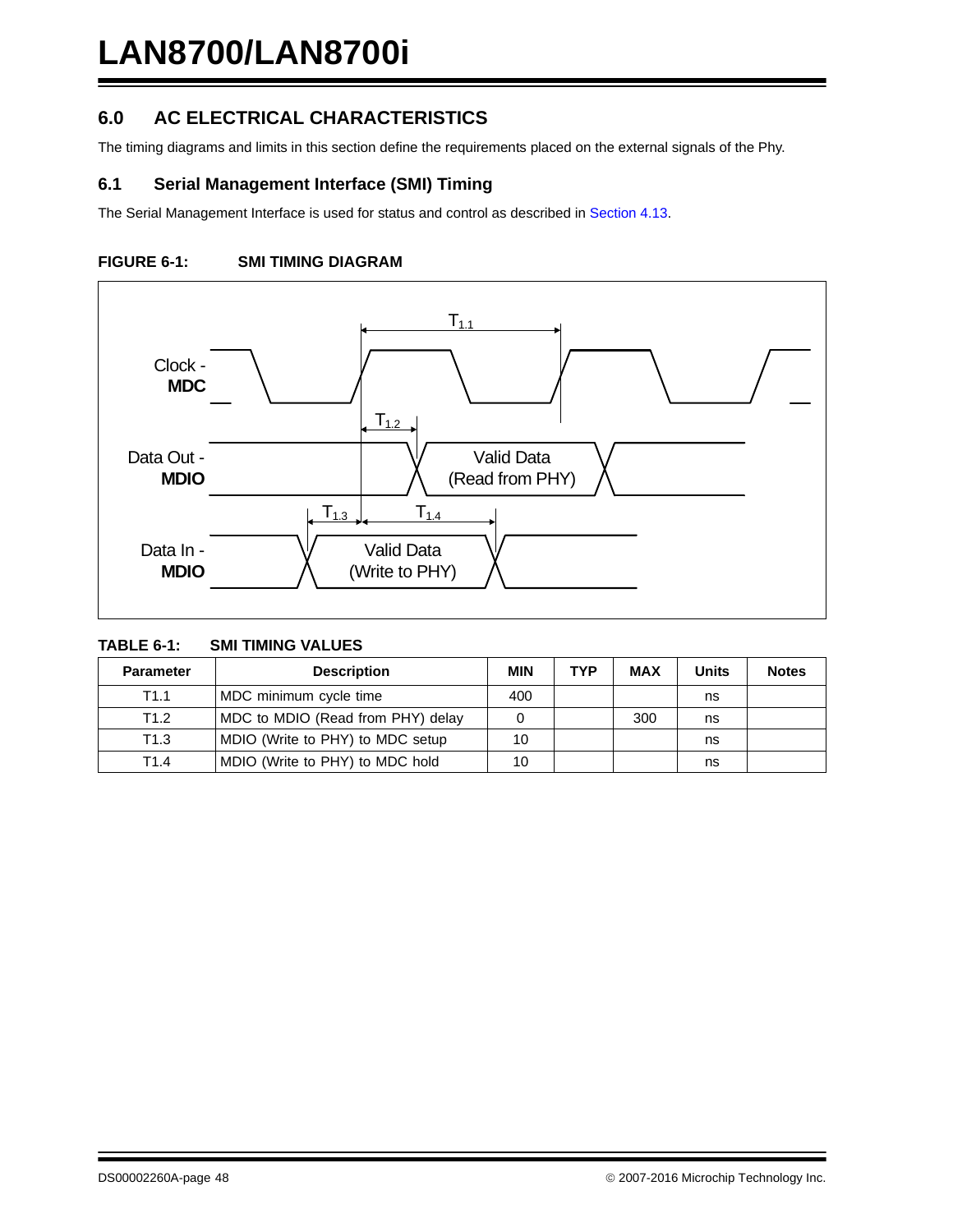## 6.0 AC ELECTRICAL CHARACTERISTICS

The timing diagrams and limits in this section define the requirements placed on the external signals of the Phy.

### 6.1 Serial Management Interface (SMI) Timing

The Serial Management Interface is used for status and control as described in Section 4.13.

**FIGURE 6-1: SMI TIMING DIAGRAM**

**TABLE 6-1: SMI TIMING VALUES**

| Parameter | Description | MIN | TYP | MAX | Units | Notes |
|---|---|---|---|---|---|---|
| T1.1 | MDC minimum cycle time | 400 | | | ns | |
| T1.2 | MDC to MDIO (Read from PHY) delay | 0 | | 300 | ns | |
| T1.3 | MDIO (Write to PHY) to MDC setup | 10 | | | ns | |
| T1.4 | MDIO (Write to PHY) to MDC hold | 10 | | | ns | |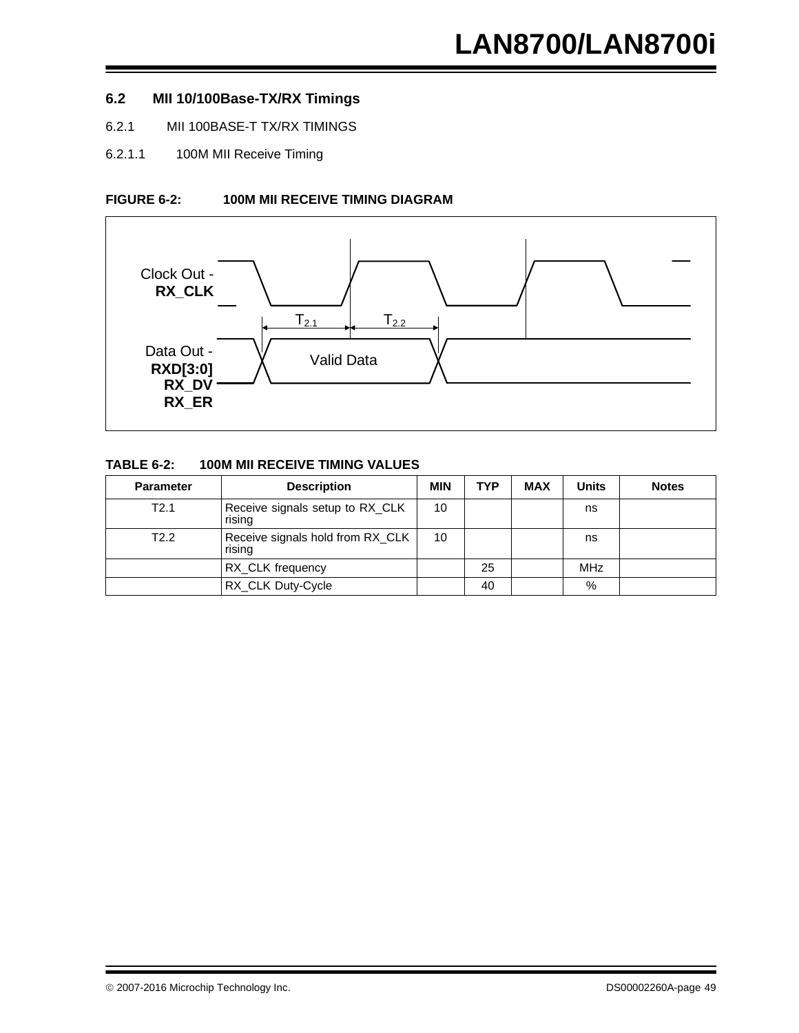## 6.2 MII 10/100Base-TX/RX Timings

### 6.2.1 MII 100BASE-T TX/RX TIMINGS

#### 6.2.1.1 100M MII Receive Timing

**FIGURE 6-2: 100M MII RECEIVE TIMING DIAGRAM**

Clock Out - **RX_CLK**

Data Out - **RXD[3:0]** **RX_DV** **RX_ER**

$T_{2.1}$ $T_{2.2}$

Valid Data

**TABLE 6-2: 100M MII RECEIVE TIMING VALUES**

| Parameter | Description | MIN | TYP | MAX | Units | Notes |
|---|---|---|---|---|---|---|
| T2.1 | Receive signals setup to RX_CLK rising | 10 | | | ns | |
| T2.2 | Receive signals hold from RX_CLK rising | 10 | | | ns | |
| | RX_CLK frequency | | 25 | | MHz | |
| | RX_CLK Duty-Cycle | | 40 | | % | |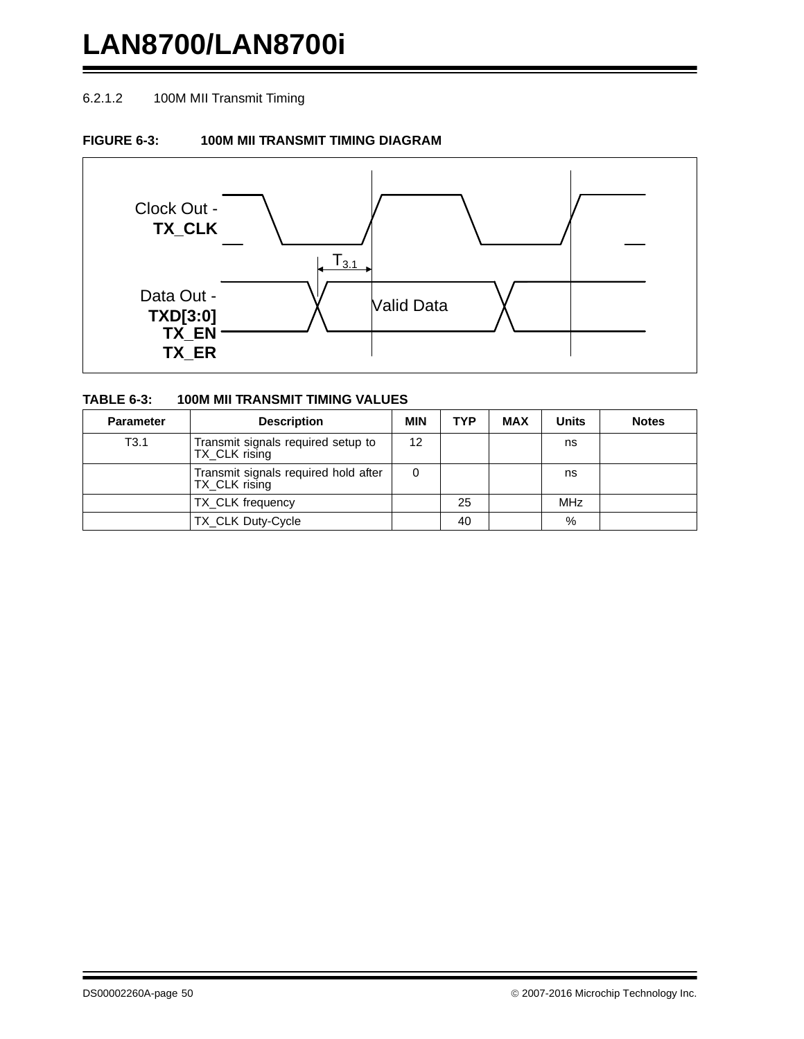#### 6.2.1.2 100M MII Transmit Timing

**FIGURE 6-3: 100M MII TRANSMIT TIMING DIAGRAM**

Clock Out - **TX_CLK**

$T_{3.1}$

Data Out - **TXD[3:0]** **TX_EN** **TX_ER**

Valid Data

**TABLE 6-3: 100M MII TRANSMIT TIMING VALUES**

| Parameter | Description | MIN | TYP | MAX | Units | Notes |
|---|---|---|---|---|---|---|
| T3.1 | Transmit signals required setup to TX_CLK rising | 12 | | | ns | |
| | Transmit signals required hold after TX_CLK rising | 0 | | | ns | |
| | TX_CLK frequency | | 25 | | MHz | |
| | TX_CLK Duty-Cycle | | 40 | | % | |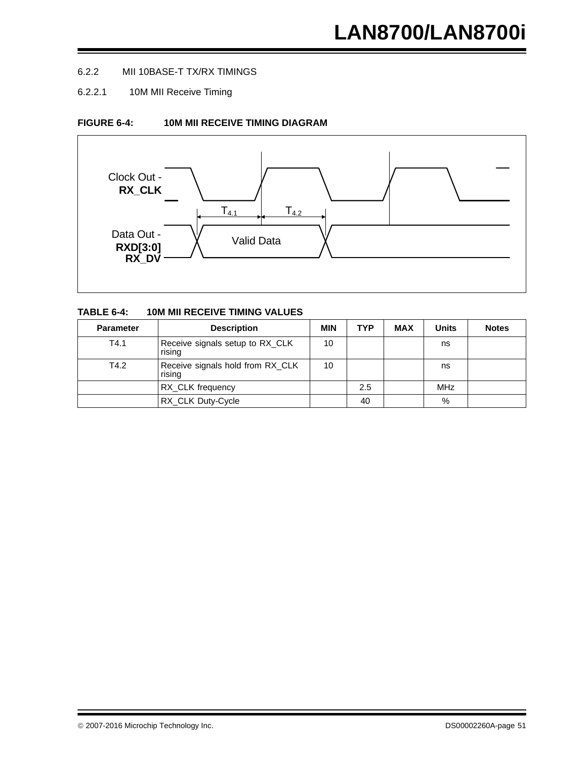### 6.2.2 MII 10BASE-T TX/RX TIMINGS

#### 6.2.2.1 10M MII Receive Timing

**FIGURE 6-4: 10M MII RECEIVE TIMING DIAGRAM**

Clock Out - **RX_CLK**

Data Out - **RXD[3:0]** **RX_DV**

$T_{4.1}$ $T_{4.2}$

Valid Data

**TABLE 6-4: 10M MII RECEIVE TIMING VALUES**

| Parameter | Description | MIN | TYP | MAX | Units | Notes |
|---|---|---|---|---|---|---|
| T4.1 | Receive signals setup to RX_CLK rising | 10 | | | ns | |
| T4.2 | Receive signals hold from RX_CLK rising | 10 | | | ns | |
| | RX_CLK frequency | | 2.5 | | MHz | |
| | RX_CLK Duty-Cycle | | 40 | | % | |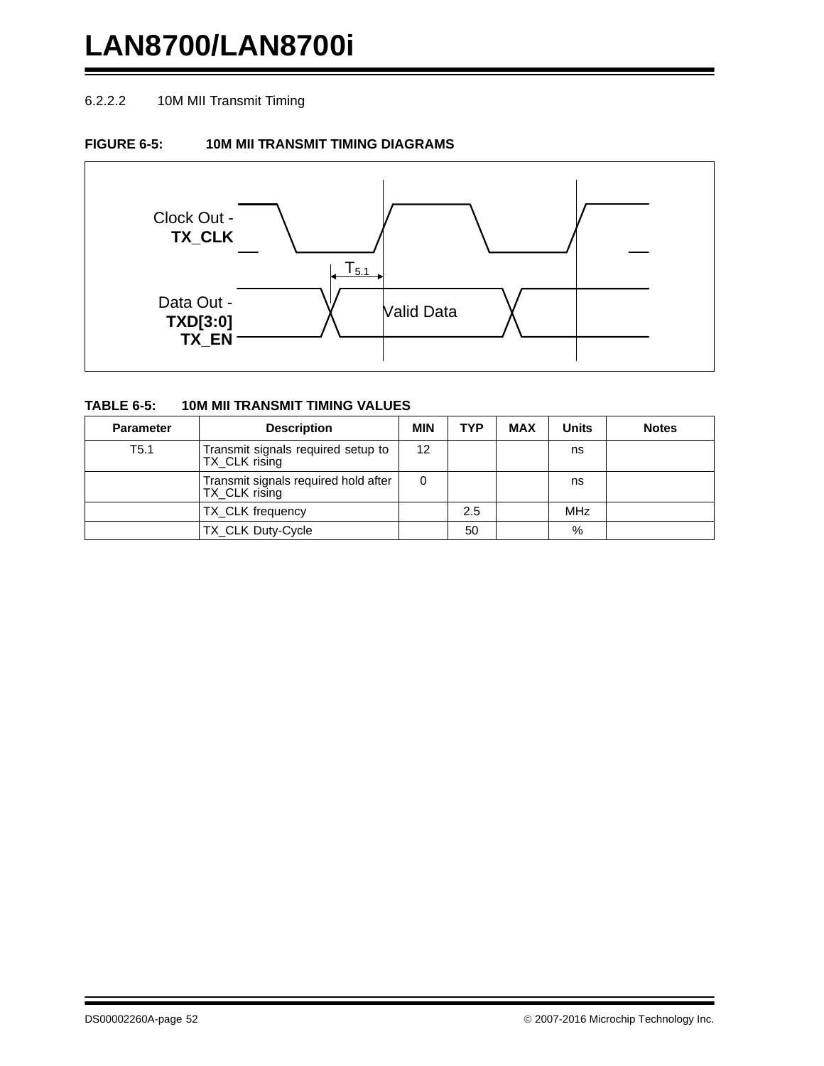#### 6.2.2.2 10M MII Transmit Timing

**FIGURE 6-5: 10M MII TRANSMIT TIMING DIAGRAMS**

Clock Out - **TX_CLK**

$T_{5.1}$

Data Out - **TXD[3:0] TX_EN**

Valid Data

**TABLE 6-5: 10M MII TRANSMIT TIMING VALUES**

| Parameter | Description | MIN | TYP | MAX | Units | Notes |
|---|---|---|---|---|---|---|
| T5.1 | Transmit signals required setup to TX_CLK rising | 12 | | | ns | |
| | Transmit signals required hold after TX_CLK rising | 0 | | | ns | |
| | TX_CLK frequency | | 2.5 | | MHz | |
| | TX_CLK Duty-Cycle | | 50 | | % | |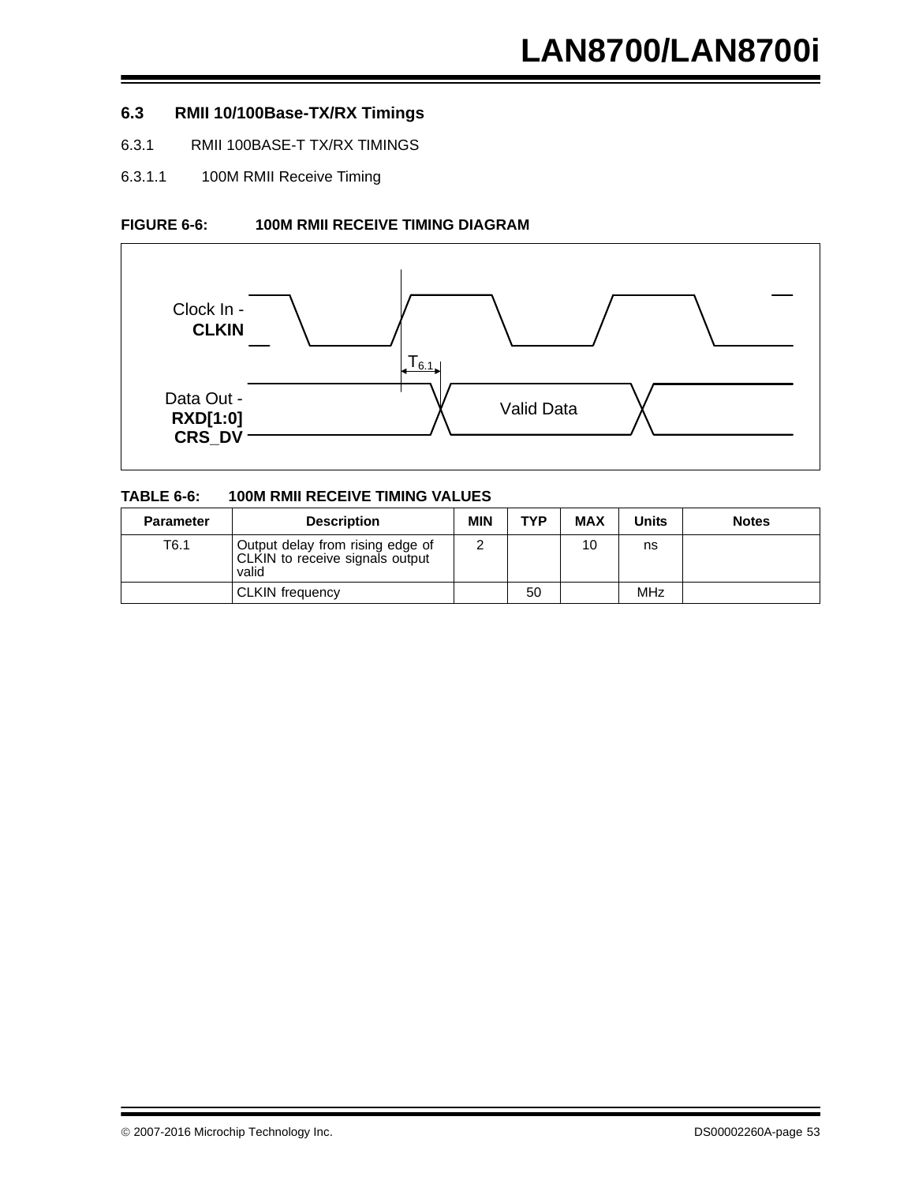## 6.3 RMII 10/100Base-TX/RX Timings

### 6.3.1 RMII 100BASE-T TX/RX TIMINGS

#### 6.3.1.1 100M RMII Receive Timing

**FIGURE 6-6: 100M RMII RECEIVE TIMING DIAGRAM**

Clock In - **CLKIN**

$T_{6.1}$

Data Out - **RXD[1:0]** **CRS_DV**

Valid Data

**TABLE 6-6: 100M RMII RECEIVE TIMING VALUES**

| Parameter | Description | MIN | TYP | MAX | Units | Notes |
|---|---|---|---|---|---|---|
| T6.1 | Output delay from rising edge of CLKIN to receive signals output valid | 2 | | 10 | ns | |
| | CLKIN frequency | | 50 | | MHz | |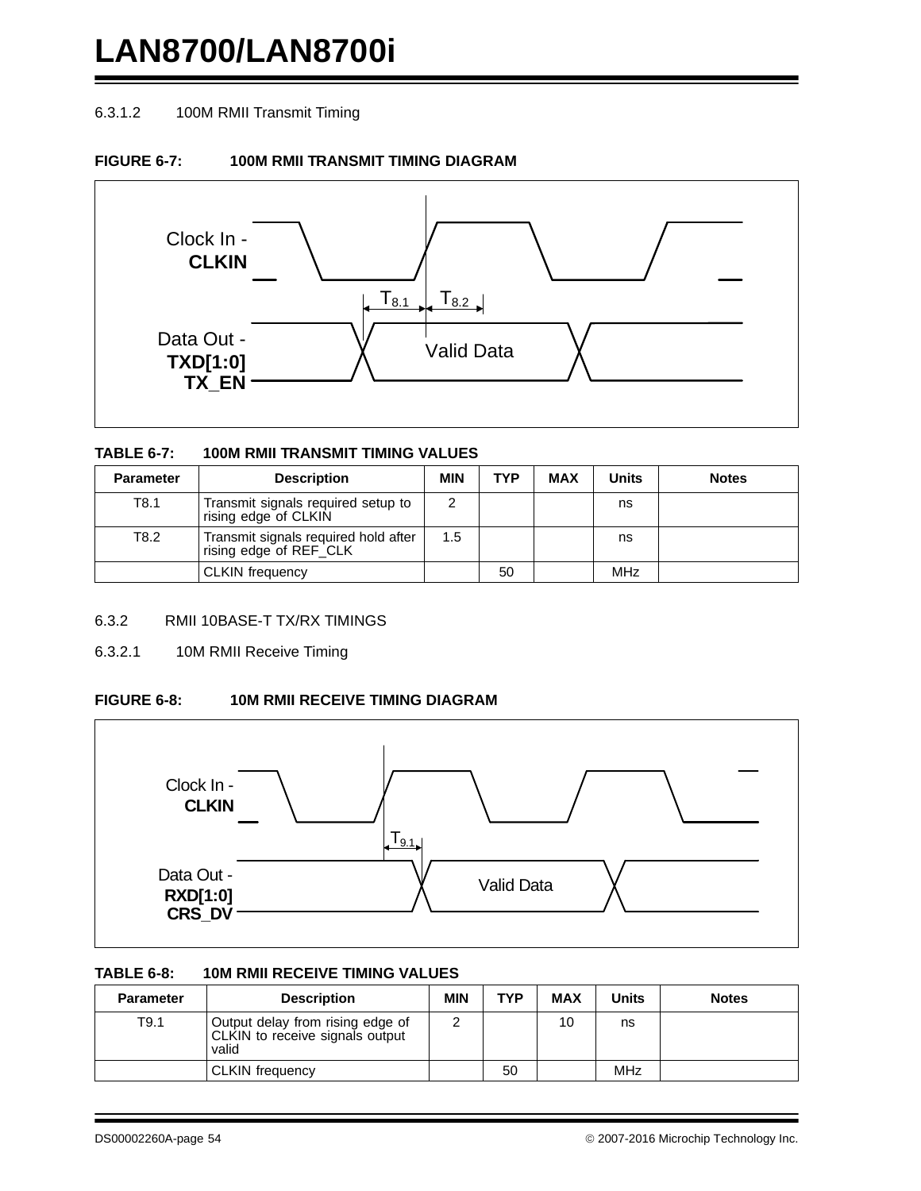#### 6.3.1.2 100M RMII Transmit Timing

**FIGURE 6-7: 100M RMII TRANSMIT TIMING DIAGRAM**

Clock In - **CLKIN**

$T_{8.1}$ $T_{8.2}$

Data Out - **TXD[1:0] TX_EN**

Valid Data

**TABLE 6-7: 100M RMII TRANSMIT TIMING VALUES**

| Parameter | Description | MIN | TYP | MAX | Units | Notes |
|---|---|---|---|---|---|---|
| T8.1 | Transmit signals required setup to rising edge of CLKIN | 2 | | | ns | |
| T8.2 | Transmit signals required hold after rising edge of REF_CLK | 1.5 | | | ns | |
| | CLKIN frequency | | 50 | | MHz | |

### 6.3.2 RMII 10BASE-T TX/RX TIMINGS

#### 6.3.2.1 10M RMII Receive Timing

**FIGURE 6-8: 10M RMII RECEIVE TIMING DIAGRAM**

Clock In - **CLKIN**

$T_{9.1}$

Data Out - **RXD[1:0] CRS_DV**

Valid Data

**TABLE 6-8: 10M RMII RECEIVE TIMING VALUES**

| Parameter | Description | MIN | TYP | MAX | Units | Notes |
|---|---|---|---|---|---|---|
| T9.1 | Output delay from rising edge of CLKIN to receive signals output valid | 2 | | 10 | ns | |
| | CLKIN frequency | | 50 | | MHz | |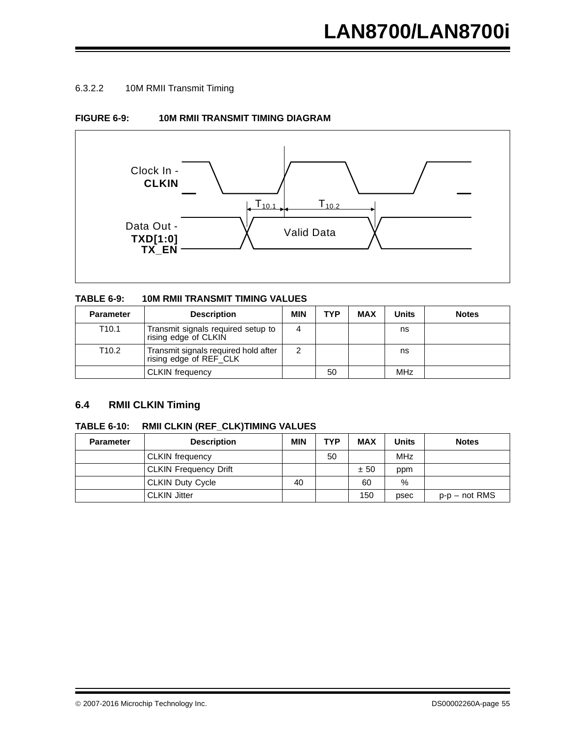#### 6.3.2.2 10M RMII Transmit Timing

**FIGURE 6-9: 10M RMII TRANSMIT TIMING DIAGRAM**

Clock In - **CLKIN**

$T_{10.1}$ $T_{10.2}$

Data Out - **TXD[1:0]** **TX_EN**

Valid Data

**TABLE 6-9: 10M RMII TRANSMIT TIMING VALUES**

| Parameter | Description | MIN | TYP | MAX | Units | Notes |
|---|---|---|---|---|---|---|
| T10.1 | Transmit signals required setup to rising edge of CLKIN | 4 | | | ns | |
| T10.2 | Transmit signals required hold after rising edge of REF_CLK | 2 | | | ns | |
| | CLKIN frequency | | 50 | | MHz | |

## 6.4 RMII CLKIN Timing

**TABLE 6-10: RMII CLKIN (REF_CLK)TIMING VALUES**

| Parameter | Description | MIN | TYP | MAX | Units | Notes |
|---|---|---|---|---|---|---|
| | CLKIN frequency | | 50 | | MHz | |
| | CLKIN Frequency Drift | | | ± 50 | ppm | |
| | CLKIN Duty Cycle | 40 | | 60 | % | |
| | CLKIN Jitter | | | 150 | psec | p-p – not RMS |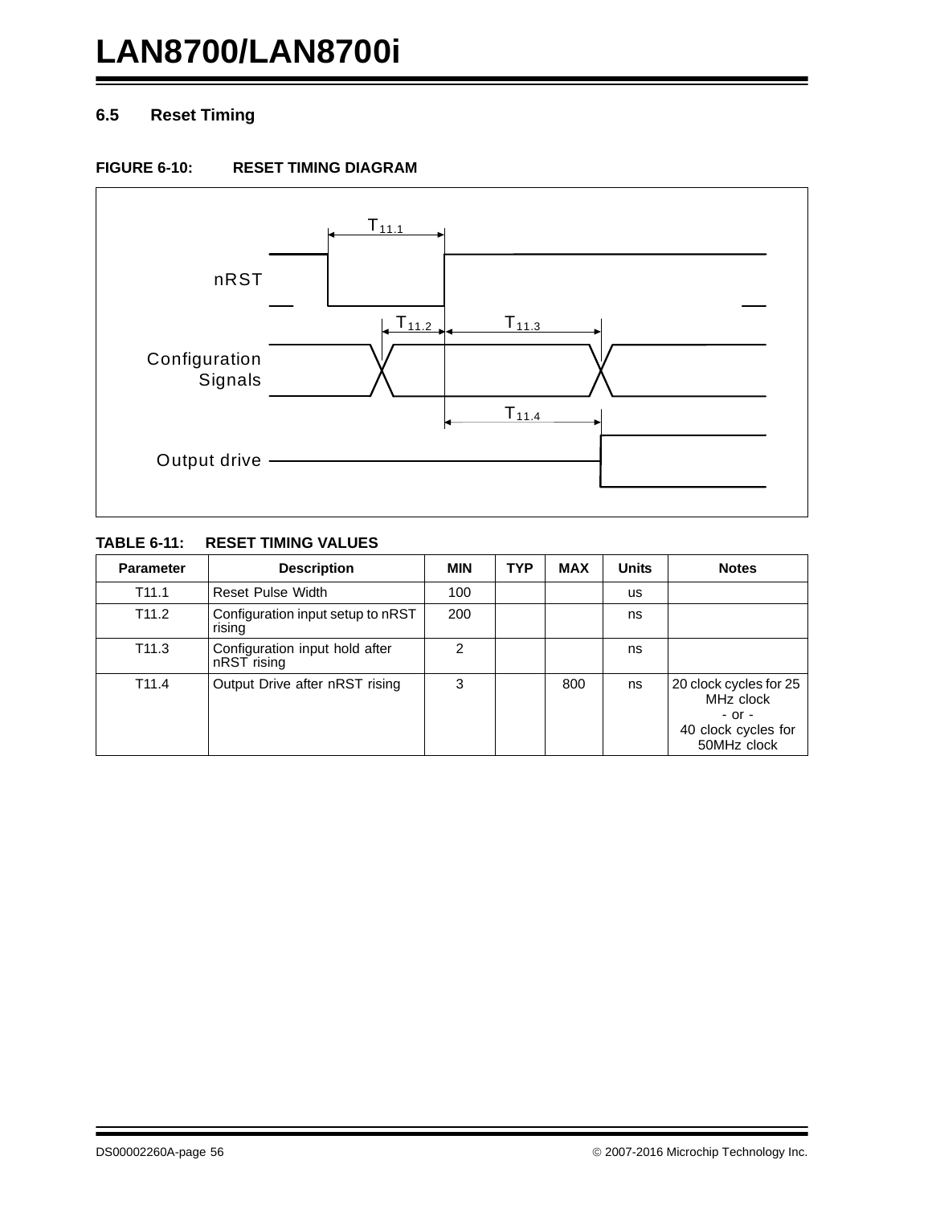## 6.5 Reset Timing

**FIGURE 6-10: RESET TIMING DIAGRAM**

nRST

Configuration Signals

Output drive

$T_{11.1}$ $T_{11.2}$ $T_{11.3}$ $T_{11.4}$

**TABLE 6-11: RESET TIMING VALUES**

| Parameter | Description | MIN | TYP | MAX | Units | Notes |
|---|---|---|---|---|---|---|
| T11.1 | Reset Pulse Width | 100 | | | us | |
| T11.2 | Configuration input setup to nRST rising | 200 | | | ns | |
| T11.3 | Configuration input hold after nRST rising | 2 | | | ns | |
| T11.4 | Output Drive after nRST rising | 3 | | 800 | ns | 20 clock cycles for 25 MHz clock - or - 40 clock cycles for 50MHz clock |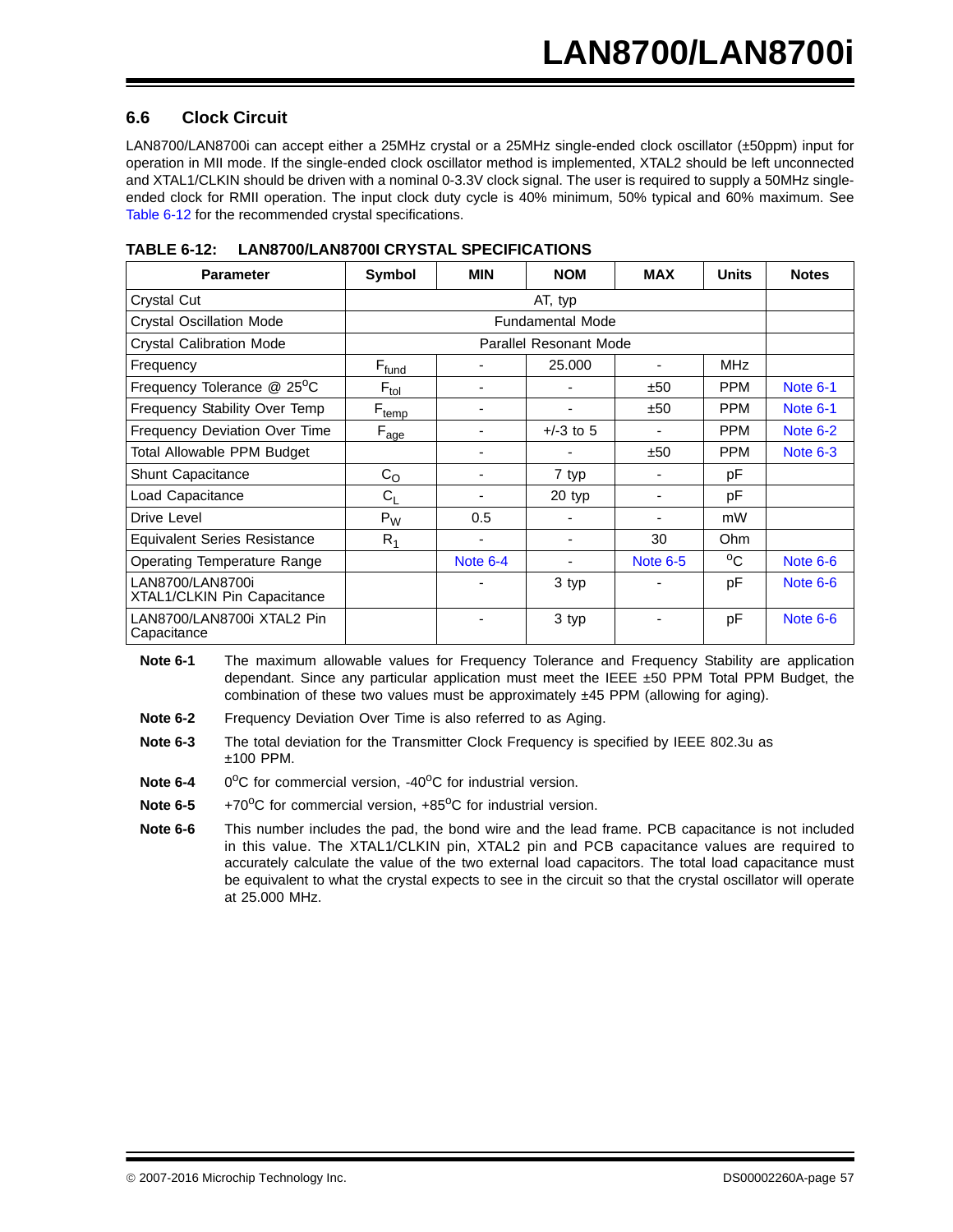## 6.6 Clock Circuit

LAN8700/LAN8700i can accept either a 25MHz crystal or a 25MHz single-ended clock oscillator (±50ppm) input for operation in MII mode. If the single-ended clock oscillator method is implemented, XTAL2 should be left unconnected and XTAL1/CLKIN should be driven with a nominal 0-3.3V clock signal. The user is required to supply a 50MHz single-ended clock for RMII operation. The input clock duty cycle is 40% minimum, 50% typical and 60% maximum. See Table 6-12 for the recommended crystal specifications.

**TABLE 6-12: LAN8700/LAN8700I CRYSTAL SPECIFICATIONS**

| Parameter | Symbol | MIN | NOM | MAX | Units | Notes |
|---|---|---|---|---|---|---|
| Crystal Cut | AT, typ | | | | | |
| Crystal Oscillation Mode | Fundamental Mode | | | | | |
| Crystal Calibration Mode | Parallel Resonant Mode | | | | | |
| Frequency | $F_{fund}$ | - | 25.000 | - | MHz | |
| Frequency Tolerance @ 25°C | $F_{tol}$ | - | - | ±50 | PPM | Note 6-1 |
| Frequency Stability Over Temp | $F_{temp}$ | - | - | ±50 | PPM | Note 6-1 |
| Frequency Deviation Over Time | $F_{age}$ | - | +/-3 to 5 | - | PPM | Note 6-2 |
| Total Allowable PPM Budget | | - | - | ±50 | PPM | Note 6-3 |
| Shunt Capacitance | $C_O$ | - | 7 typ | - | pF | |
| Load Capacitance | $C_L$ | - | 20 typ | - | pF | |
| Drive Level | $P_W$ | 0.5 | - | - | mW | |
| Equivalent Series Resistance | $R_1$ | - | - | 30 | Ohm | |
| Operating Temperature Range | | Note 6-4 | - | Note 6-5 | °C | Note 6-6 |
| LAN8700/LAN8700i XTAL1/CLKIN Pin Capacitance | | - | 3 typ | - | pF | Note 6-6 |
| LAN8700/LAN8700i XTAL2 Pin Capacitance | | - | 3 typ | - | pF | Note 6-6 |

**Note 6-1** The maximum allowable values for Frequency Tolerance and Frequency Stability are application dependant. Since any particular application must meet the IEEE ±50 PPM Total PPM Budget, the combination of these two values must be approximately ±45 PPM (allowing for aging).

**Note 6-2** Frequency Deviation Over Time is also referred to as Aging.

**Note 6-3** The total deviation for the Transmitter Clock Frequency is specified by IEEE 802.3u as ±100 PPM.

**Note 6-4** 0°C for commercial version, -40°C for industrial version.

**Note 6-5** +70°C for commercial version, +85°C for industrial version.

**Note 6-6** This number includes the pad, the bond wire and the lead frame. PCB capacitance is not included in this value. The XTAL1/CLKIN pin, XTAL2 pin and PCB capacitance values are required to accurately calculate the value of the two external load capacitors. The total load capacitance must be equivalent to what the crystal expects to see in the circuit so that the crystal oscillator will operate at 25.000 MHz.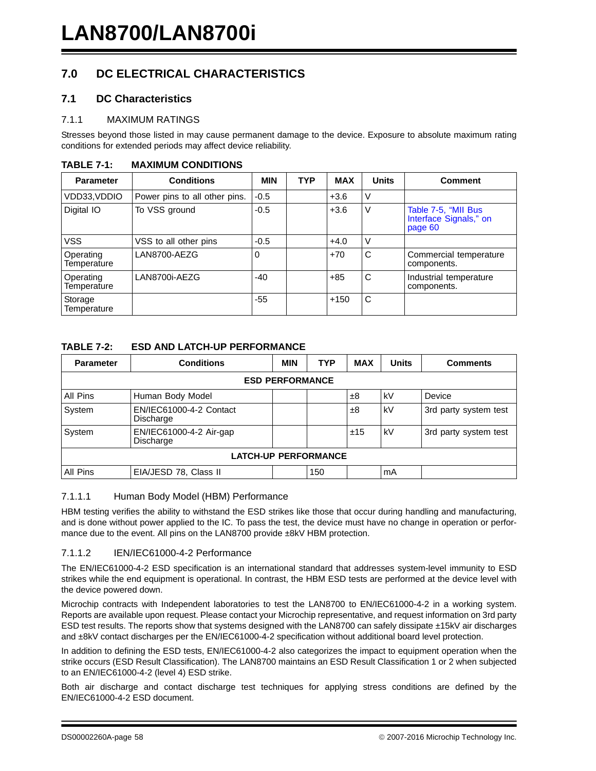# 7.0 DC ELECTRICAL CHARACTERISTICS

## 7.1 DC Characteristics

### 7.1.1 MAXIMUM RATINGS

Stresses beyond those listed in may cause permanent damage to the device. Exposure to absolute maximum rating conditions for extended periods may affect device reliability.

**TABLE 7-1: MAXIMUM CONDITIONS**

| Parameter | Conditions | MIN | TYP | MAX | Units | Comment |
|---|---|---|---|---|---|---|
| VDD33,VDDIO | Power pins to all other pins. | -0.5 | | +3.6 | V | |
| Digital IO | To VSS ground | -0.5 | | +3.6 | V | Table 7-5, "MII Bus Interface Signals," on page 60 |
| VSS | VSS to all other pins | -0.5 | | +4.0 | V | |
| Operating Temperature | LAN8700-AEZG | 0 | | +70 | C | Commercial temperature components. |
| Operating Temperature | LAN8700i-AEZG | -40 | | +85 | C | Industrial temperature components. |
| Storage Temperature | | -55 | | +150 | C | |

**TABLE 7-2: ESD AND LATCH-UP PERFORMANCE**

| Parameter | Conditions | MIN | TYP | MAX | Units | Comments |
|---|---|---|---|---|---|---|
| **ESD PERFORMANCE** | | | | | | |
| All Pins | Human Body Model | | | ±8 | kV | Device |
| System | EN/IEC61000-4-2 Contact Discharge | | | ±8 | kV | 3rd party system test |
| System | EN/IEC61000-4-2 Air-gap Discharge | | | ±15 | kV | 3rd party system test |
| **LATCH-UP PERFORMANCE** | | | | | | |
| All Pins | EIA/JESD 78, Class II | | 150 | | mA | |

#### 7.1.1.1 Human Body Model (HBM) Performance

HBM testing verifies the ability to withstand the ESD strikes like those that occur during handling and manufacturing, and is done without power applied to the IC. To pass the test, the device must have no change in operation or performance due to the event. All pins on the LAN8700 provide ±8kV HBM protection.

#### 7.1.1.2 IEN/IEC61000-4-2 Performance

The EN/IEC61000-4-2 ESD specification is an international standard that addresses system-level immunity to ESD strikes while the end equipment is operational. In contrast, the HBM ESD tests are performed at the device level with the device powered down.

Microchip contracts with Independent laboratories to test the LAN8700 to EN/IEC61000-4-2 in a working system. Reports are available upon request. Please contact your Microchip representative, and request information on 3rd party ESD test results. The reports show that systems designed with the LAN8700 can safely dissipate ±15kV air discharges and ±8kV contact discharges per the EN/IEC61000-4-2 specification without additional board level protection.

In addition to defining the ESD tests, EN/IEC61000-4-2 also categorizes the impact to equipment operation when the strike occurs (ESD Result Classification). The LAN8700 maintains an ESD Result Classification 1 or 2 when subjected to an EN/IEC61000-4-2 (level 4) ESD strike.

Both air discharge and contact discharge test techniques for applying stress conditions are defined by the EN/IEC61000-4-2 ESD document.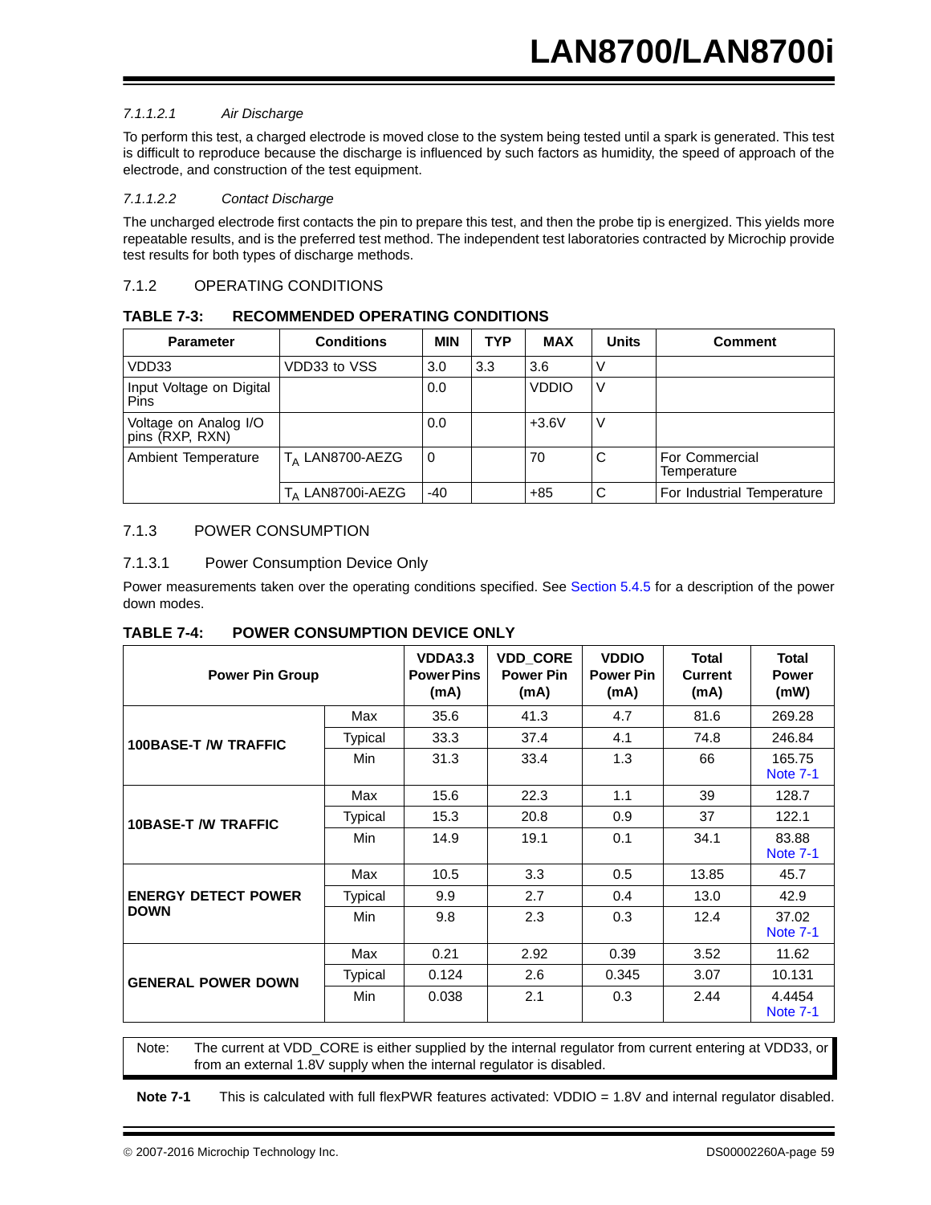#### 7.1.1.2.1 Air Discharge

To perform this test, a charged electrode is moved close to the system being tested until a spark is generated. This test is difficult to reproduce because the discharge is influenced by such factors as humidity, the speed of approach of the electrode, and construction of the test equipment.

#### 7.1.1.2.2 Contact Discharge

The uncharged electrode first contacts the pin to prepare this test, and then the probe tip is energized. This yields more repeatable results, and is the preferred test method. The independent test laboratories contracted by Microchip provide test results for both types of discharge methods.

### 7.1.2 OPERATING CONDITIONS

**TABLE 7-3: RECOMMENDED OPERATING CONDITIONS**

| Parameter | Conditions | MIN | TYP | MAX | Units | Comment |
|---|---|---|---|---|---|---|
| VDD33 | VDD33 to VSS | 3.0 | 3.3 | 3.6 | V | |
| Input Voltage on Digital Pins | | 0.0 | | VDDIO | V | |
| Voltage on Analog I/O pins (RXP, RXN) | | 0.0 | | +3.6V | V | |
| Ambient Temperature | $T_A$ LAN8700-AEZG | 0 | | 70 | C | For Commercial Temperature |
| | $T_A$ LAN8700i-AEZG | -40 | | +85 | C | For Industrial Temperature |

### 7.1.3 POWER CONSUMPTION

#### 7.1.3.1 Power Consumption Device Only

Power measurements taken over the operating conditions specified. See Section 5.4.5 for a description of the power down modes.

**TABLE 7-4: POWER CONSUMPTION DEVICE ONLY**

| Power Pin Group | | VDDA3.3 Power Pins (mA) | VDD_CORE Power Pin (mA) | VDDIO Power Pin (mA) | Total Current (mA) | Total Power (mW) |
|---|---|---|---|---|---|---|
| **100BASE-T /W TRAFFIC** | Max | 35.6 | 41.3 | 4.7 | 81.6 | 269.28 |
| | Typical | 33.3 | 37.4 | 4.1 | 74.8 | 246.84 |
| | Min | 31.3 | 33.4 | 1.3 | 66 | 165.75 Note 7-1 |
| **10BASE-T /W TRAFFIC** | Max | 15.6 | 22.3 | 1.1 | 39 | 128.7 |
| | Typical | 15.3 | 20.8 | 0.9 | 37 | 122.1 |
| | Min | 14.9 | 19.1 | 0.1 | 34.1 | 83.88 Note 7-1 |
| **ENERGY DETECT POWER DOWN** | Max | 10.5 | 3.3 | 0.5 | 13.85 | 45.7 |
| | Typical | 9.9 | 2.7 | 0.4 | 13.0 | 42.9 |
| | Min | 9.8 | 2.3 | 0.3 | 12.4 | 37.02 Note 7-1 |
| **GENERAL POWER DOWN** | Max | 0.21 | 2.92 | 0.39 | 3.52 | 11.62 |
| | Typical | 0.124 | 2.6 | 0.345 | 3.07 | 10.131 |
| | Min | 0.038 | 2.1 | 0.3 | 2.44 | 4.4454 Note 7-1 |

Note: The current at VDD_CORE is either supplied by the internal regulator from current entering at VDD33, or from an external 1.8V supply when the internal regulator is disabled.

**Note 7-1** This is calculated with full flexPWR features activated: VDDIO = 1.8V and internal regulator disabled.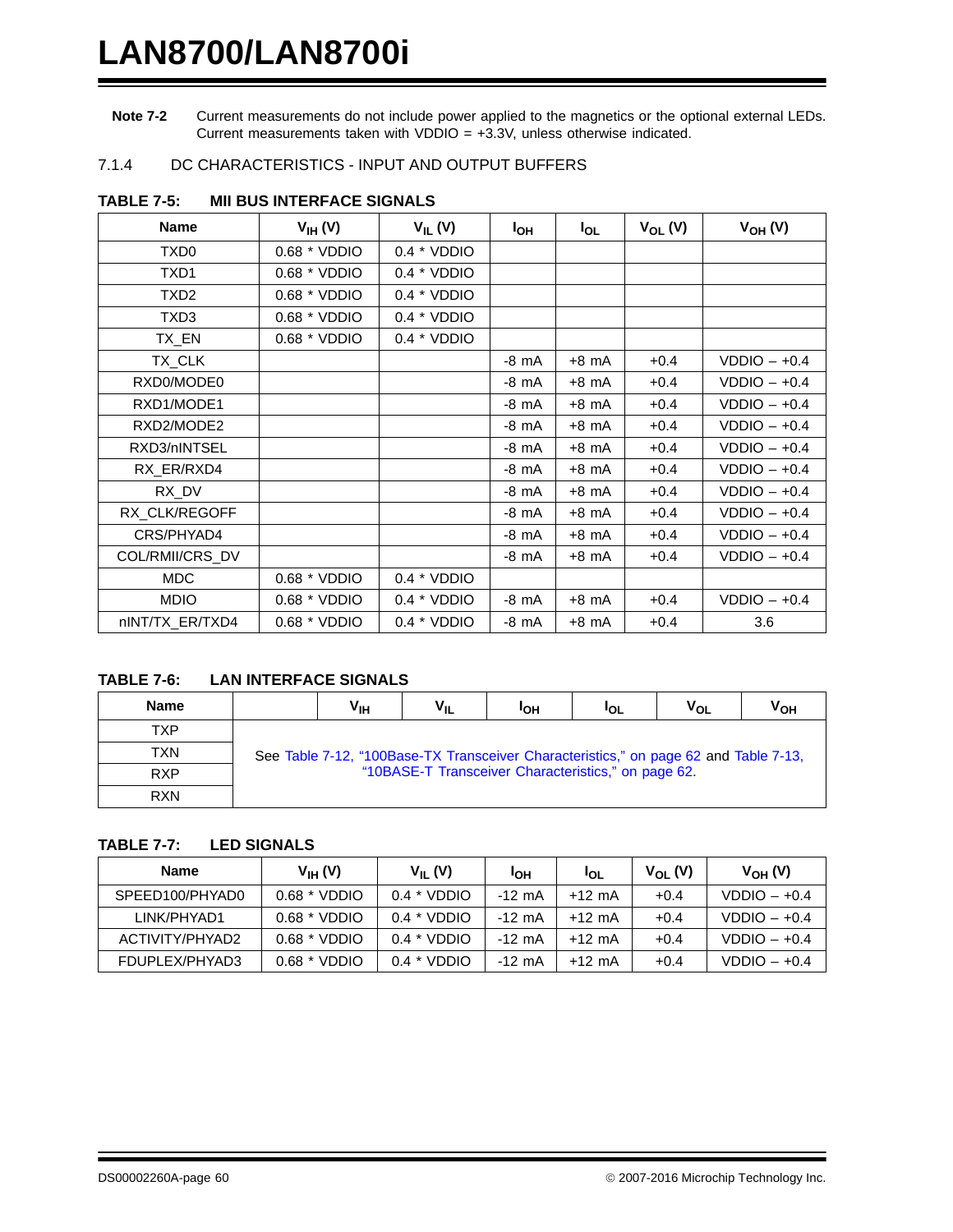**Note 7-2** Current measurements do not include power applied to the magnetics or the optional external LEDs. Current measurements taken with VDDIO = +3.3V, unless otherwise indicated.

### 7.1.4 DC CHARACTERISTICS - INPUT AND OUTPUT BUFFERS

**TABLE 7-5: MII BUS INTERFACE SIGNALS**

| Name | $V_{IH}$ (V) | $V_{IL}$ (V) | $I_{OH}$ | $I_{OL}$ | $V_{OL}$ (V) | $V_{OH}$ (V) |
|---|---|---|---|---|---|---|
| TXD0 | 0.68 * VDDIO | 0.4 * VDDIO | | | | |
| TXD1 | 0.68 * VDDIO | 0.4 * VDDIO | | | | |
| TXD2 | 0.68 * VDDIO | 0.4 * VDDIO | | | | |
| TXD3 | 0.68 * VDDIO | 0.4 * VDDIO | | | | |
| TX_EN | 0.68 * VDDIO | 0.4 * VDDIO | | | | |
| TX_CLK | | | -8 mA | +8 mA | +0.4 | VDDIO – +0.4 |
| RXD0/MODE0 | | | -8 mA | +8 mA | +0.4 | VDDIO – +0.4 |
| RXD1/MODE1 | | | -8 mA | +8 mA | +0.4 | VDDIO – +0.4 |
| RXD2/MODE2 | | | -8 mA | +8 mA | +0.4 | VDDIO – +0.4 |
| RXD3/nINTSEL | | | -8 mA | +8 mA | +0.4 | VDDIO – +0.4 |
| RX_ER/RXD4 | | | -8 mA | +8 mA | +0.4 | VDDIO – +0.4 |
| RX_DV | | | -8 mA | +8 mA | +0.4 | VDDIO – +0.4 |
| RX_CLK/REGOFF | | | -8 mA | +8 mA | +0.4 | VDDIO – +0.4 |
| CRS/PHYAD4 | | | -8 mA | +8 mA | +0.4 | VDDIO – +0.4 |
| COL/RMII/CRS_DV | | | -8 mA | +8 mA | +0.4 | VDDIO – +0.4 |
| MDC | 0.68 * VDDIO | 0.4 * VDDIO | | | | |
| MDIO | 0.68 * VDDIO | 0.4 * VDDIO | -8 mA | +8 mA | +0.4 | VDDIO – +0.4 |
| nINT/TX_ER/TXD4 | 0.68 * VDDIO | 0.4 * VDDIO | -8 mA | +8 mA | +0.4 | 3.6 |

**TABLE 7-6: LAN INTERFACE SIGNALS**

| Name | | $V_{IH}$ | $V_{IL}$ | $I_{OH}$ | $I_{OL}$ | $V_{OL}$ | $V_{OH}$ |
|---|---|---|---|---|---|---|---|
| TXP | See Table 7-12, “100Base-TX Transceiver Characteristics,” on page 62 and Table 7-13, “10BASE-T Transceiver Characteristics,” on page 62. | | | | | | |
| TXN | | | | | | | |
| RXP | | | | | | | |
| RXN | | | | | | | |

**TABLE 7-7: LED SIGNALS**

| Name | $V_{IH}$ (V) | $V_{IL}$ (V) | $I_{OH}$ | $I_{OL}$ | $V_{OL}$ (V) | $V_{OH}$ (V) |
|---|---|---|---|---|---|---|
| SPEED100/PHYAD0 | 0.68 * VDDIO | 0.4 * VDDIO | -12 mA | +12 mA | +0.4 | VDDIO – +0.4 |
| LINK/PHYAD1 | 0.68 * VDDIO | 0.4 * VDDIO | -12 mA | +12 mA | +0.4 | VDDIO – +0.4 |
| ACTIVITY/PHYAD2 | 0.68 * VDDIO | 0.4 * VDDIO | -12 mA | +12 mA | +0.4 | VDDIO – +0.4 |
| FDUPLEX/PHYAD3 | 0.68 * VDDIO | 0.4 * VDDIO | -12 mA | +12 mA | +0.4 | VDDIO – +0.4 |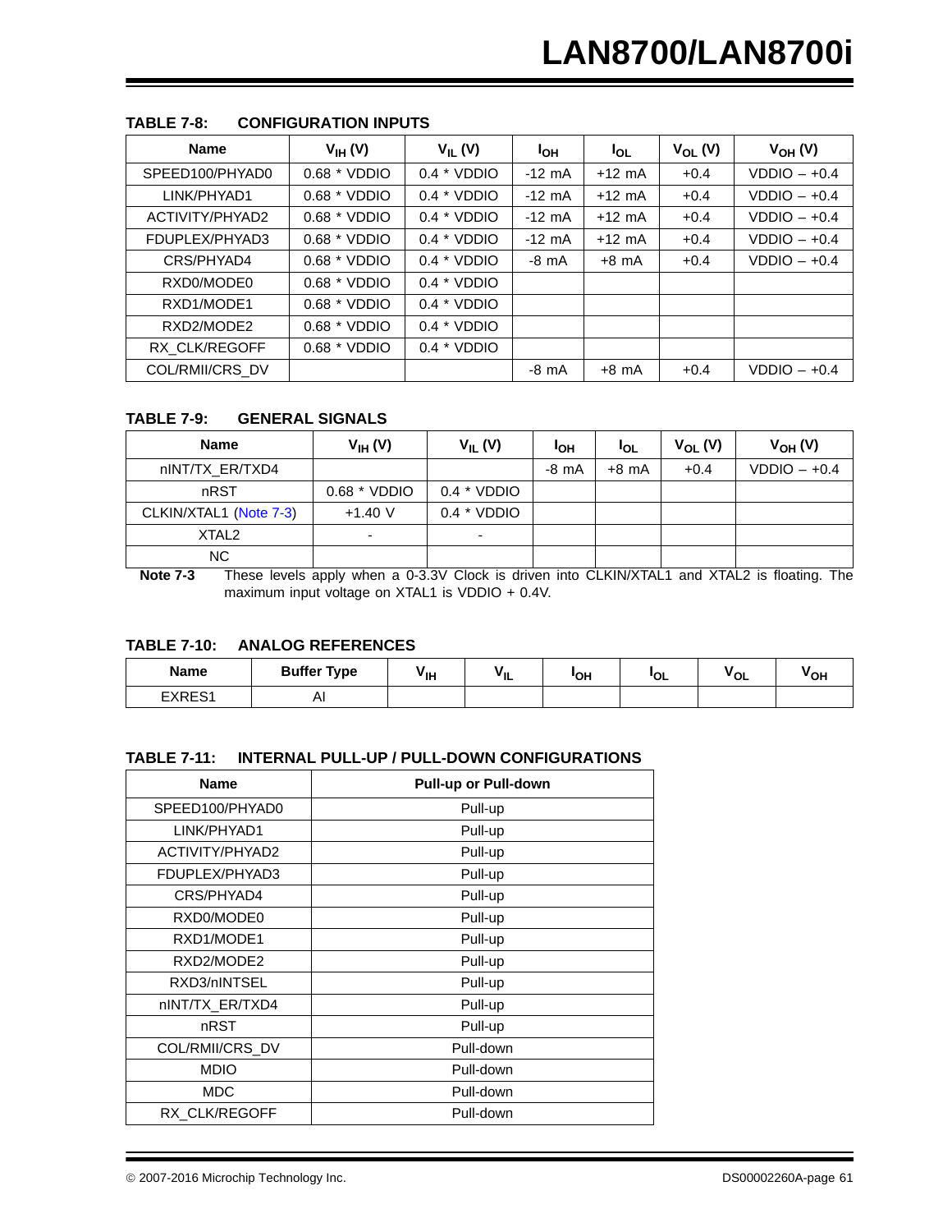**TABLE 7-8: CONFIGURATION INPUTS**

| Name | $V_{IH}$ (V) | $V_{IL}$ (V) | $I_{OH}$ | $I_{OL}$ | $V_{OL}$ (V) | $V_{OH}$ (V) |
|---|---|---|---|---|---|---|
| SPEED100/PHYAD0 | 0.68 * VDDIO | 0.4 * VDDIO | -12 mA | +12 mA | +0.4 | VDDIO – +0.4 |
| LINK/PHYAD1 | 0.68 * VDDIO | 0.4 * VDDIO | -12 mA | +12 mA | +0.4 | VDDIO – +0.4 |
| ACTIVITY/PHYAD2 | 0.68 * VDDIO | 0.4 * VDDIO | -12 mA | +12 mA | +0.4 | VDDIO – +0.4 |
| FDUPLEX/PHYAD3 | 0.68 * VDDIO | 0.4 * VDDIO | -12 mA | +12 mA | +0.4 | VDDIO – +0.4 |
| CRS/PHYAD4 | 0.68 * VDDIO | 0.4 * VDDIO | -8 mA | +8 mA | +0.4 | VDDIO – +0.4 |
| RXD0/MODE0 | 0.68 * VDDIO | 0.4 * VDDIO | | | | |
| RXD1/MODE1 | 0.68 * VDDIO | 0.4 * VDDIO | | | | |
| RXD2/MODE2 | 0.68 * VDDIO | 0.4 * VDDIO | | | | |
| RX_CLK/REGOFF | 0.68 * VDDIO | 0.4 * VDDIO | | | | |
| COL/RMII/CRS_DV | | | -8 mA | +8 mA | +0.4 | VDDIO – +0.4 |

**TABLE 7-9: GENERAL SIGNALS**

| Name | $V_{IH}$ (V) | $V_{IL}$ (V) | $I_{OH}$ | $I_{OL}$ | $V_{OL}$ (V) | $V_{OH}$ (V) |
|---|---|---|---|---|---|---|
| nINT/TX_ER/TXD4 | | | -8 mA | +8 mA | +0.4 | VDDIO – +0.4 |
| nRST | 0.68 * VDDIO | 0.4 * VDDIO | | | | |
| CLKIN/XTAL1 (Note 7-3) | +1.40 V | 0.4 * VDDIO | | | | |
| XTAL2 | - | - | | | | |
| NC | | | | | | |

**Note 7-3** These levels apply when a 0-3.3V Clock is driven into CLKIN/XTAL1 and XTAL2 is floating. The maximum input voltage on XTAL1 is VDDIO + 0.4V.

**TABLE 7-10: ANALOG REFERENCES**

| Name | Buffer Type | $V_{IH}$ | $V_{IL}$ | $I_{OH}$ | $I_{OL}$ | $V_{OL}$ | $V_{OH}$ |
|---|---|---|---|---|---|---|---|
| EXRES1 | AI | | | | | | |

**TABLE 7-11: INTERNAL PULL-UP / PULL-DOWN CONFIGURATIONS**

| Name | Pull-up or Pull-down |
|---|---|
| SPEED100/PHYAD0 | Pull-up |
| LINK/PHYAD1 | Pull-up |
| ACTIVITY/PHYAD2 | Pull-up |
| FDUPLEX/PHYAD3 | Pull-up |
| CRS/PHYAD4 | Pull-up |
| RXD0/MODE0 | Pull-up |
| RXD1/MODE1 | Pull-up |
| RXD2/MODE2 | Pull-up |
| RXD3/nINTSEL | Pull-up |
| nINT/TX_ER/TXD4 | Pull-up |
| nRST | Pull-up |
| COL/RMII/CRS_DV | Pull-down |
| MDIO | Pull-down |
| MDC | Pull-down |
| RX_CLK/REGOFF | Pull-down |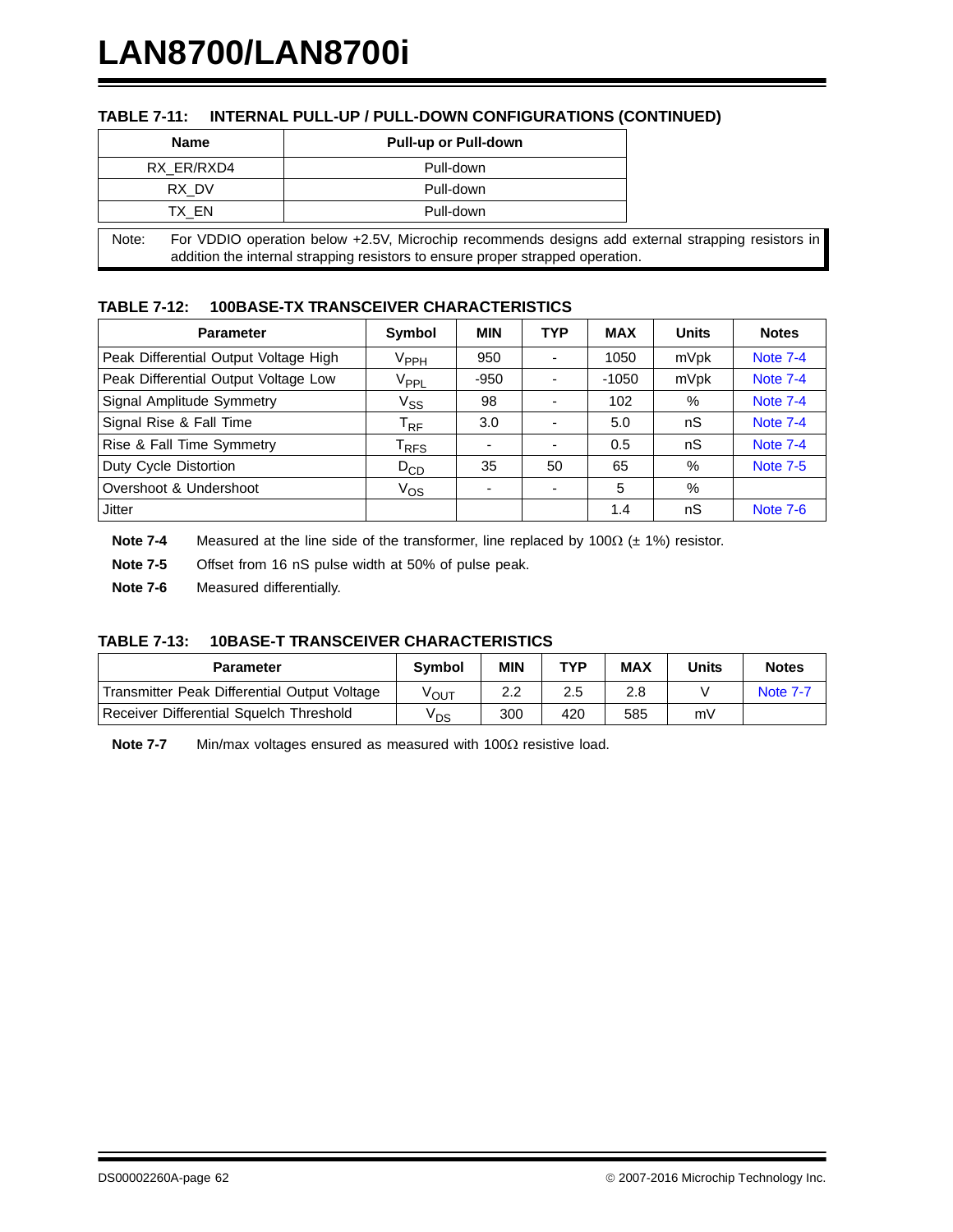**TABLE 7-11: INTERNAL PULL-UP / PULL-DOWN CONFIGURATIONS (CONTINUED)**

| Name | Pull-up or Pull-down |
|---|---|
| RX_ER/RXD4 | Pull-down |
| RX_DV | Pull-down |
| TX_EN | Pull-down |

Note: For VDDIO operation below +2.5V, Microchip recommends designs add external strapping resistors in addition the internal strapping resistors to ensure proper strapped operation.

**TABLE 7-12: 100BASE-TX TRANSCEIVER CHARACTERISTICS**

| Parameter | Symbol | MIN | TYP | MAX | Units | Notes |
|---|---|---|---|---|---|---|
| Peak Differential Output Voltage High | $V_{PPH}$ | 950 | - | 1050 | mVpk | Note 7-4 |
| Peak Differential Output Voltage Low | $V_{PPL}$ | -950 | - | -1050 | mVpk | Note 7-4 |
| Signal Amplitude Symmetry | $V_{SS}$ | 98 | - | 102 | % | Note 7-4 |
| Signal Rise & Fall Time | $T_{RF}$ | 3.0 | - | 5.0 | nS | Note 7-4 |
| Rise & Fall Time Symmetry | $T_{RFS}$ | - | - | 0.5 | nS | Note 7-4 |
| Duty Cycle Distortion | $D_{CD}$ | 35 | 50 | 65 | % | Note 7-5 |
| Overshoot & Undershoot | $V_{OS}$ | - | - | 5 | % | |
| Jitter | | | | 1.4 | nS | Note 7-6 |

**Note 7-4** Measured at the line side of the transformer, line replaced by 100Ω (± 1%) resistor.

**Note 7-5** Offset from 16 nS pulse width at 50% of pulse peak.

**Note 7-6** Measured differentially.

**TABLE 7-13: 10BASE-T TRANSCEIVER CHARACTERISTICS**

| Parameter | Symbol | MIN | TYP | MAX | Units | Notes |
|---|---|---|---|---|---|---|
| Transmitter Peak Differential Output Voltage | $V_{OUT}$ | 2.2 | 2.5 | 2.8 | V | Note 7-7 |
| Receiver Differential Squelch Threshold | $V_{DS}$ | 300 | 420 | 585 | mV | |

**Note 7-7** Min/max voltages ensured as measured with 100Ω resistive load.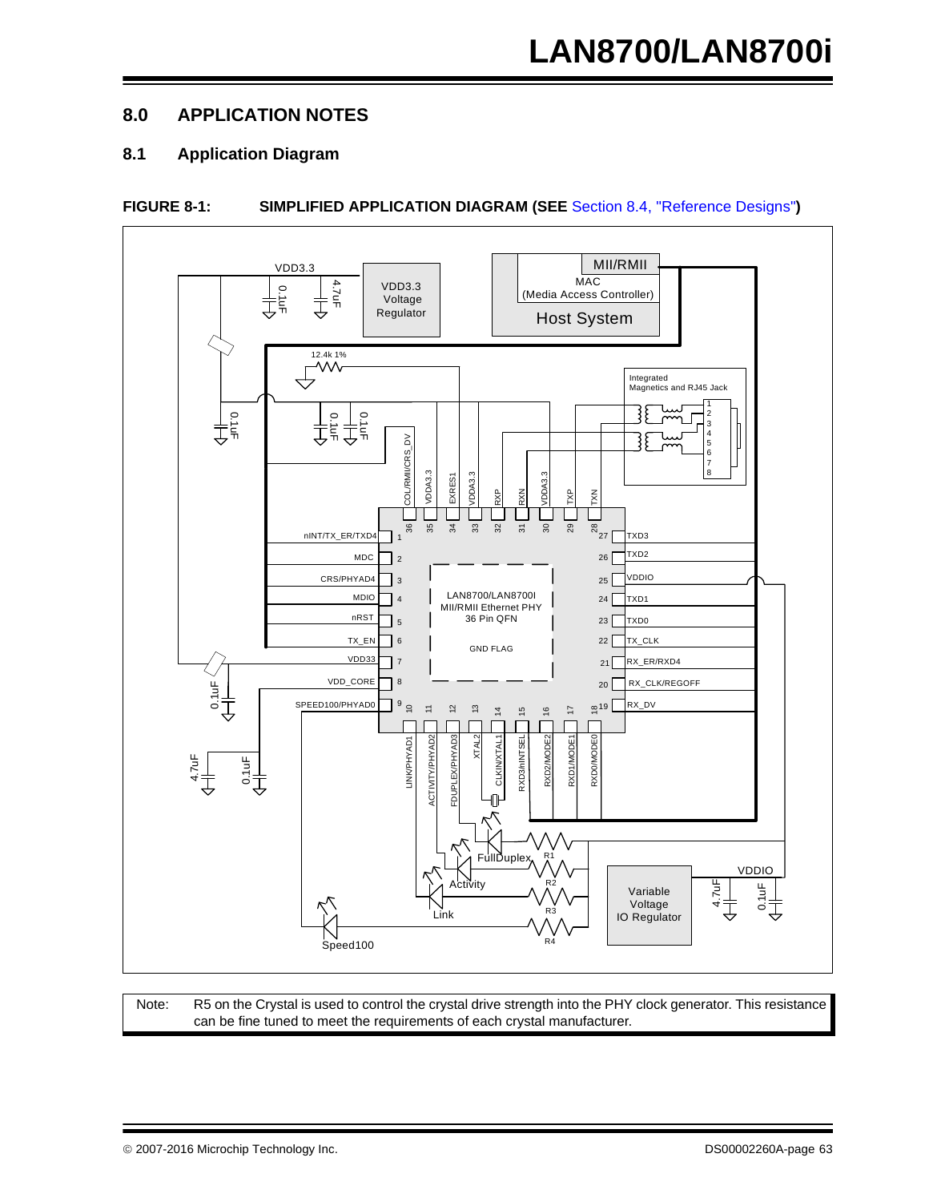# 8.0 APPLICATION NOTES

## 8.1 Application Diagram

**FIGURE 8-1: SIMPLIFIED APPLICATION DIAGRAM (SEE Section 8.4, "Reference Designs")**

**Note:** R5 on the Crystal is used to control the crystal drive strength into the PHY clock generator. This resistance can be fine tuned to meet the requirements of each crystal manufacturer.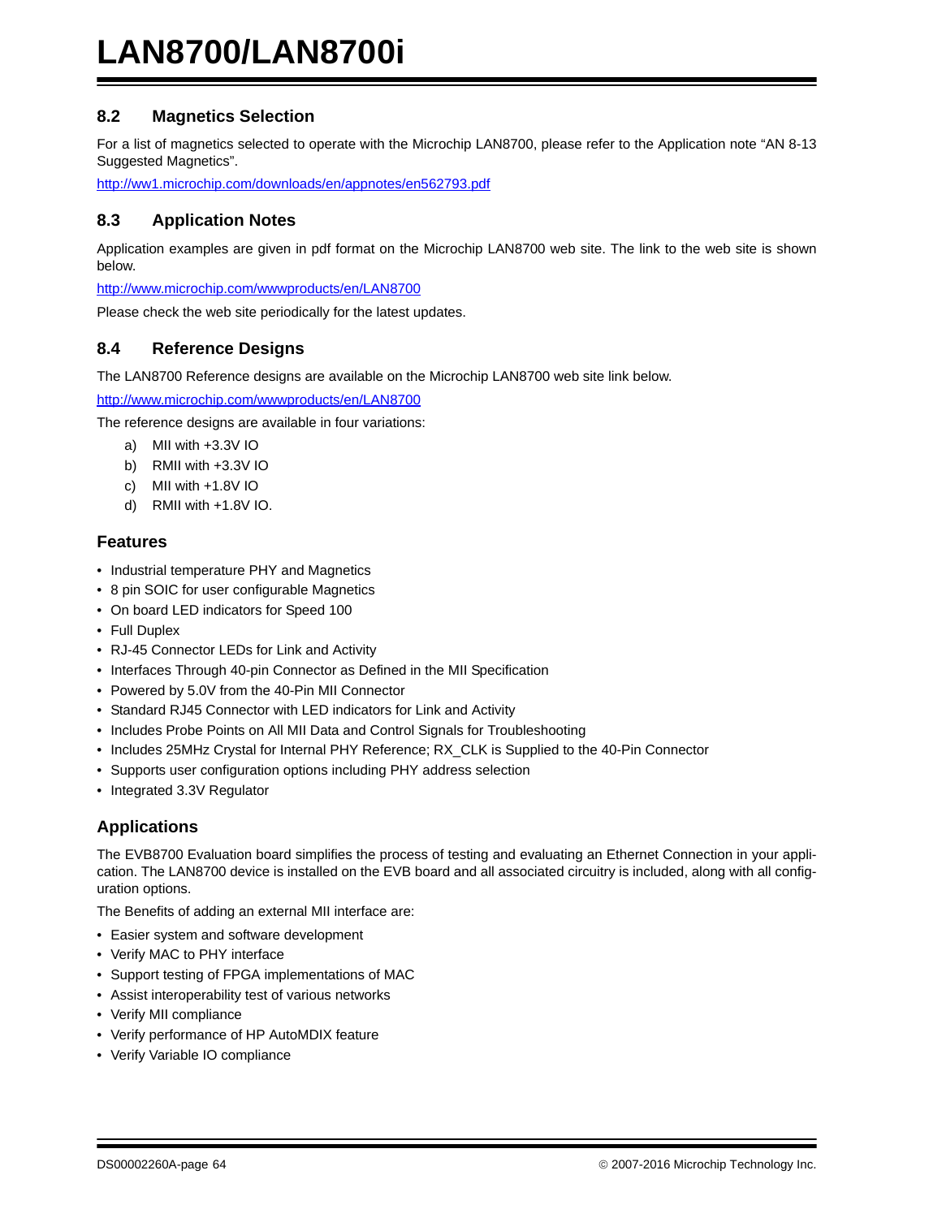## 8.2 Magnetics Selection

For a list of magnetics selected to operate with the Microchip LAN8700, please refer to the Application note "AN 8-13 Suggested Magnetics".

http://ww1.microchip.com/downloads/en/appnotes/en562793.pdf

## 8.3 Application Notes

Application examples are given in pdf format on the Microchip LAN8700 web site. The link to the web site is shown below.

http://www.microchip.com/wwwproducts/en/LAN8700

Please check the web site periodically for the latest updates.

## 8.4 Reference Designs

The LAN8700 Reference designs are available on the Microchip LAN8700 web site link below.

http://www.microchip.com/wwwproducts/en/LAN8700

The reference designs are available in four variations:

a) MII with +3.3V IO

b) RMII with +3.3V IO

c) MII with +1.8V IO

d) RMII with +1.8V IO.

### Features

- Industrial temperature PHY and Magnetics
- 8 pin SOIC for user configurable Magnetics
- On board LED indicators for Speed 100
- Full Duplex
- RJ-45 Connector LEDs for Link and Activity
- Interfaces Through 40-pin Connector as Defined in the MII Specification
- Powered by 5.0V from the 40-Pin MII Connector
- Standard RJ45 Connector with LED indicators for Link and Activity
- Includes Probe Points on All MII Data and Control Signals for Troubleshooting
- Includes 25MHz Crystal for Internal PHY Reference; RX_CLK is Supplied to the 40-Pin Connector
- Supports user configuration options including PHY address selection
- Integrated 3.3V Regulator

### Applications

The EVB8700 Evaluation board simplifies the process of testing and evaluating an Ethernet Connection in your application. The LAN8700 device is installed on the EVB board and all associated circuitry is included, along with all configuration options.

The Benefits of adding an external MII interface are:

- Easier system and software development
- Verify MAC to PHY interface
- Support testing of FPGA implementations of MAC
- Assist interoperability test of various networks
- Verify MII compliance
- Verify performance of HP AutoMDIX feature
- Verify Variable IO compliance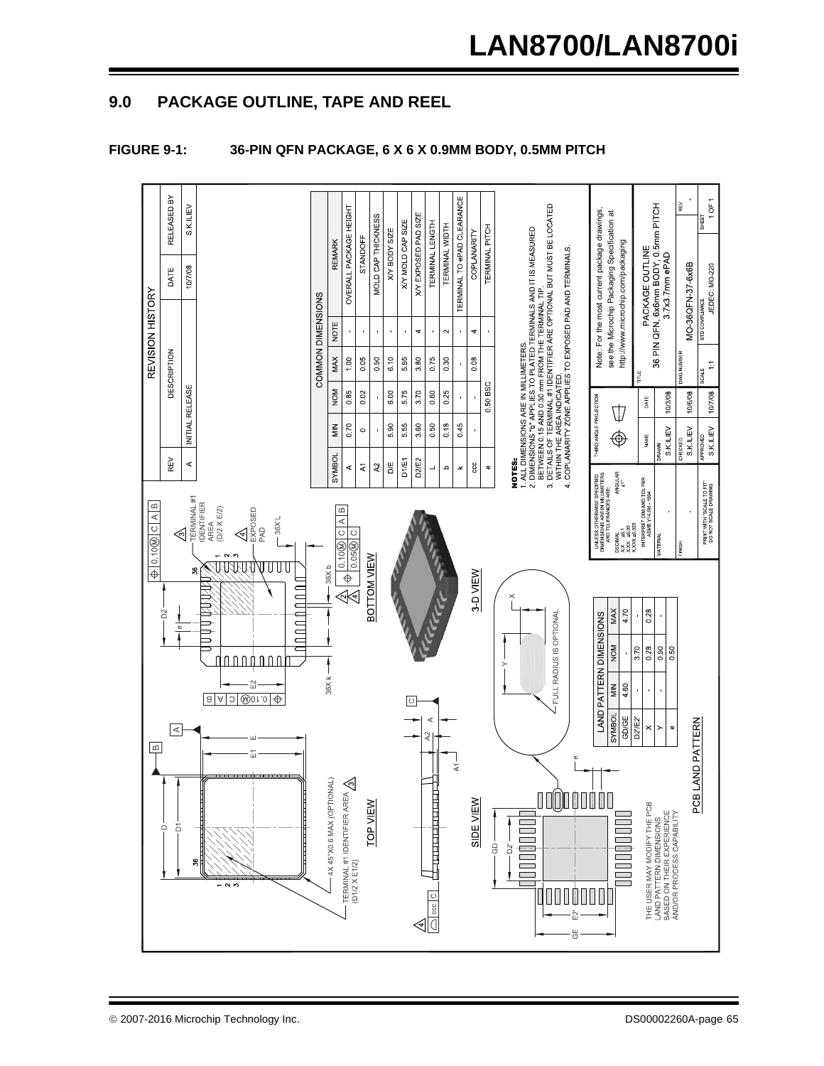## 9.0 PACKAGE OUTLINE, TAPE AND REEL

**FIGURE 9-1: 36-PIN QFN PACKAGE, 6 X 6 X 0.9MM BODY, 0.5MM PITCH**

**REVISION HISTORY**

| REV | DESCRIPTION | DATE | RELEASED BY |
|---|---|---|---|
| A | INITIAL RELEASE | 10/7/08 | S.K.ILIEV |

**COMMON DIMENSIONS**

| SYMBOL | MIN | NOM | MAX | NOTE | REMARK |
|---|---|---|---|---|---|
| A | 0.70 | 0.85 | 1.00 | - | OVERALL PACKAGE HEIGHT |
| A1 | 0 | 0.02 | 0.05 | - | STANDOFF |
| A2 | - | - | 0.90 | - | MOLD CAP THICKNESS |
| D/E | 5.90 | 6.00 | 6.10 | - | X/Y BODY SIZE |
| D1/E1 | 5.55 | 5.75 | 5.95 | - | X/Y MOLD CAP SIZE |
| D2/E2 | 3.60 | 3.70 | 3.80 | 4 | X/Y EXPOSED PAD SIZE |
| L | 0.50 | 0.60 | 0.75 | - | TERMINAL LENGTH |
| b | 0.18 | 0.25 | 0.30 | 2 | TERMINAL WIDTH |
| k | 0.45 | - | - | - | TERMINAL TO ePAD CLEARANCE |
| ccc | - | - | 0.08 | 4 | COPLANARITY |
| e | | 0.50 BSC | | - | TERMINAL PITCH |

**NOTES:**
1. ALL DIMENSIONS ARE IN MILLIMETERS.
2. DIMENSIONS "b" APPLIES TO PLATED TERMINALS AND IT IS MEASURED BETWEEN 0.15 AND 0.30 mm FROM THE TERMINAL TIP.
3. DETAILS OF TERMINAL #1 IDENTIFIER ARE OPTIONAL BUT MUST BE LOCATED WITHIN THE AREA INDICATED.
4. COPLANARITY ZONE APPLIES TO EXPOSED PAD AND TERMINALS.

**LAND PATTERN DIMENSIONS**

| SYMBOL | MIN | NOM | MAX |
|---|---|---|---|
| GD/GE | 4.60 | - | 4.70 |
| D2'/E2' | - | 3.70 | - |
| X | - | 0.28 | 0.28 |
| Y | - | 0.90 | - |
| e | | 0.50 | |

TOP VIEW — 4X 45°X0.6 MAX (OPTIONAL); TERMINAL #1 IDENTIFIER AREA (D1/2 X E1/2)

BOTTOM VIEW — TERMINAL #1 IDENTIFIER AREA (D/2 X E/2); EXPOSED PAD; 36X L; 36X b; 36X k

SIDE VIEW

3-D VIEW

FULL RADIUS IS OPTIONAL

PCB LAND PATTERN — THE USER MAY MODIFY THE PCB LAND PATTERN DIMENSIONS BASED ON THEIR EXPERIENCE AND/OR PROCESS CAPABILITY

Note: For the most current package drawings, see the Microchip Packaging Specification at http://www.microchip.com/packaging

UNLESS OTHERWISE SPECIFIED DIMENSIONS ARE IN MILLIMETERS AND TOLERANCES ARE: DECIMAL X.X ±0.1, X.XX ±0.05, X.XXX ±0.025; ANGULAR ±1°

INTERPRET DIM AND TOL PER ASME Y14.5M - 1994

THIRD ANGLE PROJECTION

| | NAME | DATE |
|---|---|---|
| DRAWN | S.K.ILIEV | 10/3/08 |
| CHECKED | S.K.ILIEV | 10/6/08 |
| APPROVED | S.K.ILIEV | 10/7/08 |

TITLE: PACKAGE OUTLINE 36 PIN QFN, 6x6mm BODY, 0.5mm PITCH 3.7x3.7mm ePAD

DWG NUMBER: MO-36QFN-37-6x6B

STD COMPLIANCE: JEDEC: MO-220

SCALE: 1:1 — SHEET: 1 OF 1

PRINT WITH "SCALE TO FIT" DO NOT SCALE DRAWING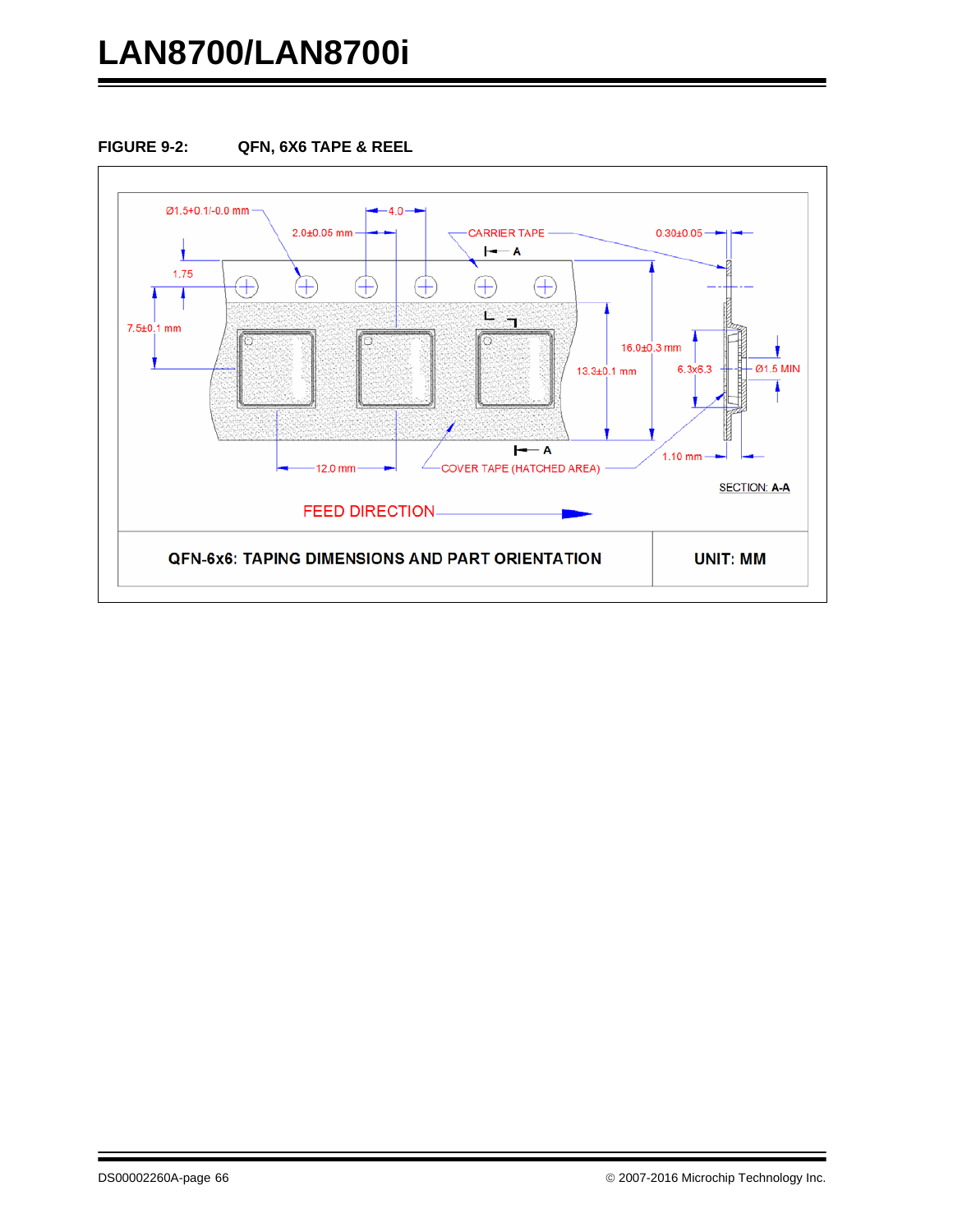**FIGURE 9-2: QFN, 6X6 TAPE & REEL**

Ø1.5+0.1/-0.0 mm

4.0

2.0±0.05 mm

CARRIER TAPE

0.30±0.05

A

1.75

7.5±0.1 mm

16.0±0.3 mm

13.3±0.1 mm

6.3x6.3

Ø1.5 MIN

A

1.10 mm

12.0 mm

COVER TAPE (HATCHED AREA)

SECTION: A-A

FEED DIRECTION

| QFN-6x6: TAPING DIMENSIONS AND PART ORIENTATION | UNIT: MM |
|---|---|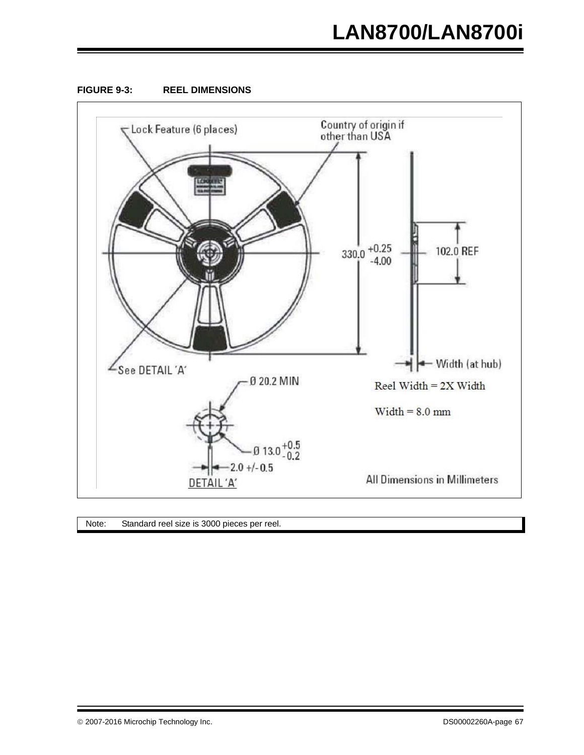**FIGURE 9-3: REEL DIMENSIONS**

Lock Feature (6 places)

Country of origin if other than USA

330.0 +0.25 -4.00

102.0 REF

See DETAIL 'A'

Width (at hub)

Ø 20.2 MIN

Reel Width = 2X Width

Width = 8.0 mm

Ø 13.0 +0.5 -0.2

2.0 +/- 0.5

DETAIL 'A'

All Dimensions in Millimeters

| Note: | Standard reel size is 3000 pieces per reel. |
|---|---|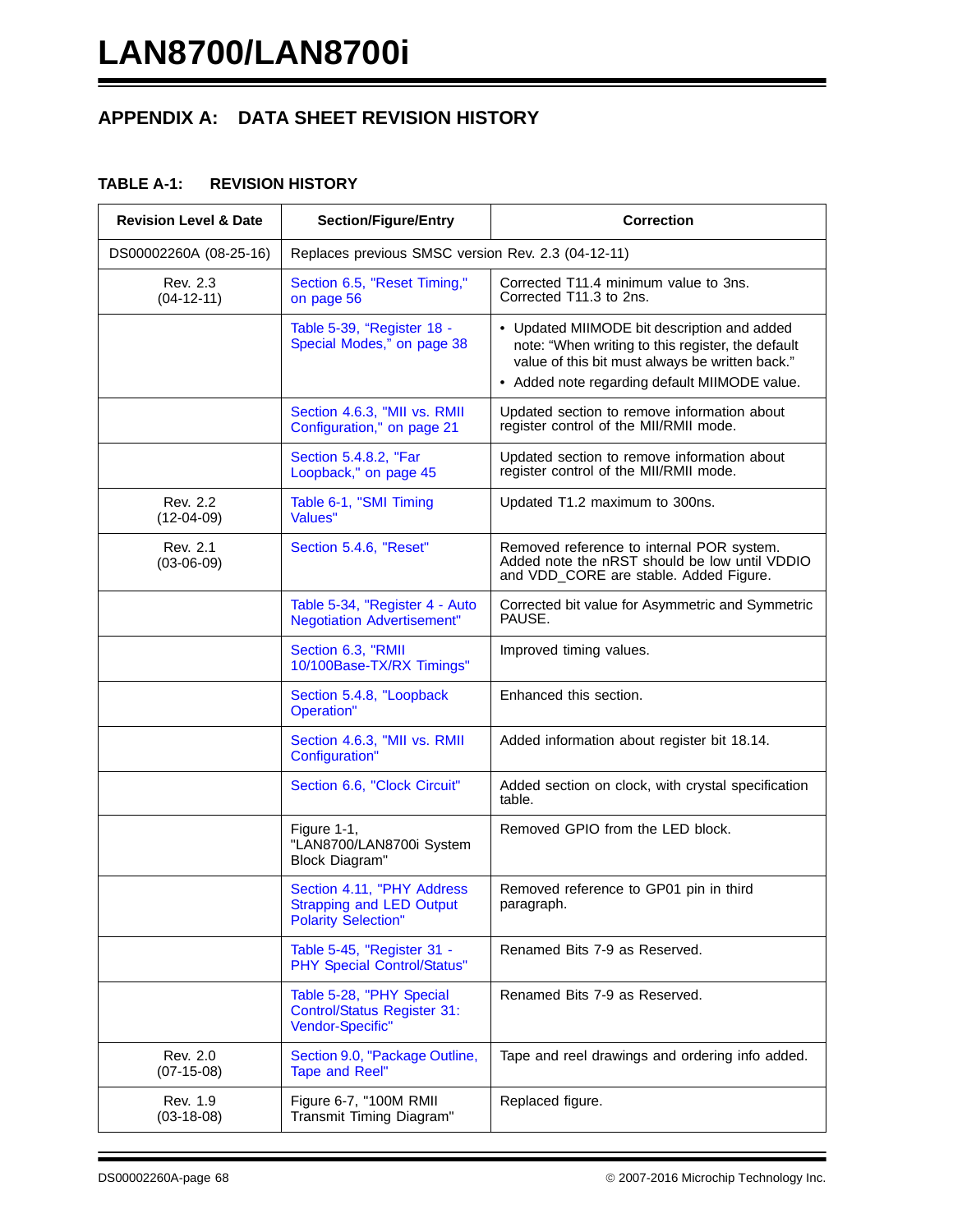## APPENDIX A: DATA SHEET REVISION HISTORY

**TABLE A-1: REVISION HISTORY**

| Revision Level & Date | Section/Figure/Entry | Correction |
|---|---|---|
| DS00002260A (08-25-16) | Replaces previous SMSC version Rev. 2.3 (04-12-11) | |
| Rev. 2.3 (04-12-11) | Section 6.5, "Reset Timing," on page 56 | Corrected T11.4 minimum value to 3ns. Corrected T11.3 to 2ns. |
| | Table 5-39, "Register 18 - Special Modes," on page 38 | • Updated MIIMODE bit description and added note: "When writing to this register, the default value of this bit must always be written back." • Added note regarding default MIIMODE value. |
| | Section 4.6.3, "MII vs. RMII Configuration," on page 21 | Updated section to remove information about register control of the MII/RMII mode. |
| | Section 5.4.8.2, "Far Loopback," on page 45 | Updated section to remove information about register control of the MII/RMII mode. |
| Rev. 2.2 (12-04-09) | Table 6-1, "SMI Timing Values" | Updated T1.2 maximum to 300ns. |
| Rev. 2.1 (03-06-09) | Section 5.4.6, "Reset" | Removed reference to internal POR system. Added note the nRST should be low until VDDIO and VDD_CORE are stable. Added Figure. |
| | Table 5-34, "Register 4 - Auto Negotiation Advertisement" | Corrected bit value for Asymmetric and Symmetric PAUSE. |
| | Section 6.3, "RMII 10/100Base-TX/RX Timings" | Improved timing values. |
| | Section 5.4.8, "Loopback Operation" | Enhanced this section. |
| | Section 4.6.3, "MII vs. RMII Configuration" | Added information about register bit 18.14. |
| | Section 6.6, "Clock Circuit" | Added section on clock, with crystal specification table. |
| | Figure 1-1, "LAN8700/LAN8700i System Block Diagram" | Removed GPIO from the LED block. |
| | Section 4.11, "PHY Address Strapping and LED Output Polarity Selection" | Removed reference to GP01 pin in third paragraph. |
| | Table 5-45, "Register 31 - PHY Special Control/Status" | Renamed Bits 7-9 as Reserved. |
| | Table 5-28, "PHY Special Control/Status Register 31: Vendor-Specific" | Renamed Bits 7-9 as Reserved. |
| Rev. 2.0 (07-15-08) | Section 9.0, "Package Outline, Tape and Reel" | Tape and reel drawings and ordering info added. |
| Rev. 1.9 (03-18-08) | Figure 6-7, "100M RMII Transmit Timing Diagram" | Replaced figure. |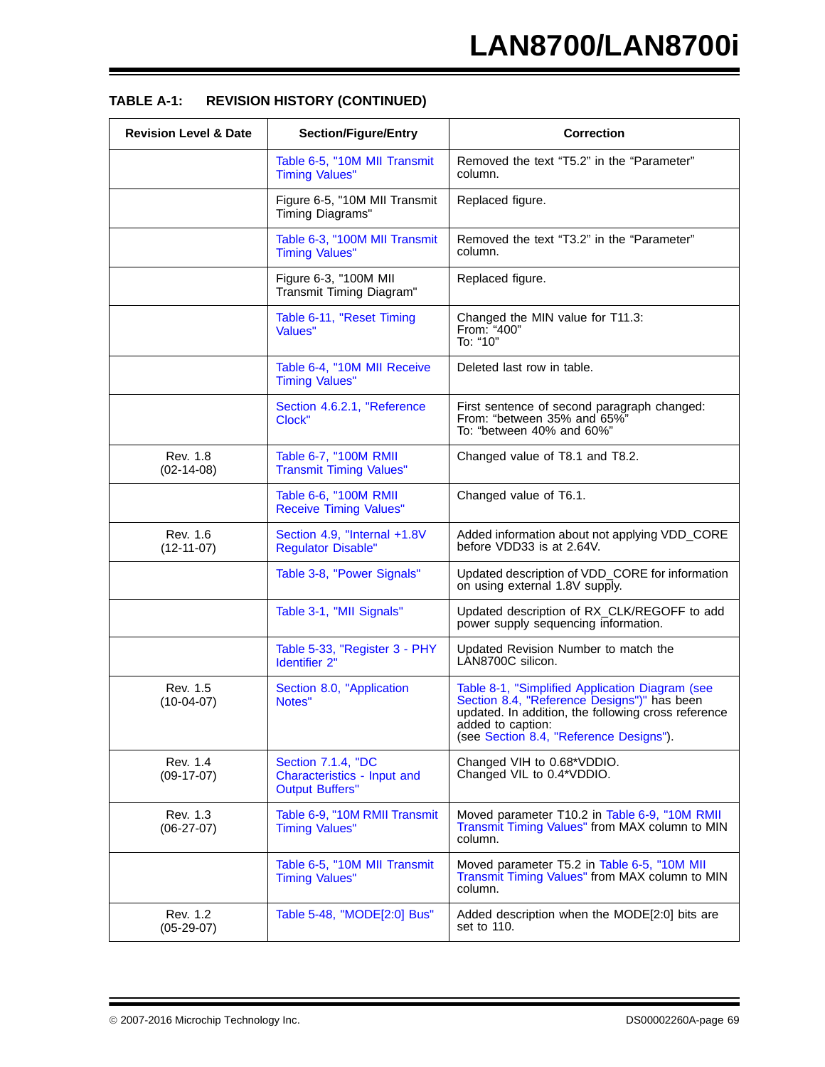**TABLE A-1: REVISION HISTORY (CONTINUED)**

| Revision Level & Date | Section/Figure/Entry | Correction |
|---|---|---|
| | Table 6-5, "10M MII Transmit Timing Values" | Removed the text “T5.2” in the “Parameter” column. |
| | Figure 6-5, "10M MII Transmit Timing Diagrams" | Replaced figure. |
| | Table 6-3, "100M MII Transmit Timing Values" | Removed the text “T3.2” in the “Parameter” column. |
| | Figure 6-3, "100M MII Transmit Timing Diagram" | Replaced figure. |
| | Table 6-11, "Reset Timing Values" | Changed the MIN value for T11.3:<br>From: “400”<br>To: “10” |
| | Table 6-4, "10M MII Receive Timing Values" | Deleted last row in table. |
| | Section 4.6.2.1, "Reference Clock" | First sentence of second paragraph changed:<br>From: “between 35% and 65%”<br>To: “between 40% and 60%” |
| Rev. 1.8<br>(02-14-08) | Table 6-7, "100M RMII Transmit Timing Values" | Changed value of T8.1 and T8.2. |
| | Table 6-6, "100M RMII Receive Timing Values" | Changed value of T6.1. |
| Rev. 1.6<br>(12-11-07) | Section 4.9, "Internal +1.8V Regulator Disable" | Added information about not applying VDD_CORE before VDD33 is at 2.64V. |
| | Table 3-8, "Power Signals" | Updated description of VDD_CORE for information on using external 1.8V supply. |
| | Table 3-1, "MII Signals" | Updated description of RX_CLK/REGOFF to add power supply sequencing information. |
| | Table 5-33, "Register 3 - PHY Identifier 2" | Updated Revision Number to match the LAN8700C silicon. |
| Rev. 1.5<br>(10-04-07) | Section 8.0, "Application Notes" | Table 8-1, "Simplified Application Diagram (see Section 8.4, "Reference Designs")" has been updated. In addition, the following cross reference added to caption:<br>(see Section 8.4, "Reference Designs"). |
| Rev. 1.4<br>(09-17-07) | Section 7.1.4, "DC Characteristics - Input and Output Buffers" | Changed VIH to 0.68*VDDIO.<br>Changed VIL to 0.4*VDDIO. |
| Rev. 1.3<br>(06-27-07) | Table 6-9, "10M RMII Transmit Timing Values" | Moved parameter T10.2 in Table 6-9, "10M RMII Transmit Timing Values" from MAX column to MIN column. |
| | Table 6-5, "10M MII Transmit Timing Values" | Moved parameter T5.2 in Table 6-5, "10M MII Transmit Timing Values" from MAX column to MIN column. |
| Rev. 1.2<br>(05-29-07) | Table 5-48, "MODE[2:0] Bus" | Added description when the MODE[2:0] bits are set to 110. |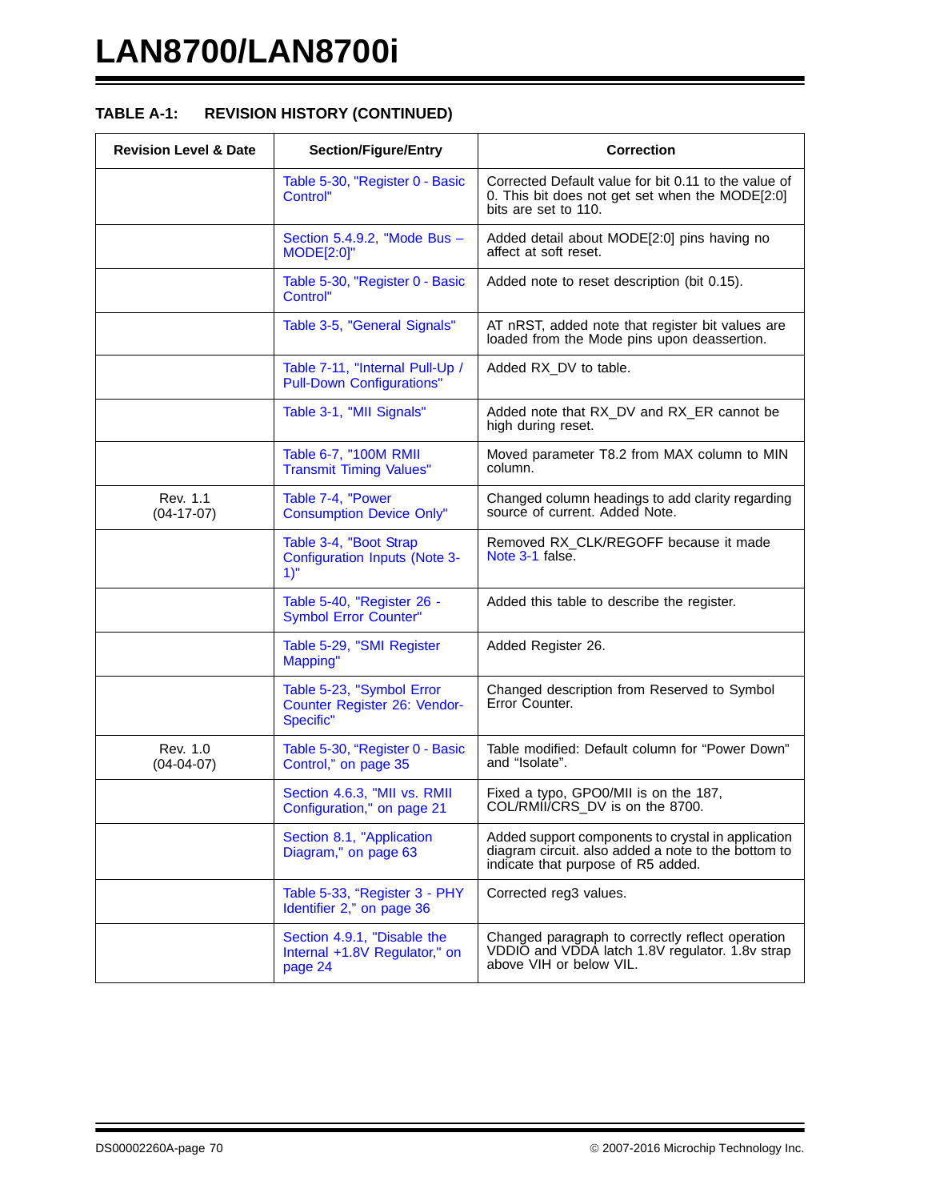**TABLE A-1: REVISION HISTORY (CONTINUED)**

| Revision Level & Date | Section/Figure/Entry | Correction |
|---|---|---|
| | Table 5-30, "Register 0 - Basic Control" | Corrected Default value for bit 0.11 to the value of 0. This bit does not get set when the MODE[2:0] bits are set to 110. |
| | Section 5.4.9.2, "Mode Bus – MODE[2:0]" | Added detail about MODE[2:0] pins having no affect at soft reset. |
| | Table 5-30, "Register 0 - Basic Control" | Added note to reset description (bit 0.15). |
| | Table 3-5, "General Signals" | AT nRST, added note that register bit values are loaded from the Mode pins upon deassertion. |
| | Table 7-11, "Internal Pull-Up / Pull-Down Configurations" | Added RX_DV to table. |
| | Table 3-1, "MII Signals" | Added note that RX_DV and RX_ER cannot be high during reset. |
| | Table 6-7, "100M RMII Transmit Timing Values" | Moved parameter T8.2 from MAX column to MIN column. |
| Rev. 1.1 (04-17-07) | Table 7-4, "Power Consumption Device Only" | Changed column headings to add clarity regarding source of current. Added Note. |
| | Table 3-4, "Boot Strap Configuration Inputs (Note 3-1)" | Removed RX_CLK/REGOFF because it made Note 3-1 false. |
| | Table 5-40, "Register 26 - Symbol Error Counter" | Added this table to describe the register. |
| | Table 5-29, "SMI Register Mapping" | Added Register 26. |
| | Table 5-23, "Symbol Error Counter Register 26: Vendor-Specific" | Changed description from Reserved to Symbol Error Counter. |
| Rev. 1.0 (04-04-07) | Table 5-30, "Register 0 - Basic Control," on page 35 | Table modified: Default column for "Power Down" and "Isolate". |
| | Section 4.6.3, "MII vs. RMII Configuration," on page 21 | Fixed a typo, GPO0/MII is on the 187, COL/RMII/CRS_DV is on the 8700. |
| | Section 8.1, "Application Diagram," on page 63 | Added support components to crystal in application diagram circuit. also added a note to the bottom to indicate that purpose of R5 added. |
| | Table 5-33, "Register 3 - PHY Identifier 2," on page 36 | Corrected reg3 values. |
| | Section 4.9.1, "Disable the Internal +1.8V Regulator," on page 24 | Changed paragraph to correctly reflect operation VDDIO and VDDA latch 1.8V regulator. 1.8v strap above VIH or below VIL. |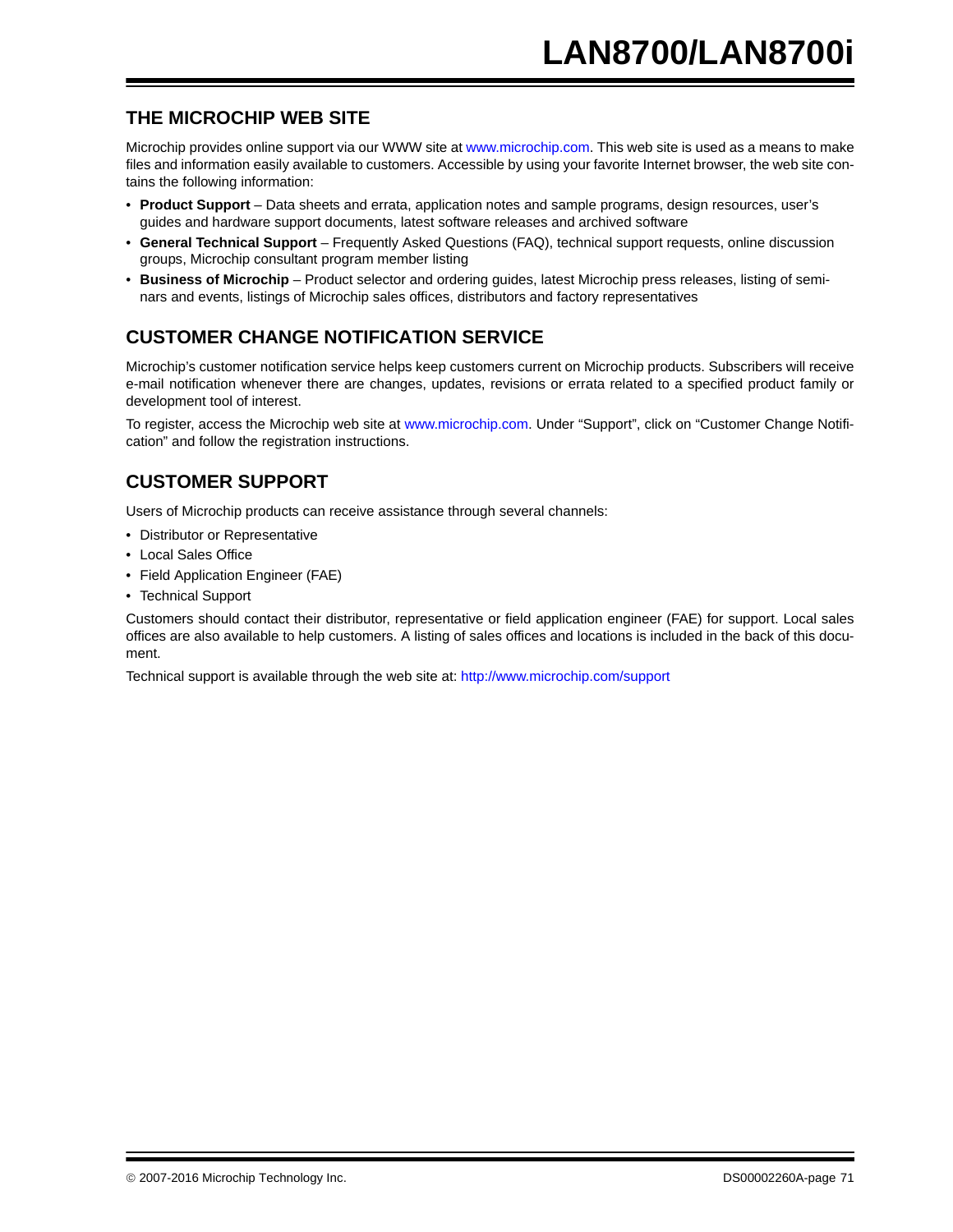## THE MICROCHIP WEB SITE

Microchip provides online support via our WWW site at www.microchip.com. This web site is used as a means to make files and information easily available to customers. Accessible by using your favorite Internet browser, the web site contains the following information:

- **Product Support** – Data sheets and errata, application notes and sample programs, design resources, user's guides and hardware support documents, latest software releases and archived software
- **General Technical Support** – Frequently Asked Questions (FAQ), technical support requests, online discussion groups, Microchip consultant program member listing
- **Business of Microchip** – Product selector and ordering guides, latest Microchip press releases, listing of seminars and events, listings of Microchip sales offices, distributors and factory representatives

## CUSTOMER CHANGE NOTIFICATION SERVICE

Microchip's customer notification service helps keep customers current on Microchip products. Subscribers will receive e-mail notification whenever there are changes, updates, revisions or errata related to a specified product family or development tool of interest.

To register, access the Microchip web site at www.microchip.com. Under "Support", click on "Customer Change Notification" and follow the registration instructions.

## CUSTOMER SUPPORT

Users of Microchip products can receive assistance through several channels:

- Distributor or Representative
- Local Sales Office
- Field Application Engineer (FAE)
- Technical Support

Customers should contact their distributor, representative or field application engineer (FAE) for support. Local sales offices are also available to help customers. A listing of sales offices and locations is included in the back of this document.

Technical support is available through the web site at: http://www.microchip.com/support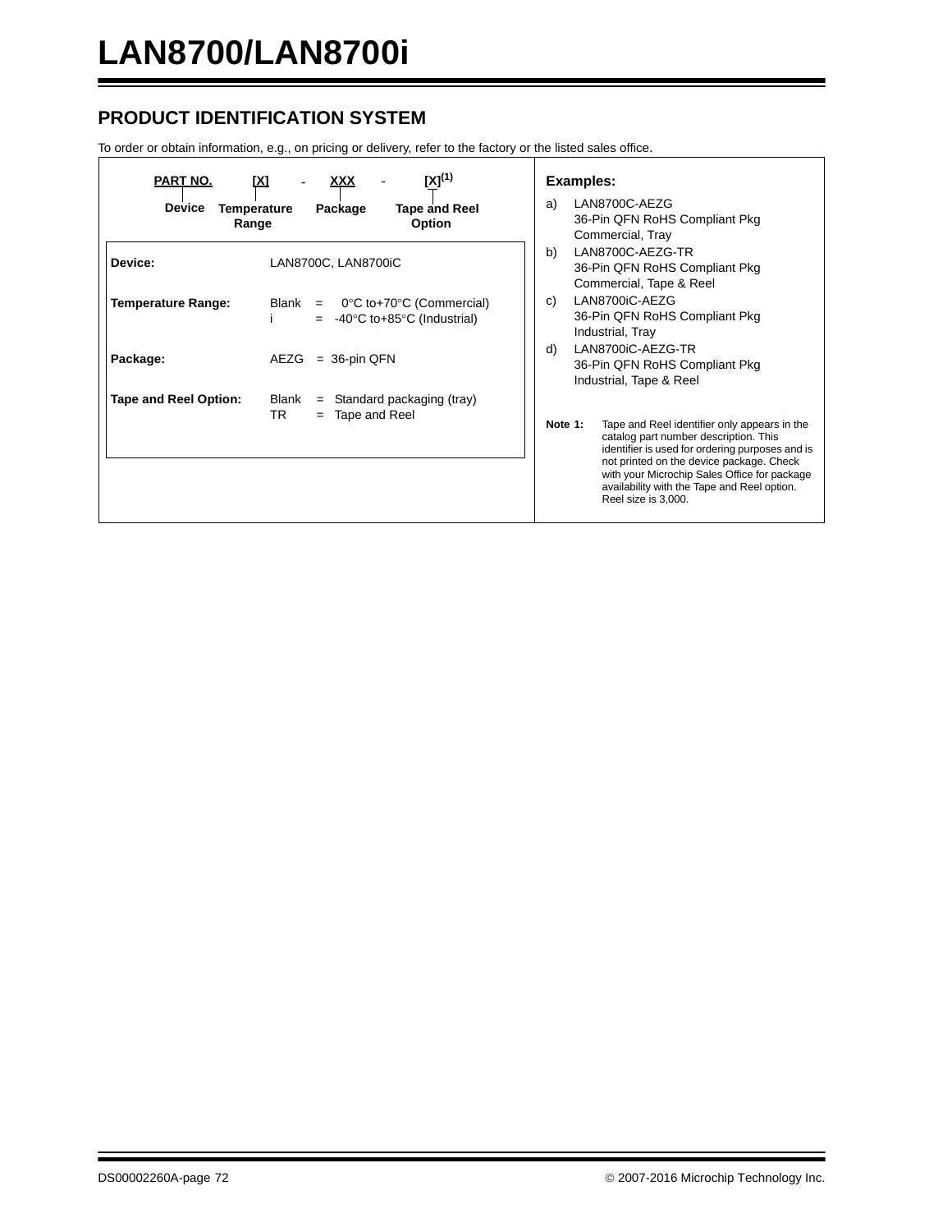## PRODUCT IDENTIFICATION SYSTEM

To order or obtain information, e.g., on pricing or delivery, refer to the factory or the listed sales office.

| PART NO. | [X] | - | XXX | - | [X][(1)] |
|---|---|---|---|---|---|
| Device | Temperature Range | | Package | | Tape and Reel Option |

| | |
|---|---|
| **Device:** | LAN8700C, LAN8700iC |
| **Temperature Range:** | Blank = 0°C to+70°C (Commercial)<br>i = -40°C to+85°C (Industrial) |
| **Package:** | AEZG = 36-pin QFN |
| **Tape and Reel Option:** | Blank = Standard packaging (tray)<br>TR = Tape and Reel |

**Examples:**

a) LAN8700C-AEZG
36-Pin QFN RoHS Compliant Pkg
Commercial, Tray

b) LAN8700C-AEZG-TR
36-Pin QFN RoHS Compliant Pkg
Commercial, Tape & Reel

c) LAN8700iC-AEZG
36-Pin QFN RoHS Compliant Pkg
Industrial, Tray

d) LAN8700iC-AEZG-TR
36-Pin QFN RoHS Compliant Pkg
Industrial, Tape & Reel

**Note 1:** Tape and Reel identifier only appears in the catalog part number description. This identifier is used for ordering purposes and is not printed on the device package. Check with your Microchip Sales Office for package availability with the Tape and Reel option. Reel size is 3,000.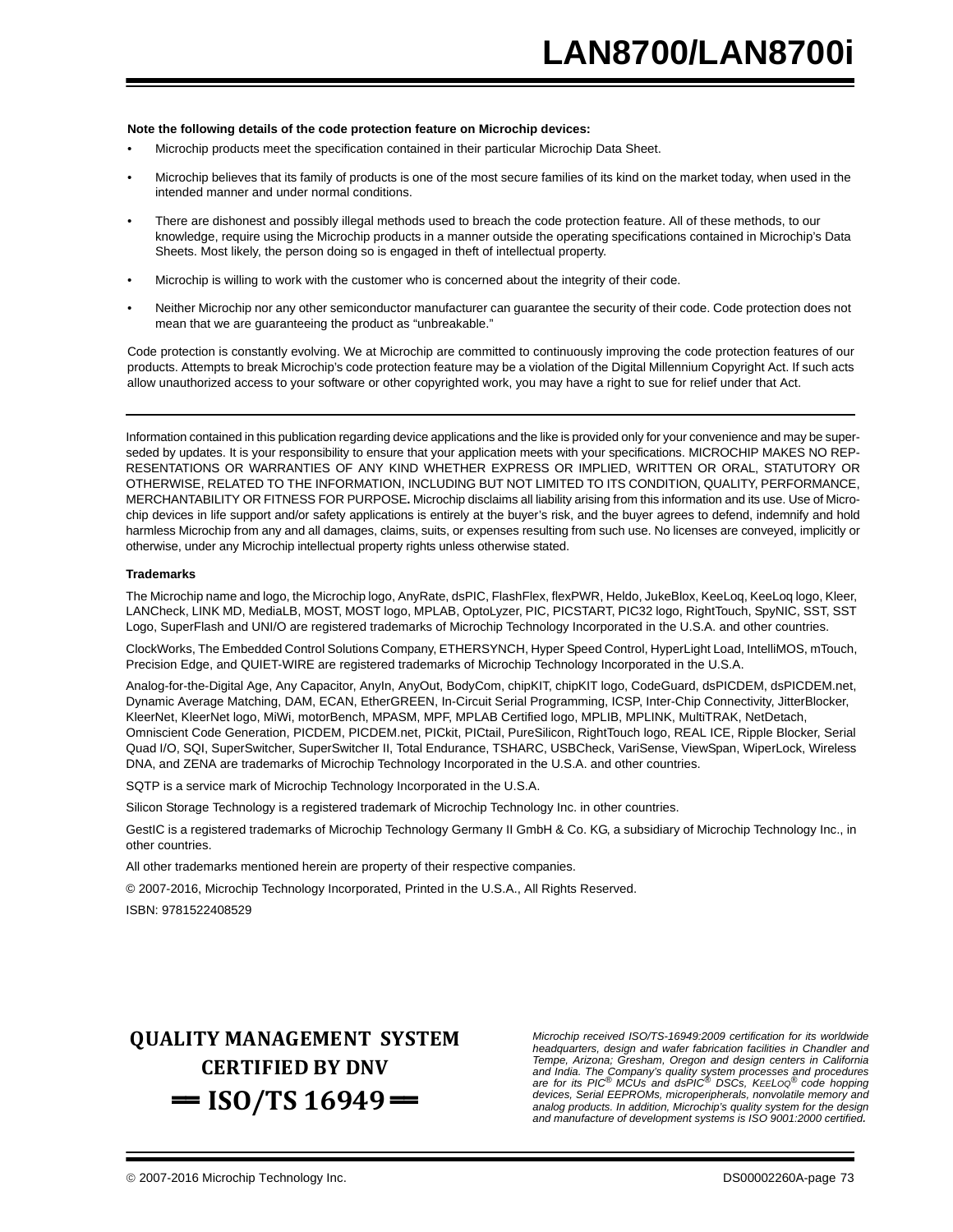**Note the following details of the code protection feature on Microchip devices:**

- Microchip products meet the specification contained in their particular Microchip Data Sheet.
- Microchip believes that its family of products is one of the most secure families of its kind on the market today, when used in the intended manner and under normal conditions.
- There are dishonest and possibly illegal methods used to breach the code protection feature. All of these methods, to our knowledge, require using the Microchip products in a manner outside the operating specifications contained in Microchip's Data Sheets. Most likely, the person doing so is engaged in theft of intellectual property.
- Microchip is willing to work with the customer who is concerned about the integrity of their code.
- Neither Microchip nor any other semiconductor manufacturer can guarantee the security of their code. Code protection does not mean that we are guaranteeing the product as "unbreakable."

Code protection is constantly evolving. We at Microchip are committed to continuously improving the code protection features of our products. Attempts to break Microchip's code protection feature may be a violation of the Digital Millennium Copyright Act. If such acts allow unauthorized access to your software or other copyrighted work, you may have a right to sue for relief under that Act.

---

Information contained in this publication regarding device applications and the like is provided only for your convenience and may be superseded by updates. It is your responsibility to ensure that your application meets with your specifications. MICROCHIP MAKES NO REPRESENTATIONS OR WARRANTIES OF ANY KIND WHETHER EXPRESS OR IMPLIED, WRITTEN OR ORAL, STATUTORY OR OTHERWISE, RELATED TO THE INFORMATION, INCLUDING BUT NOT LIMITED TO ITS CONDITION, QUALITY, PERFORMANCE, MERCHANTABILITY OR FITNESS FOR PURPOSE**.** Microchip disclaims all liability arising from this information and its use. Use of Microchip devices in life support and/or safety applications is entirely at the buyer's risk, and the buyer agrees to defend, indemnify and hold harmless Microchip from any and all damages, claims, suits, or expenses resulting from such use. No licenses are conveyed, implicitly or otherwise, under any Microchip intellectual property rights unless otherwise stated.

**Trademarks**

The Microchip name and logo, the Microchip logo, AnyRate, dsPIC, FlashFlex, flexPWR, Heldo, JukeBlox, KeeLoq, KeeLoq logo, Kleer, LANCheck, LINK MD, MediaLB, MOST, MOST logo, MPLAB, OptoLyzer, PIC, PICSTART, PIC32 logo, RightTouch, SpyNIC, SST, SST Logo, SuperFlash and UNI/O are registered trademarks of Microchip Technology Incorporated in the U.S.A. and other countries.

ClockWorks, The Embedded Control Solutions Company, ETHERSYNCH, Hyper Speed Control, HyperLight Load, IntelliMOS, mTouch, Precision Edge, and QUIET-WIRE are registered trademarks of Microchip Technology Incorporated in the U.S.A.

Analog-for-the-Digital Age, Any Capacitor, AnyIn, AnyOut, BodyCom, chipKIT, chipKIT logo, CodeGuard, dsPICDEM, dsPICDEM.net, Dynamic Average Matching, DAM, ECAN, EtherGREEN, In-Circuit Serial Programming, ICSP, Inter-Chip Connectivity, JitterBlocker, KleerNet, KleerNet logo, MiWi, motorBench, MPASM, MPF, MPLAB Certified logo, MPLIB, MPLINK, MultiTRAK, NetDetach, Omniscient Code Generation, PICDEM, PICDEM.net, PICkit, PICtail, PureSilicon, RightTouch logo, REAL ICE, Ripple Blocker, Serial Quad I/O, SQI, SuperSwitcher, SuperSwitcher II, Total Endurance, TSHARC, USBCheck, VariSense, ViewSpan, WiperLock, Wireless DNA, and ZENA are trademarks of Microchip Technology Incorporated in the U.S.A. and other countries.

SQTP is a service mark of Microchip Technology Incorporated in the U.S.A.

Silicon Storage Technology is a registered trademark of Microchip Technology Inc. in other countries.

GestIC is a registered trademarks of Microchip Technology Germany II GmbH & Co. KG, a subsidiary of Microchip Technology Inc., in other countries.

All other trademarks mentioned herein are property of their respective companies.

© 2007-2016, Microchip Technology Incorporated, Printed in the U.S.A., All Rights Reserved.

ISBN: 9781522408529

**QUALITY MANAGEMENT SYSTEM**
**CERTIFIED BY DNV**
**== ISO/TS 16949 ==**

*Microchip received ISO/TS-16949:2009 certification for its worldwide headquarters, design and wafer fabrication facilities in Chandler and Tempe, Arizona; Gresham, Oregon and design centers in California and India. The Company's quality system processes and procedures are for its PIC® MCUs and dsPIC® DSCs, KEELOQ® code hopping devices, Serial EEPROMs, microperipherals, nonvolatile memory and analog products. In addition, Microchip's quality system for the design and manufacture of development systems is ISO 9001:2000 certified.*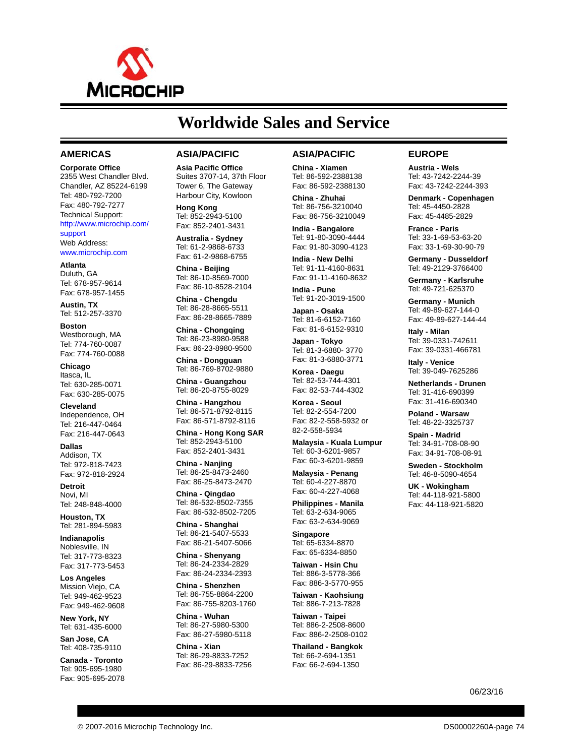# Worldwide Sales and Service

## AMERICAS

**Corporate Office**
2355 West Chandler Blvd.
Chandler, AZ 85224-6199
Tel: 480-792-7200
Fax: 480-792-7277
Technical Support:
http://www.microchip.com/support
Web Address:
www.microchip.com

**Atlanta**
Duluth, GA
Tel: 678-957-9614
Fax: 678-957-1455

**Austin, TX**
Tel: 512-257-3370

**Boston**
Westborough, MA
Tel: 774-760-0087
Fax: 774-760-0088

**Chicago**
Itasca, IL
Tel: 630-285-0071
Fax: 630-285-0075

**Cleveland**
Independence, OH
Tel: 216-447-0464
Fax: 216-447-0643

**Dallas**
Addison, TX
Tel: 972-818-7423
Fax: 972-818-2924

**Detroit**
Novi, MI
Tel: 248-848-4000

**Houston, TX**
Tel: 281-894-5983

**Indianapolis**
Noblesville, IN
Tel: 317-773-8323
Fax: 317-773-5453

**Los Angeles**
Mission Viejo, CA
Tel: 949-462-9523
Fax: 949-462-9608

**New York, NY**
Tel: 631-435-6000

**San Jose, CA**
Tel: 408-735-9110

**Canada - Toronto**
Tel: 905-695-1980
Fax: 905-695-2078

## ASIA/PACIFIC

**Asia Pacific Office**
Suites 3707-14, 37th Floor
Tower 6, The Gateway
Harbour City, Kowloon

**Hong Kong**
Tel: 852-2943-5100
Fax: 852-2401-3431

**Australia - Sydney**
Tel: 61-2-9868-6733
Fax: 61-2-9868-6755

**China - Beijing**
Tel: 86-10-8569-7000
Fax: 86-10-8528-2104

**China - Chengdu**
Tel: 86-28-8665-5511
Fax: 86-28-8665-7889

**China - Chongqing**
Tel: 86-23-8980-9588
Fax: 86-23-8980-9500

**China - Dongguan**
Tel: 86-769-8702-9880

**China - Guangzhou**
Tel: 86-20-8755-8029

**China - Hangzhou**
Tel: 86-571-8792-8115
Fax: 86-571-8792-8116

**China - Hong Kong SAR**
Tel: 852-2943-5100
Fax: 852-2401-3431

**China - Nanjing**
Tel: 86-25-8473-2460
Fax: 86-25-8473-2470

**China - Qingdao**
Tel: 86-532-8502-7355
Fax: 86-532-8502-7205

**China - Shanghai**
Tel: 86-21-5407-5533
Fax: 86-21-5407-5066

**China - Shenyang**
Tel: 86-24-2334-2829
Fax: 86-24-2334-2393

**China - Shenzhen**
Tel: 86-755-8864-2200
Fax: 86-755-8203-1760

**China - Wuhan**
Tel: 86-27-5980-5300
Fax: 86-27-5980-5118

**China - Xian**
Tel: 86-29-8833-7252
Fax: 86-29-8833-7256

## ASIA/PACIFIC

**China - Xiamen**
Tel: 86-592-2388138
Fax: 86-592-2388130

**China - Zhuhai**
Tel: 86-756-3210040
Fax: 86-756-3210049

**India - Bangalore**
Tel: 91-80-3090-4444
Fax: 91-80-3090-4123

**India - New Delhi**
Tel: 91-11-4160-8631
Fax: 91-11-4160-8632

**India - Pune**
Tel: 91-20-3019-1500

**Japan - Osaka**
Tel: 81-6-6152-7160
Fax: 81-6-6152-9310

**Japan - Tokyo**
Tel: 81-3-6880- 3770
Fax: 81-3-6880-3771

**Korea - Daegu**
Tel: 82-53-744-4301
Fax: 82-53-744-4302

**Korea - Seoul**
Tel: 82-2-554-7200
Fax: 82-2-558-5932 or 82-2-558-5934

**Malaysia - Kuala Lumpur**
Tel: 60-3-6201-9857
Fax: 60-3-6201-9859

**Malaysia - Penang**
Tel: 60-4-227-8870
Fax: 60-4-227-4068

**Philippines - Manila**
Tel: 63-2-634-9065
Fax: 63-2-634-9069

**Singapore**
Tel: 65-6334-8870
Fax: 65-6334-8850

**Taiwan - Hsin Chu**
Tel: 886-3-5778-366
Fax: 886-3-5770-955

**Taiwan - Kaohsiung**
Tel: 886-7-213-7828

**Taiwan - Taipei**
Tel: 886-2-2508-8600
Fax: 886-2-2508-0102

**Thailand - Bangkok**
Tel: 66-2-694-1351
Fax: 66-2-694-1350

## EUROPE

**Austria - Wels**
Tel: 43-7242-2244-39
Fax: 43-7242-2244-393

**Denmark - Copenhagen**
Tel: 45-4450-2828
Fax: 45-4485-2829

**France - Paris**
Tel: 33-1-69-53-63-20
Fax: 33-1-69-30-90-79

**Germany - Dusseldorf**
Tel: 49-2129-3766400

**Germany - Karlsruhe**
Tel: 49-721-625370

**Germany - Munich**
Tel: 49-89-627-144-0
Fax: 49-89-627-144-44

**Italy - Milan**
Tel: 39-0331-742611
Fax: 39-0331-466781

**Italy - Venice**
Tel: 39-049-7625286

**Netherlands - Drunen**
Tel: 31-416-690399
Fax: 31-416-690340

**Poland - Warsaw**
Tel: 48-22-3325737

**Spain - Madrid**
Tel: 34-91-708-08-90
Fax: 34-91-708-08-91

**Sweden - Stockholm**
Tel: 46-8-5090-4654

**UK - Wokingham**
Tel: 44-118-921-5800
Fax: 44-118-921-5820

06/23/16